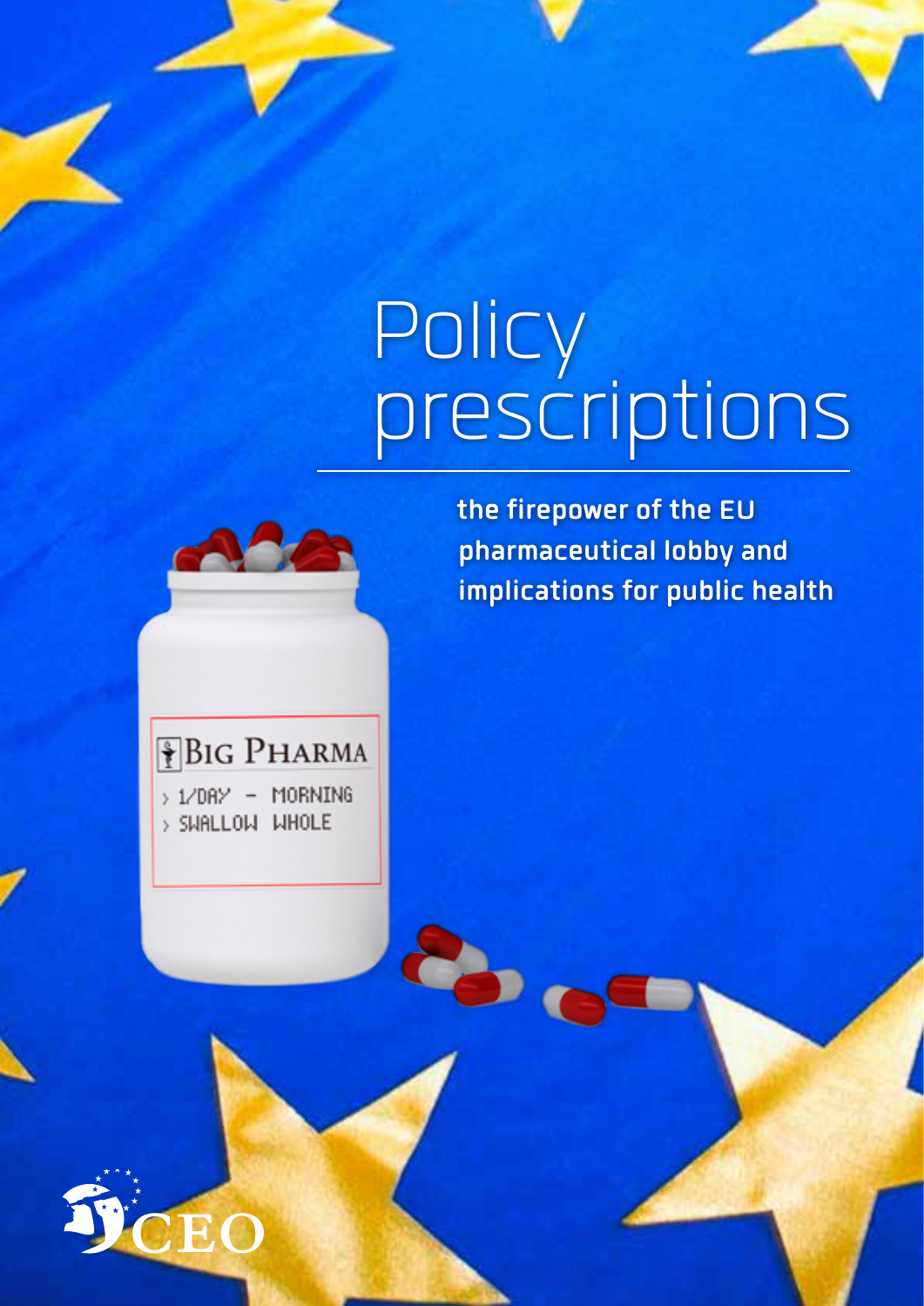# Policy prescriptions

**the firepower of the EU pharmaceutical lobby and implications for public health**

CEO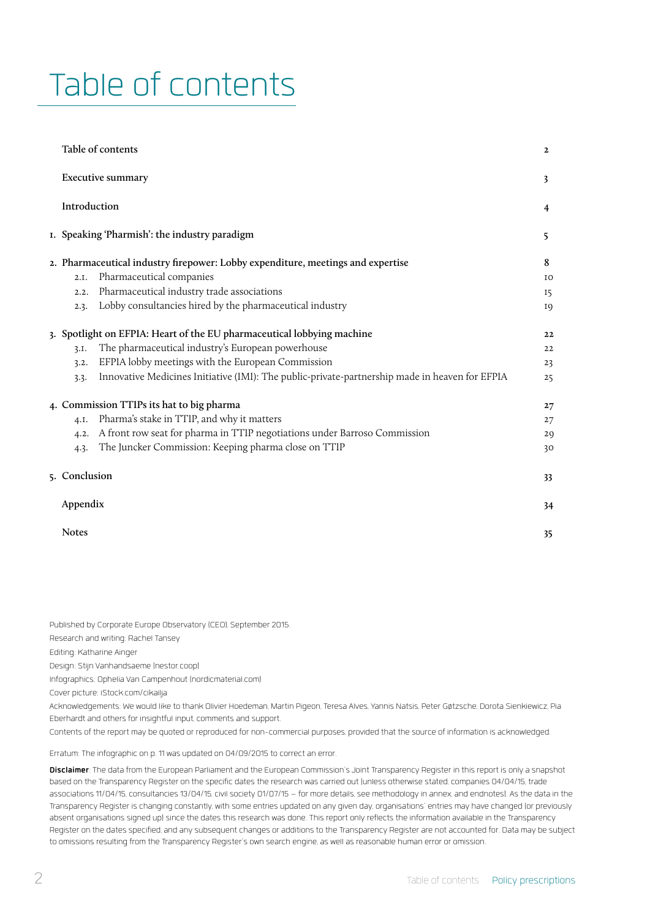# Table of contents

| | |
|---|---|
| Table of contents | 2 |
| Executive summary | 3 |
| Introduction | 4 |
| 1. Speaking 'Pharmish': the industry paradigm | 5 |
| 2. Pharmaceutical industry firepower: Lobby expenditure, meetings and expertise | 8 |
| 2.1. Pharmaceutical companies | 10 |
| 2.2. Pharmaceutical industry trade associations | 15 |
| 2.3. Lobby consultancies hired by the pharmaceutical industry | 19 |
| 3. Spotlight on EFPIA: Heart of the EU pharmaceutical lobbying machine | 22 |
| 3.1. The pharmaceutical industry's European powerhouse | 22 |
| 3.2. EFPIA lobby meetings with the European Commission | 23 |
| 3.3. Innovative Medicines Initiative (IMI): The public-private-partnership made in heaven for EFPIA | 25 |
| 4. Commission TTIPs its hat to big pharma | 27 |
| 4.1. Pharma's stake in TTIP, and why it matters | 27 |
| 4.2. A front row seat for pharma in TTIP negotiations under Barroso Commission | 29 |
| 4.3. The Juncker Commission: Keeping pharma close on TTIP | 30 |
| 5. Conclusion | 33 |
| Appendix | 34 |
| Notes | 35 |

Published by Corporate Europe Observatory (CEO), September 2015.

Research and writing: Rachel Tansey

Editing: Katharine Ainger

Design: Stijn Vanhandsaeme (nestor.coop)

Infographics: Ophelia Van Campenhout (nordicmaterial.com)

Cover picture: iStock.com/cikaija

Acknowledgements: We would like to thank Olivier Hoedeman, Martin Pigeon, Teresa Alves, Yannis Natsis, Peter Gøtzsche, Dorota Sienkiewicz, Pia Eberhardt and others for insightful input, comments and support.

Contents of the report may be quoted or reproduced for non-commercial purposes, provided that the source of information is acknowledged.

Erratum: The infographic on p. 11 was updated on 04/09/2015 to correct an error.

**Disclaimer**: The data from the European Parliament and the European Commission's Joint Transparency Register in this report is only a snapshot based on the Transparency Register on the specific dates the research was carried out (unless otherwise stated, companies 04/04/15, trade associations 11/04/15, consultancies 13/04/15, civil society 01/07/15 – for more details, see methodology in annex, and endnotes). As the data in the Transparency Register is changing constantly, with some entries updated on any given day, organisations' entries may have changed (or previously absent organisations signed up) since the dates this research was done. This report only reflects the information available in the Transparency Register on the dates specified, and any subsequent changes or additions to the Transparency Register are not accounted for. Data may be subject to omissions resulting from the Transparency Register's own search engine, as well as reasonable human error or omission.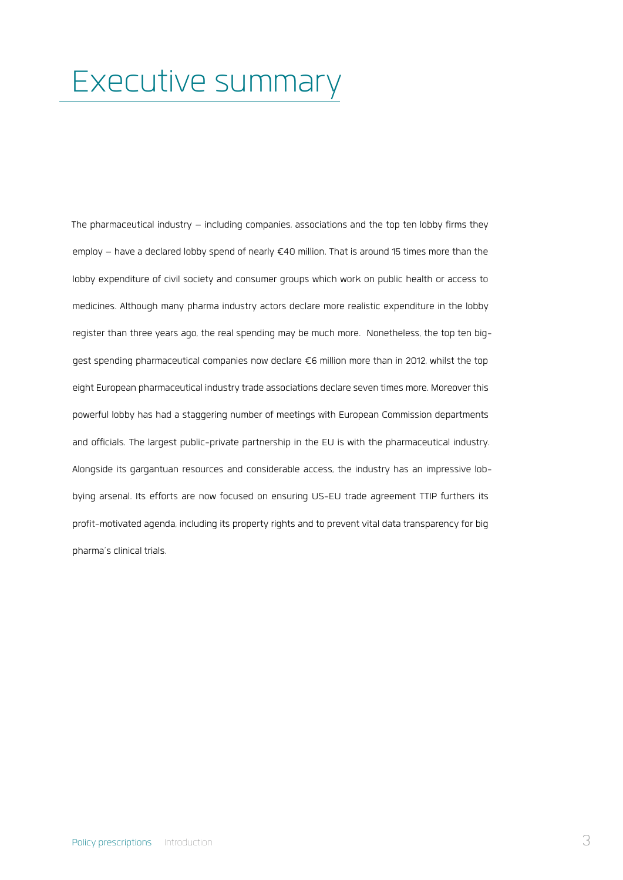# Executive summary

The pharmaceutical industry – including companies, associations and the top ten lobby firms they employ – have a declared lobby spend of nearly €40 million. That is around 15 times more than the lobby expenditure of civil society and consumer groups which work on public health or access to medicines. Although many pharma industry actors declare more realistic expenditure in the lobby register than three years ago, the real spending may be much more. Nonetheless, the top ten biggest spending pharmaceutical companies now declare €6 million more than in 2012, whilst the top eight European pharmaceutical industry trade associations declare seven times more. Moreover this powerful lobby has had a staggering number of meetings with European Commission departments and officials. The largest public-private partnership in the EU is with the pharmaceutical industry. Alongside its gargantuan resources and considerable access, the industry has an impressive lobbying arsenal. Its efforts are now focused on ensuring US-EU trade agreement TTIP furthers its profit-motivated agenda, including its property rights and to prevent vital data transparency for big pharma's clinical trials.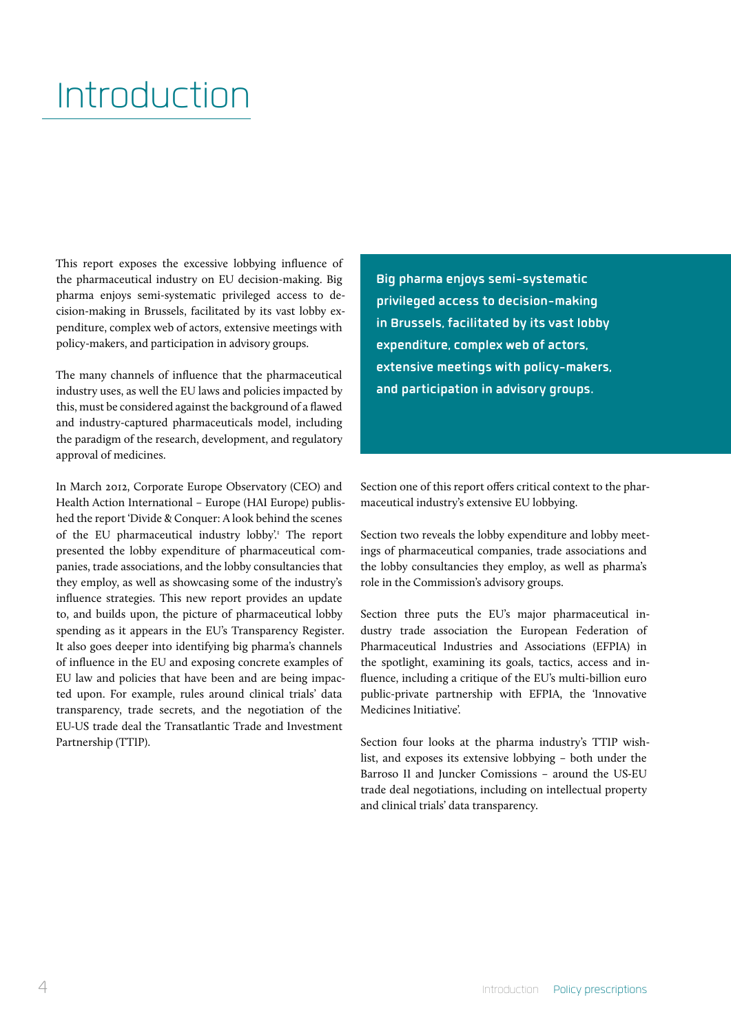# Introduction

This report exposes the excessive lobbying influence of the pharmaceutical industry on EU decision-making. Big pharma enjoys semi-systematic privileged access to decision-making in Brussels, facilitated by its vast lobby expenditure, complex web of actors, extensive meetings with policy-makers, and participation in advisory groups.

The many channels of influence that the pharmaceutical industry uses, as well the EU laws and policies impacted by this, must be considered against the background of a flawed and industry-captured pharmaceuticals model, including the paradigm of the research, development, and regulatory approval of medicines.

In March 2012, Corporate Europe Observatory (CEO) and Health Action International – Europe (HAI Europe) published the report 'Divide & Conquer: A look behind the scenes of the EU pharmaceutical industry lobby'.[1] The report presented the lobby expenditure of pharmaceutical companies, trade associations, and the lobby consultancies that they employ, as well as showcasing some of the industry's influence strategies. This new report provides an update to, and builds upon, the picture of pharmaceutical lobby spending as it appears in the EU's Transparency Register. It also goes deeper into identifying big pharma's channels of influence in the EU and exposing concrete examples of EU law and policies that have been and are being impacted upon. For example, rules around clinical trials' data transparency, trade secrets, and the negotiation of the EU-US trade deal the Transatlantic Trade and Investment Partnership (TTIP).

**Big pharma enjoys semi-systematic privileged access to decision-making in Brussels, facilitated by its vast lobby expenditure, complex web of actors, extensive meetings with policy-makers, and participation in advisory groups.**

Section one of this report offers critical context to the pharmaceutical industry's extensive EU lobbying.

Section two reveals the lobby expenditure and lobby meetings of pharmaceutical companies, trade associations and the lobby consultancies they employ, as well as pharma's role in the Commission's advisory groups.

Section three puts the EU's major pharmaceutical industry trade association the European Federation of Pharmaceutical Industries and Associations (EFPIA) in the spotlight, examining its goals, tactics, access and influence, including a critique of the EU's multi-billion euro public-private partnership with EFPIA, the 'Innovative Medicines Initiative'.

Section four looks at the pharma industry's TTIP wish-list, and exposes its extensive lobbying – both under the Barroso II and Juncker Comissions – around the US-EU trade deal negotiations, including on intellectual property and clinical trials' data transparency.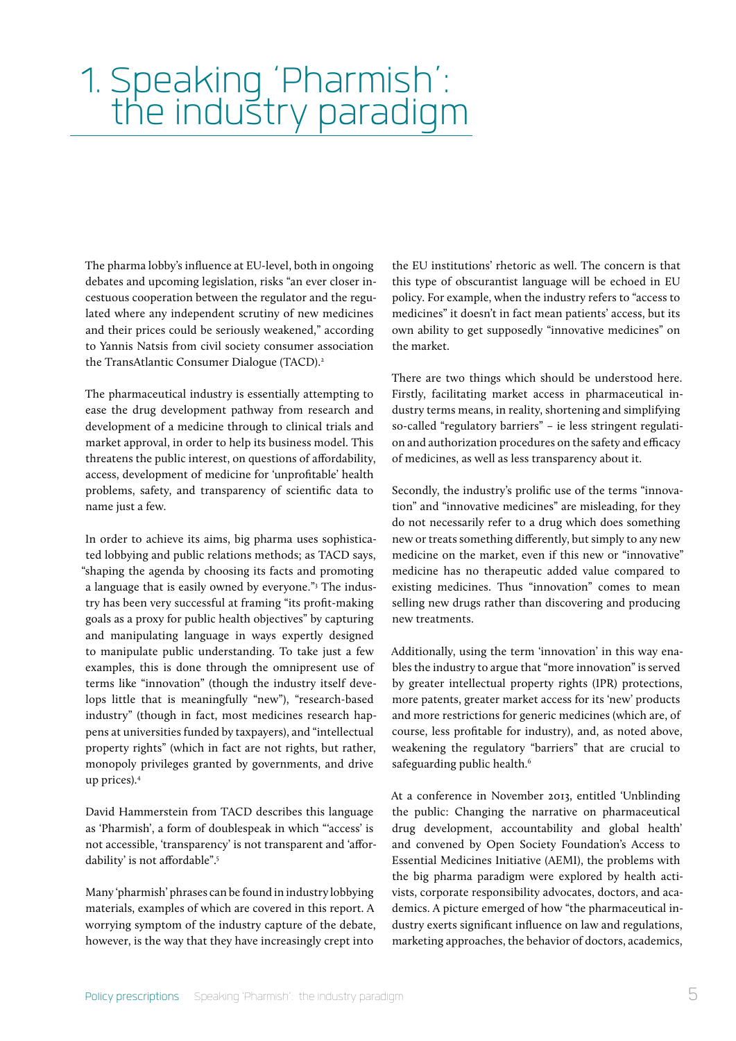# 1. Speaking 'Pharmish': the industry paradigm

The pharma lobby's influence at EU-level, both in ongoing debates and upcoming legislation, risks "an ever closer incestuous cooperation between the regulator and the regulated where any independent scrutiny of new medicines and their prices could be seriously weakened," according to Yannis Natsis from civil society consumer association the TransAtlantic Consumer Dialogue (TACD).[2]

The pharmaceutical industry is essentially attempting to ease the drug development pathway from research and development of a medicine through to clinical trials and market approval, in order to help its business model. This threatens the public interest, on questions of affordability, access, development of medicine for 'unprofitable' health problems, safety, and transparency of scientific data to name just a few.

In order to achieve its aims, big pharma uses sophisticated lobbying and public relations methods; as TACD says, "shaping the agenda by choosing its facts and promoting a language that is easily owned by everyone."[3] The industry has been very successful at framing "its profit-making goals as a proxy for public health objectives" by capturing and manipulating language in ways expertly designed to manipulate public understanding. To take just a few examples, this is done through the omnipresent use of terms like "innovation" (though the industry itself develops little that is meaningfully "new"), "research-based industry" (though in fact, most medicines research happens at universities funded by taxpayers), and "intellectual property rights" (which in fact are not rights, but rather, monopoly privileges granted by governments, and drive up prices).[4]

David Hammerstein from TACD describes this language as 'Pharmish', a form of doublespeak in which "'access' is not accessible, 'transparency' is not transparent and 'affordability' is not affordable".[5]

Many 'pharmish' phrases can be found in industry lobbying materials, examples of which are covered in this report. A worrying symptom of the industry capture of the debate, however, is the way that they have increasingly crept into the EU institutions' rhetoric as well. The concern is that this type of obscurantist language will be echoed in EU policy. For example, when the industry refers to "access to medicines" it doesn't in fact mean patients' access, but its own ability to get supposedly "innovative medicines" on the market.

There are two things which should be understood here. Firstly, facilitating market access in pharmaceutical industry terms means, in reality, shortening and simplifying so-called "regulatory barriers" – ie less stringent regulation and authorization procedures on the safety and efficacy of medicines, as well as less transparency about it.

Secondly, the industry's prolific use of the terms "innovation" and "innovative medicines" are misleading, for they do not necessarily refer to a drug which does something new or treats something differently, but simply to any new medicine on the market, even if this new or "innovative" medicine has no therapeutic added value compared to existing medicines. Thus "innovation" comes to mean selling new drugs rather than discovering and producing new treatments.

Additionally, using the term 'innovation' in this way enables the industry to argue that "more innovation" is served by greater intellectual property rights (IPR) protections, more patents, greater market access for its 'new' products and more restrictions for generic medicines (which are, of course, less profitable for industry), and, as noted above, weakening the regulatory "barriers" that are crucial to safeguarding public health.[6]

At a conference in November 2013, entitled 'Unblinding the public: Changing the narrative on pharmaceutical drug development, accountability and global health' and convened by Open Society Foundation's Access to Essential Medicines Initiative (AEMI), the problems with the big pharma paradigm were explored by health activists, corporate responsibility advocates, doctors, and academics. A picture emerged of how "the pharmaceutical industry exerts significant influence on law and regulations, marketing approaches, the behavior of doctors, academics,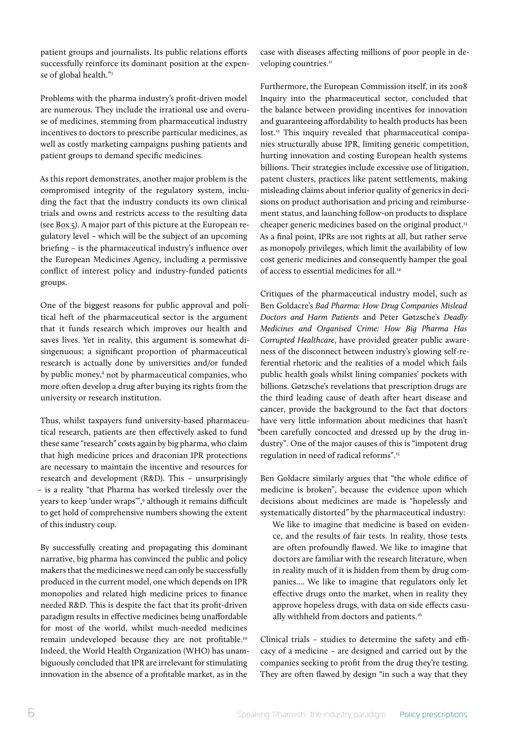patient groups and journalists. Its public relations efforts successfully reinforce its dominant position at the expense of global health."[7]

Problems with the pharma industry's profit-driven model are numerous. They include the irrational use and overuse of medicines, stemming from pharmaceutical industry incentives to doctors to prescribe particular medicines, as well as costly marketing campaigns pushing patients and patient groups to demand specific medicines.

As this report demonstrates, another major problem is the compromised integrity of the regulatory system, including the fact that the industry conducts its own clinical trials and owns and restricts access to the resulting data (see Box 5). A major part of this picture at the European regulatory level – which will be the subject of an upcoming briefing – is the pharmaceutical industry's influence over the European Medicines Agency, including a permissive conflict of interest policy and industry-funded patients groups.

One of the biggest reasons for public approval and political heft of the pharmaceutical sector is the argument that it funds research which improves our health and saves lives. Yet in reality, this argument is somewhat disingenuous; a significant proportion of pharmaceutical research is actually done by universities and/or funded by public money,[8] not by pharmaceutical companies, who more often develop a drug after buying its rights from the university or research institution.

Thus, whilst taxpayers fund university-based pharmaceutical research, patients are then effectively asked to fund these same "research" costs again by big pharma, who claim that high medicine prices and draconian IPR protections are necessary to maintain the incentive and resources for research and development (R&D). This – unsurprisingly – is a reality "that Pharma has worked tirelessly over the years to keep 'under wraps'",[9] although it remains difficult to get hold of comprehensive numbers showing the extent of this industry coup.

By successfully creating and propagating this dominant narrative, big pharma has convinced the public and policy makers that the medicines we need can only be successfully produced in the current model, one which depends on IPR monopolies and related high medicine prices to finance needed R&D. This is despite the fact that its profit-driven paradigm results in effective medicines being unaffordable for most of the world, whilst much-needed medicines remain undeveloped because they are not profitable.[10] Indeed, the World Health Organization (WHO) has unambiguously concluded that IPR are irrelevant for stimulating innovation in the absence of a profitable market, as in the case with diseases affecting millions of poor people in developing countries.[11]

Furthermore, the European Commission itself, in its 2008 Inquiry into the pharmaceutical sector, concluded that the balance between providing incentives for innovation and guaranteeing affordability to health products has been lost.[12] This inquiry revealed that pharmaceutical companies structurally abuse IPR, limiting generic competition, hurting innovation and costing European health systems billions. Their strategies include excessive use of litigation, patent clusters, practices like patent settlements, making misleading claims about inferior quality of generics in decisions on product authorisation and pricing and reimbursement status, and launching follow-on products to displace cheaper generic medicines based on the original product.[13] As a final point, IPRs are not rights at all, but rather serve as monopoly privileges, which limit the availability of low cost generic medicines and consequently hamper the goal of access to essential medicines for all.[14]

Critiques of the pharmaceutical industry model, such as Ben Goldacre's *Bad Pharma: How Drug Companies Mislead Doctors and Harm Patients* and Peter Gøtzsche's *Deadly Medicines and Organised Crime: How Big Pharma Has Corrupted Healthcare*, have provided greater public awareness of the disconnect between industry's glowing self-referential rhetoric and the realities of a model which fails public health goals whilst lining companies' pockets with billions. Gøtzsche's revelations that prescription drugs are the third leading cause of death after heart disease and cancer, provide the background to the fact that doctors have very little information about medicines that hasn't "been carefully concocted and dressed up by the drug industry". One of the major causes of this is "impotent drug regulation in need of radical reforms".[15]

Ben Goldacre similarly argues that "the whole edifice of medicine is broken", because the evidence upon which decisions about medicines are made is "hopelessly and systematically distorted" by the pharmaceutical industry:

> We like to imagine that medicine is based on evidence, and the results of fair tests. In reality, those tests are often profoundly flawed. We like to imagine that doctors are familiar with the research literature, when in reality much of it is hidden from them by drug companies.... We like to imagine that regulators only let effective drugs onto the market, when in reality they approve hopeless drugs, with data on side effects casually withheld from doctors and patients.[16]

Clinical trials – studies to determine the safety and efficacy of a medicine – are designed and carried out by the companies seeking to profit from the drug they're testing. They are often flawed by design "in such a way that they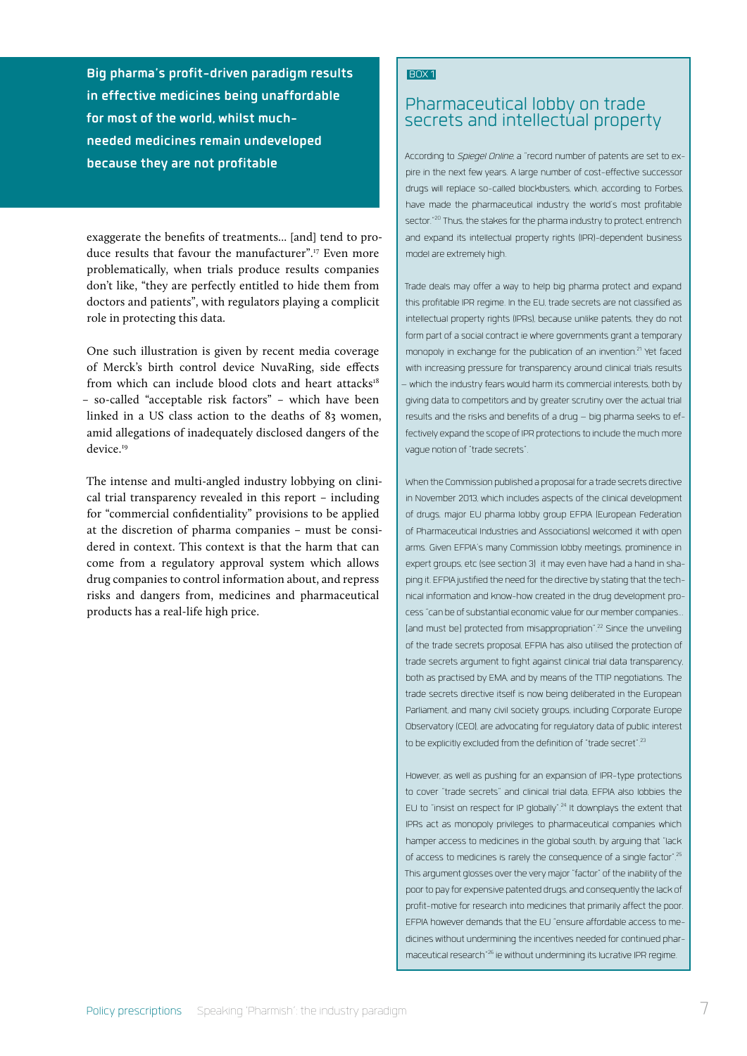**Big pharma's profit-driven paradigm results in effective medicines being unaffordable for most of the world, whilst much-needed medicines remain undeveloped because they are not profitable**

exaggerate the benefits of treatments... [and] tend to produce results that favour the manufacturer".[17] Even more problematically, when trials produce results companies don't like, "they are perfectly entitled to hide them from doctors and patients", with regulators playing a complicit role in protecting this data.

One such illustration is given by recent media coverage of Merck's birth control device NuvaRing, side effects from which can include blood clots and heart attacks[18] – so-called "acceptable risk factors" – which have been linked in a US class action to the deaths of 83 women, amid allegations of inadequately disclosed dangers of the device.[19]

The intense and multi-angled industry lobbying on clinical trial transparency revealed in this report – including for "commercial confidentiality" provisions to be applied at the discretion of pharma companies – must be considered in context. This context is that the harm that can come from a regulatory approval system which allows drug companies to control information about, and repress risks and dangers from, medicines and pharmaceutical products has a real-life high price.

BOX 1

## Pharmaceutical lobby on trade secrets and intellectual property

According to *Spiegel Online*, a "record number of patents are set to expire in the next few years. A large number of cost-effective successor drugs will replace so-called blockbusters, which, according to Forbes, have made the pharmaceutical industry the world's most profitable sector."[20] Thus, the stakes for the pharma industry to protect, entrench and expand its intellectual property rights (IPR)-dependent business model are extremely high.

Trade deals may offer a way to help big pharma protect and expand this profitable IPR regime. In the EU, trade secrets are not classified as intellectual property rights (IPRs), because unlike patents, they do not form part of a social contract ie where governments grant a temporary monopoly in exchange for the publication of an invention.[21] Yet faced with increasing pressure for transparency around clinical trials results – which the industry fears would harm its commercial interests, both by giving data to competitors and by greater scrutiny over the actual trial results and the risks and benefits of a drug – big pharma seeks to effectively expand the scope of IPR protections to include the much more vague notion of "trade secrets".

When the Commission published a proposal for a trade secrets directive in November 2013, which includes aspects of the clinical development of drugs, major EU pharma lobby group EFPIA (European Federation of Pharmaceutical Industries and Associations) welcomed it with open arms. Given EFPIA's many Commission lobby meetings, prominence in expert groups, etc (see section 3) it may even have had a hand in shaping it. EFPIA justified the need for the directive by stating that the technical information and know-how created in the drug development process "can be of substantial economic value for our member companies... [and must be] protected from misappropriation".[22] Since the unveiling of the trade secrets proposal, EFPIA has also utilised the protection of trade secrets argument to fight against clinical trial data transparency, both as practised by EMA, and by means of the TTIP negotiations. The trade secrets directive itself is now being deliberated in the European Parliament, and many civil society groups, including Corporate Europe Observatory (CEO), are advocating for regulatory data of public interest to be explicitly excluded from the definition of "trade secret".[23]

However, as well as pushing for an expansion of IPR-type protections to cover "trade secrets" and clinical trial data, EFPIA also lobbies the EU to "insist on respect for IP globally".[24] It downplays the extent that IPRs act as monopoly privileges to pharmaceutical companies which hamper access to medicines in the global south, by arguing that "lack of access to medicines is rarely the consequence of a single factor".[25] This argument glosses over the very major "factor" of the inability of the poor to pay for expensive patented drugs, and consequently the lack of profit-motive for research into medicines that primarily affect the poor. EFPIA however demands that the EU "ensure affordable access to medicines without undermining the incentives needed for continued pharmaceutical research"[26] ie without undermining its lucrative IPR regime.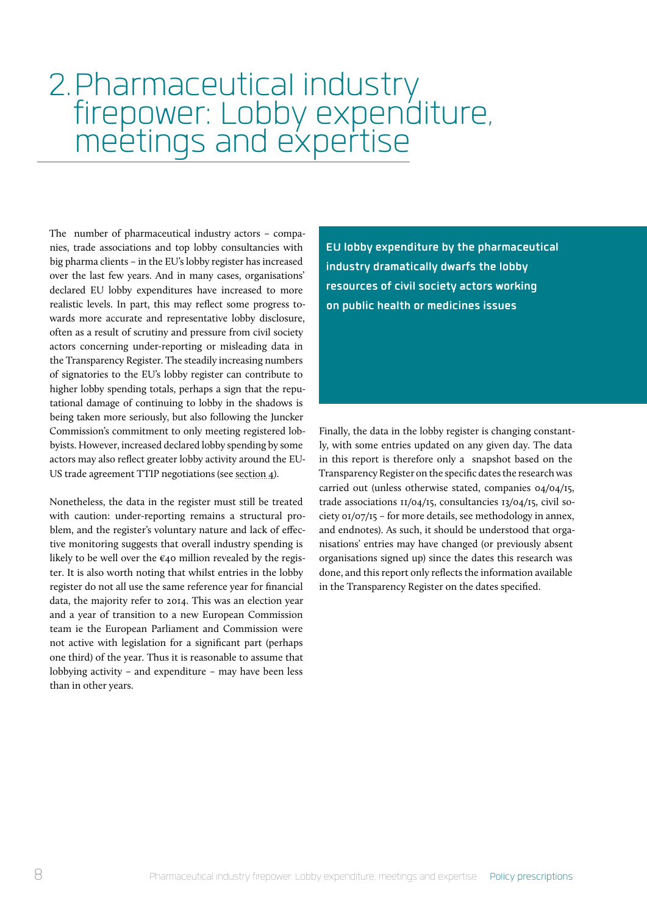# 2. Pharmaceutical industry firepower: Lobby expenditure, meetings and expertise

The number of pharmaceutical industry actors – companies, trade associations and top lobby consultancies with big pharma clients – in the EU's lobby register has increased over the last few years. And in many cases, organisations' declared EU lobby expenditures have increased to more realistic levels. In part, this may reflect some progress towards more accurate and representative lobby disclosure, often as a result of scrutiny and pressure from civil society actors concerning under-reporting or misleading data in the Transparency Register. The steadily increasing numbers of signatories to the EU's lobby register can contribute to higher lobby spending totals, perhaps a sign that the reputational damage of continuing to lobby in the shadows is being taken more seriously, but also following the Juncker Commission's commitment to only meeting registered lobbyists. However, increased declared lobby spending by some actors may also reflect greater lobby activity around the EU-US trade agreement TTIP negotiations (see section 4).

Nonetheless, the data in the register must still be treated with caution: under-reporting remains a structural problem, and the register's voluntary nature and lack of effective monitoring suggests that overall industry spending is likely to be well over the €40 million revealed by the register. It is also worth noting that whilst entries in the lobby register do not all use the same reference year for financial data, the majority refer to 2014. This was an election year and a year of transition to a new European Commission team ie the European Parliament and Commission were not active with legislation for a significant part (perhaps one third) of the year. Thus it is reasonable to assume that lobbying activity – and expenditure – may have been less than in other years.

**EU lobby expenditure by the pharmaceutical industry dramatically dwarfs the lobby resources of civil society actors working on public health or medicines issues**

Finally, the data in the lobby register is changing constantly, with some entries updated on any given day. The data in this report is therefore only a snapshot based on the Transparency Register on the specific dates the research was carried out (unless otherwise stated, companies 04/04/15, trade associations 11/04/15, consultancies 13/04/15, civil society 01/07/15 – for more details, see methodology in annex, and endnotes). As such, it should be understood that organisations' entries may have changed (or previously absent organisations signed up) since the dates this research was done, and this report only reflects the information available in the Transparency Register on the dates specified.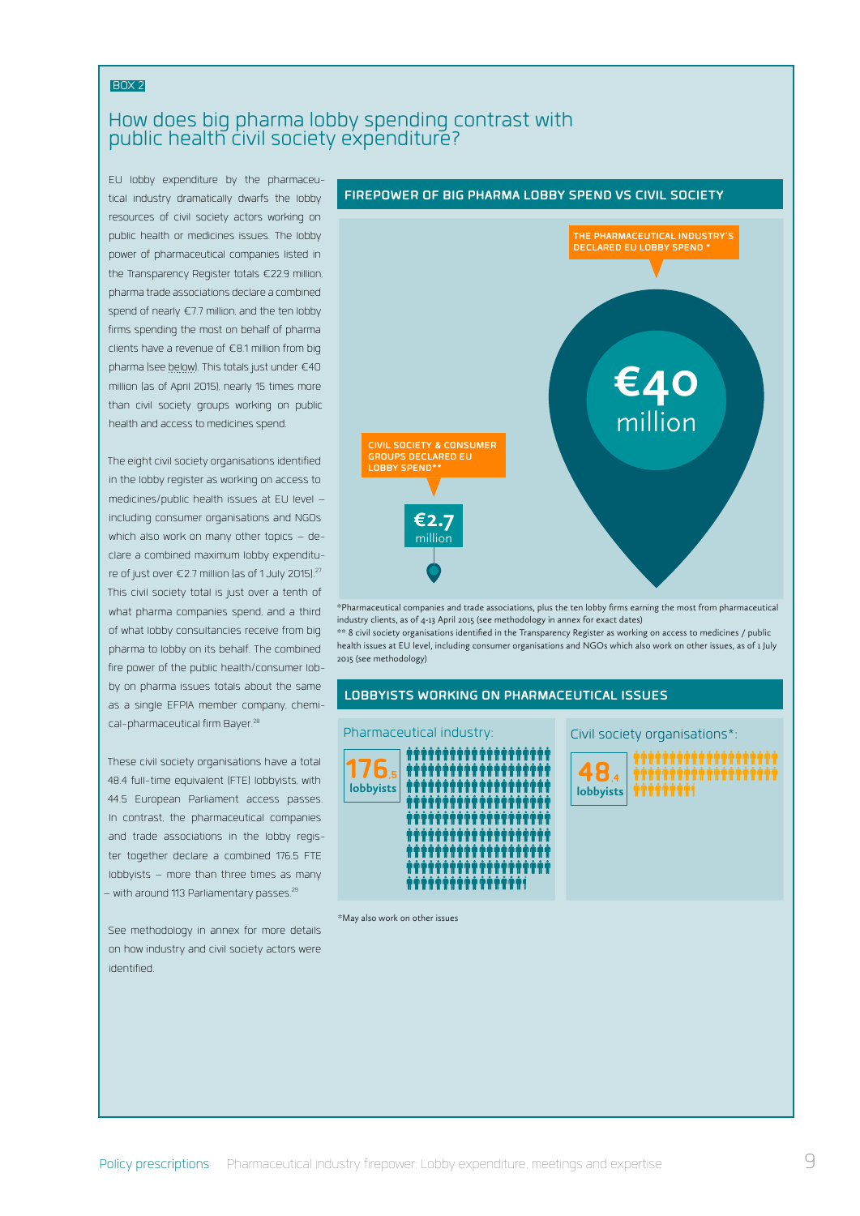BOX 2

## How does big pharma lobby spending contrast with public health civil society expenditure?

EU lobby expenditure by the pharmaceutical industry dramatically dwarfs the lobby resources of civil society actors working on public health or medicines issues. The lobby power of pharmaceutical companies listed in the Transparency Register totals €22.9 million, pharma trade associations declare a combined spend of nearly €7.7 million, and the ten lobby firms spending the most on behalf of pharma clients have a revenue of €8.1 million from big pharma (see below). This totals just under €40 million (as of April 2015), nearly 15 times more than civil society groups working on public health and access to medicines spend.

The eight civil society organisations identified in the lobby register as working on access to medicines/public health issues at EU level – including consumer organisations and NGOs which also work on many other topics – declare a combined maximum lobby expenditure of just over €2.7 million (as of 1 July 2015).[27] This civil society total is just over a tenth of what pharma companies spend, and a third of what lobby consultancies receive from big pharma to lobby on its behalf. The combined fire power of the public health/consumer lobby on pharma issues totals about the same as a single EFPIA member company, chemical-pharmaceutical firm Bayer.[28]

These civil society organisations have a total 48.4 full-time equivalent (FTE) lobbyists, with 44.5 European Parliament access passes. In contrast, the pharmaceutical companies and trade associations in the lobby register together declare a combined 176.5 FTE lobbyists – more than three times as many – with around 113 Parliamentary passes.[29]

See methodology in annex for more details on how industry and civil society actors were identified.

### FIREPOWER OF BIG PHARMA LOBBY SPEND VS CIVIL SOCIETY

THE PHARMACEUTICAL INDUSTRY'S DECLARED EU LOBBY SPEND *: **€40 million**

CIVIL SOCIETY & CONSUMER GROUPS DECLARED EU LOBBY SPEND**: **€2.7 million**

*Pharmaceutical companies and trade associations, plus the ten lobby firms earning the most from pharmaceutical industry clients, as of 4-13 April 2015 (see methodology in annex for exact dates)

** 8 civil society organisations identified in the Transparency Register as working on access to medicines / public health issues at EU level, including consumer organisations and NGOs which also work on other issues, as of 1 July 2015 (see methodology)

### LOBBYISTS WORKING ON PHARMACEUTICAL ISSUES

Pharmaceutical industry: **176.5 lobbyists**

Civil society organisations*: **48.4 lobbyists**

*May also work on other issues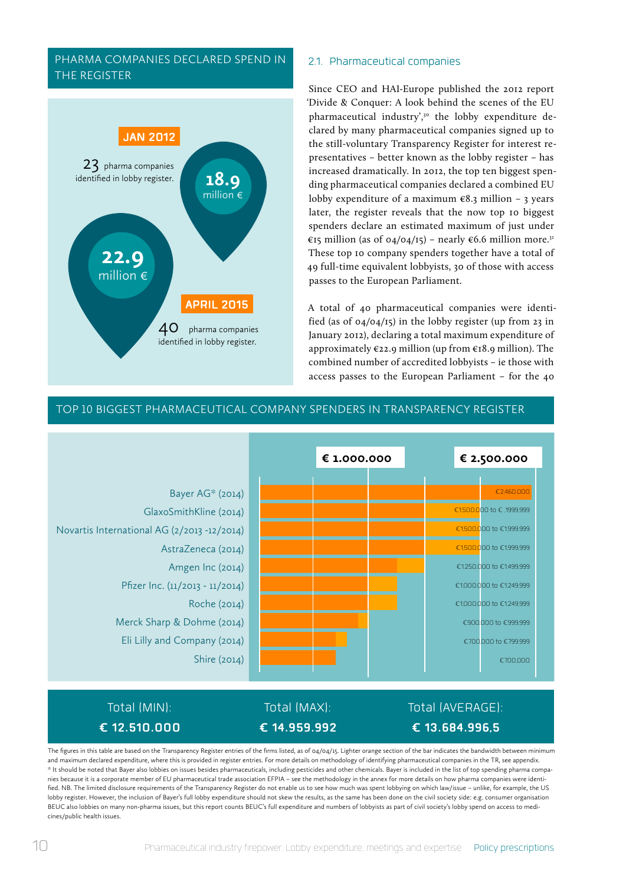## PHARMA COMPANIES DECLARED SPEND IN THE REGISTER

**JAN 2012**

23 pharma companies identified in lobby register.

**18.9** million €

**22.9** million €

**APRIL 2015**

40 pharma companies identified in lobby register.

### 2.1. Pharmaceutical companies

Since CEO and HAI-Europe published the 2012 report 'Divide & Conquer: A look behind the scenes of the EU pharmaceutical industry',[30] the lobby expenditure declared by many pharmaceutical companies signed up to the still-voluntary Transparency Register for interest representatives – better known as the lobby register – has increased dramatically. In 2012, the top ten biggest spending pharmaceutical companies declared a combined EU lobby expenditure of a maximum €8.3 million – 3 years later, the register reveals that the now top 10 biggest spenders declare an estimated maximum of just under €15 million (as of 04/04/15) – nearly €6.6 million more.[31] These top 10 company spenders together have a total of 49 full-time equivalent lobbyists, 30 of those with access passes to the European Parliament.

A total of 40 pharmaceutical companies were identified (as of 04/04/15) in the lobby register (up from 23 in January 2012), declaring a total maximum expenditure of approximately €22.9 million (up from €18.9 million). The combined number of accredited lobbyists – ie those with access passes to the European Parliament – for the 40

## TOP 10 BIGGEST PHARMACEUTICAL COMPANY SPENDERS IN TRANSPARENCY REGISTER

| Company | Declared expenditure |
|---|---|
| Bayer AG* (2014) | €2460.000 |
| GlaxoSmithKline (2014) | €1500.000 to € 1999.999 |
| Novartis International AG (2/2013 -12/2014) | €1500.000 to €1999.999 |
| AstraZeneca (2014) | €1500.000 to €1999.999 |
| Amgen Inc (2014) | €1250.000 to €1499.999 |
| Pfizer Inc. (11/2013 - 11/2014) | €1000.000 to €1249.999 |
| Roche (2014) | €1000.000 to €1249.999 |
| Merck Sharp & Dohme (2014) | €900.000 to €999.999 |
| Eli Lilly and Company (2014) | €700.000 to €799.999 |
| Shire (2014) | €700.000 |

| Total (MIN): | Total (MAX): | Total (AVERAGE): |
|---|---|---|
| € 12.510.000 | € 14.959.992 | € 13.684.996,5 |

The figures in this table are based on the Transparency Register entries of the firms listed, as of 04/04/15. Lighter orange section of the bar indicates the bandwidth between minimum and maximum declared expenditure, where this is provided in register entries. For more details on methodology of identifying pharmaceutical companies in the TR, see appendix.
* It should be noted that Bayer also lobbies on issues besides pharmaceuticals, including pesticides and other chemicals. Bayer is included in the list of top spending pharma companies because it is a corporate member of EU pharmaceutical trade association EFPIA – see the methodology in the annex for more details on how pharma companies were identified. NB. The limited disclosure requirements of the Transparency Register do not enable us to see how much was spent lobbying on which law/issue – unlike, for example, the US lobby register. However, the inclusion of Bayer's full lobby expenditure should not skew the results, as the same has been done on the civil society side: e.g. consumer organisation BEUC also lobbies on many non-pharma issues, but this report counts BEUC's full expenditure and numbers of lobbyists as part of civil society's lobby spend on access to medicines/public health issues.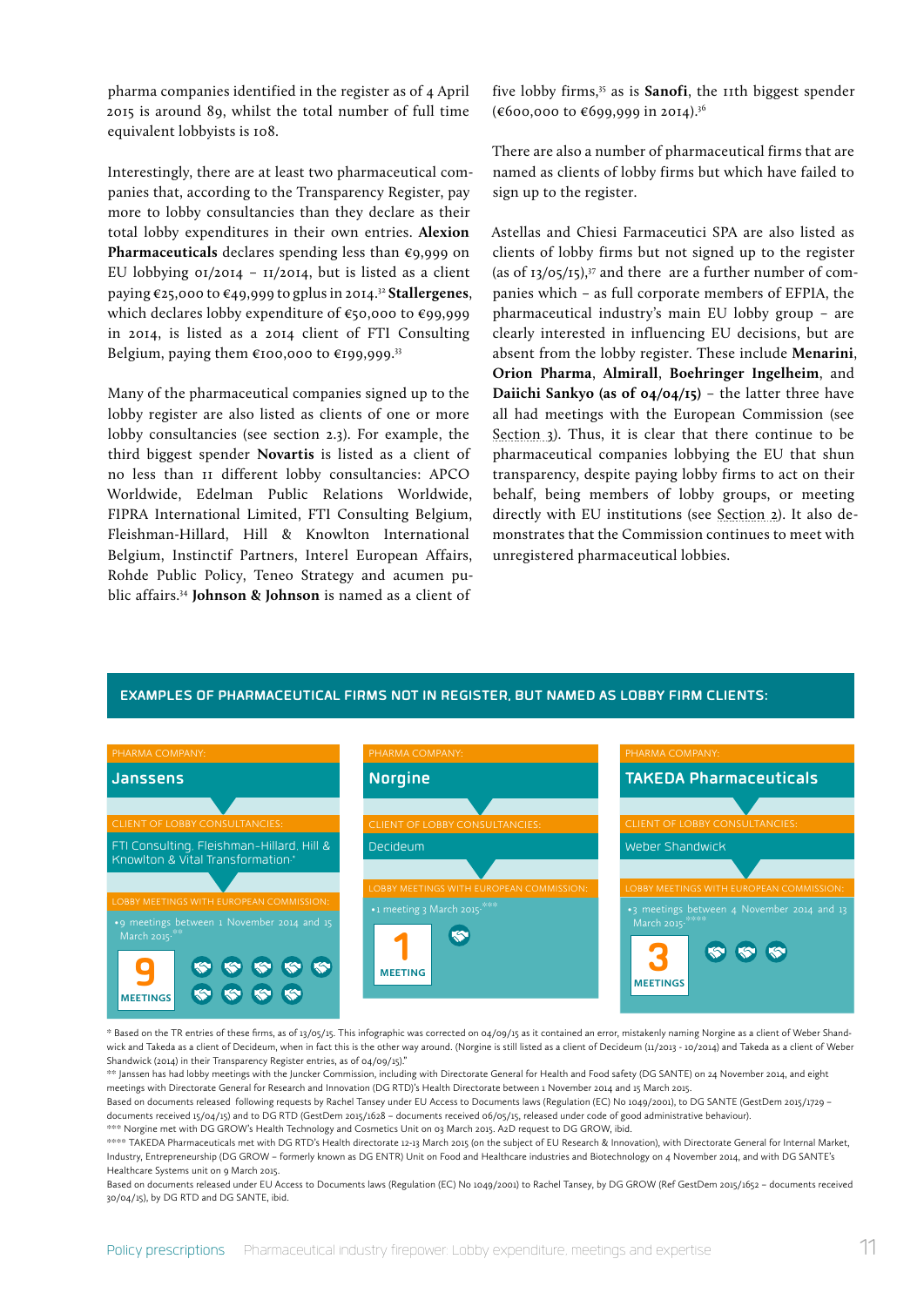pharma companies identified in the register as of 4 April 2015 is around 89, whilst the total number of full time equivalent lobbyists is 108.

Interestingly, there are at least two pharmaceutical companies that, according to the Transparency Register, pay more to lobby consultancies than they declare as their total lobby expenditures in their own entries. **Alexion Pharmaceuticals** declares spending less than €9,999 on EU lobbying 01/2014 – 11/2014, but is listed as a client paying €25,000 to €49,999 to gplus in 2014.[32] **Stallergenes**, which declares lobby expenditure of €50,000 to €99,999 in 2014, is listed as a 2014 client of FTI Consulting Belgium, paying them €100,000 to €199,999.[33]

Many of the pharmaceutical companies signed up to the lobby register are also listed as clients of one or more lobby consultancies (see section 2.3). For example, the third biggest spender **Novartis** is listed as a client of no less than 11 different lobby consultancies: APCO Worldwide, Edelman Public Relations Worldwide, FIPRA International Limited, FTI Consulting Belgium, Fleishman-Hillard, Hill & Knowlton International Belgium, Instinctif Partners, Interel European Affairs, Rohde Public Policy, Teneo Strategy and acumen public affairs.[34] **Johnson & Johnson** is named as a client of five lobby firms,[35] as is **Sanofi**, the 11th biggest spender (€600,000 to €699,999 in 2014).[36]

There are also a number of pharmaceutical firms that are named as clients of lobby firms but which have failed to sign up to the register.

Astellas and Chiesi Farmaceutici SPA are also listed as clients of lobby firms but not signed up to the register (as of 13/05/15),[37] and there are a further number of companies which – as full corporate members of EFPIA, the pharmaceutical industry's main EU lobby group – are clearly interested in influencing EU decisions, but are absent from the lobby register. These include **Menarini**, **Orion Pharma**, **Almirall**, **Boehringer Ingelheim**, and **Daiichi Sankyo (as of 04/04/15)** – the latter three have all had meetings with the European Commission (see Section 3). Thus, it is clear that there continue to be pharmaceutical companies lobbying the EU that shun transparency, despite paying lobby firms to act on their behalf, being members of lobby groups, or meeting directly with EU institutions (see Section 2). It also demonstrates that the Commission continues to meet with unregistered pharmaceutical lobbies.

## EXAMPLES OF PHARMACEUTICAL FIRMS NOT IN REGISTER, BUT NAMED AS LOBBY FIRM CLIENTS:

| | Janssens | Norgine | TAKEDA Pharmaceuticals |
|---|---|---|---|
| CLIENT OF LOBBY CONSULTANCIES: | FTI Consulting, Fleishman-Hillard, Hill & Knowlton & Vital Transformation* | Decideum | Weber Shandwick |
| LOBBY MEETINGS WITH EUROPEAN COMMISSION: | 9 meetings between 1 November 2014 and 15 March 2015** | 1 meeting 3 March 2015*** | 3 meetings between 4 November 2014 and 13 March 2015**** |
| | 9 MEETINGS | 1 MEETING | 3 MEETINGS |

\* Based on the TR entries of these firms, as of 13/05/15. This infographic was corrected on 04/09/15 as it contained an error, mistakenly naming Norgine as a client of Weber Shandwick and Takeda as a client of Decideum, when in fact this is the other way around. (Norgine is still listed as a client of Decideum (11/2013 - 10/2014) and Takeda as a client of Weber Shandwick (2014) in their Transparency Register entries, as of 04/09/15)."

\*\* Janssen has had lobby meetings with the Juncker Commission, including with Directorate General for Health and Food safety (DG SANTE) on 24 November 2014, and eight meetings with Directorate General for Research and Innovation (DG RTD)'s Health Directorate between 1 November 2014 and 15 March 2015.
Based on documents released following requests by Rachel Tansey under EU Access to Documents laws (Regulation (EC) No 1049/2001), to DG SANTE (GestDem 2015/1729 – documents received 15/04/15) and to DG RTD (GestDem 2015/1628 – documents received 06/05/15, released under code of good administrative behaviour).

\*\*\* Norgine met with DG GROW's Health Technology and Cosmetics Unit on 03 March 2015. A2D request to DG GROW, ibid.

\*\*\*\* TAKEDA Pharmaceuticals met with DG RTD's Health directorate 12-13 March 2015 (on the subject of EU Research & Innovation), with Directorate General for Internal Market, Industry, Entrepreneurship (DG GROW – formerly known as DG ENTR) Unit on Food and Healthcare industries and Biotechnology on 4 November 2014, and with DG SANTE's Healthcare Systems unit on 9 March 2015.
Based on documents released under EU Access to Documents laws (Regulation (EC) No 1049/2001) to Rachel Tansey, by DG GROW (Ref GestDem 2015/1652 – documents received 30/04/15), by DG RTD and DG SANTE, ibid.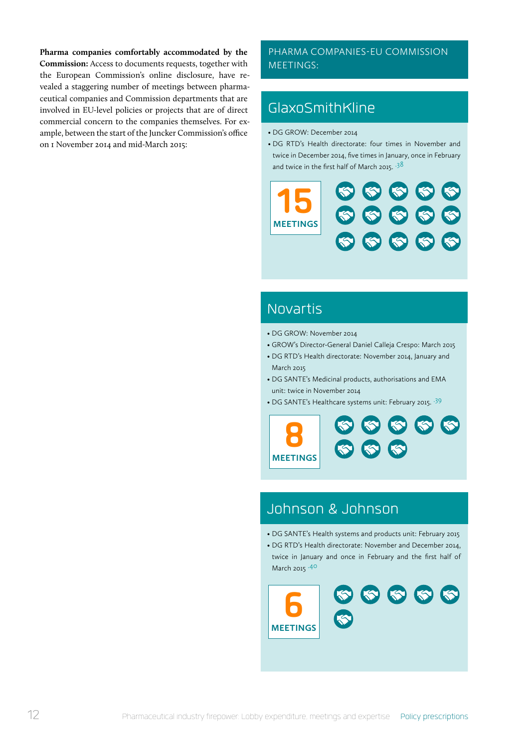**Pharma companies comfortably accommodated by the Commission:** Access to documents requests, together with the European Commission's online disclosure, have revealed a staggering number of meetings between pharmaceutical companies and Commission departments that are involved in EU-level policies or projects that are of direct commercial concern to the companies themselves. For example, between the start of the Juncker Commission's office on 1 November 2014 and mid-March 2015:

## PHARMA COMPANIES-EU COMMISSION MEETINGS:

### GlaxoSmithKline

- DG GROW: December 2014
- DG RTD's Health directorate: four times in November and twice in December 2014, five times in January, once in February and twice in the first half of March 2015. [38]

**15 MEETINGS**

### Novartis

- DG GROW: November 2014
- GROW's Director-General Daniel Calleja Crespo: March 2015
- DG RTD's Health directorate: November 2014, January and March 2015
- DG SANTE's Medicinal products, authorisations and EMA unit: twice in November 2014
- DG SANTE's Healthcare systems unit: February 2015. [39]

**8 MEETINGS**

### Johnson & Johnson

- DG SANTE's Health systems and products unit: February 2015
- DG RTD's Health directorate: November and December 2014, twice in January and once in February and the first half of March 2015 [40]

**6 MEETINGS**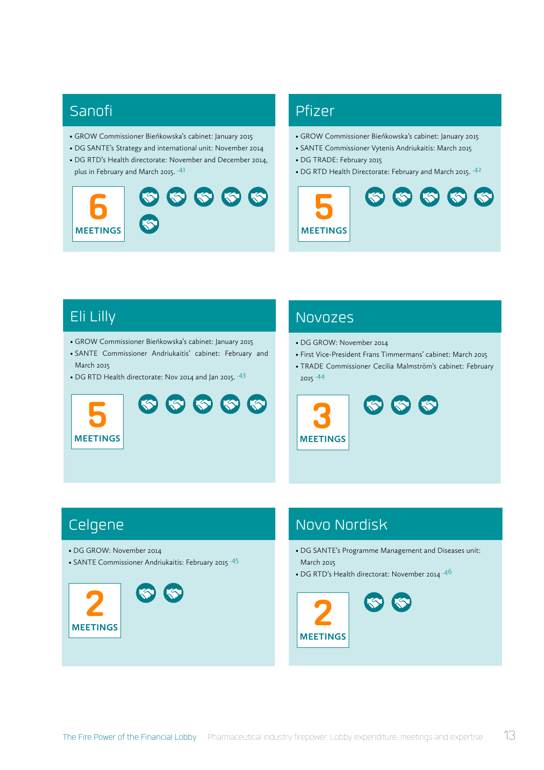## Sanofi

- GROW Commissioner Bieńkowska's cabinet: January 2015
- DG SANTE's Strategy and international unit: November 2014
- DG RTD's Health directorate: November and December 2014, plus in February and March 2015. [41]

**6 MEETINGS**

## Pfizer

- GROW Commissioner Bieńkowska's cabinet: January 2015
- SANTE Commissioner Vytenis Andriukaitis: March 2015
- DG TRADE: February 2015
- DG RTD Health Directorate: February and March 2015. [42]

**5 MEETINGS**

## Eli Lilly

- GROW Commissioner Bieńkowska's cabinet: January 2015
- SANTE Commissioner Andriukaitis' cabinet: February and March 2015
- DG RTD Health directorate: Nov 2014 and Jan 2015. [43]

**5 MEETINGS**

## Novozes

- DG GROW: November 2014
- First Vice-President Frans Timmermans' cabinet: March 2015
- TRADE Commissioner Cecilia Malmström's cabinet: February 2015 [44]

**3 MEETINGS**

## Celgene

- DG GROW: November 2014
- SANTE Commissioner Andriukaitis: February 2015 [45]

**2 MEETINGS**

## Novo Nordisk

- DG SANTE's Programme Management and Diseases unit: March 2015
- DG RTD's Health directorat: November 2014 [46]

**2 MEETINGS**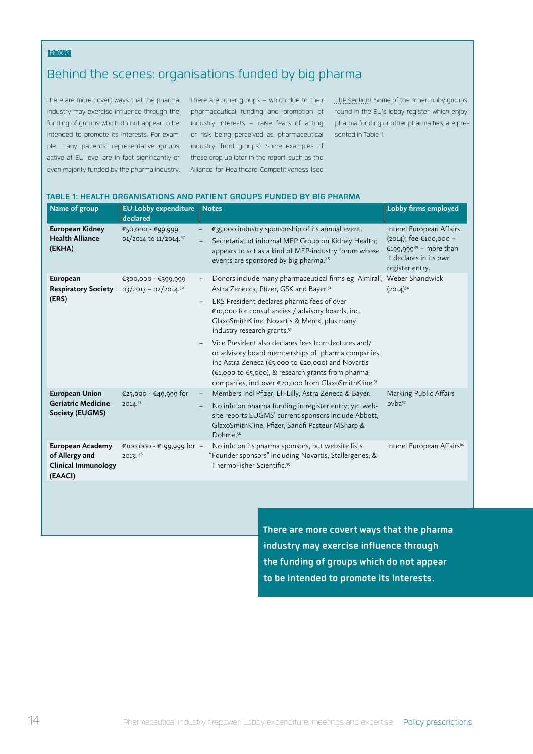BOX 3:

## Behind the scenes: organisations funded by big pharma

There are more covert ways that the pharma industry may exercise influence through the funding of groups which do not appear to be intended to promote its interests. For example, many patients' representative groups active at EU level are in fact significantly or even majority funded by the pharma industry. There are other groups – which due to their pharmaceutical funding and promotion of industry interests – raise fears of acting, or risk being perceived as, pharmaceutical industry 'front groups'. Some examples of these crop up later in the report, such as the Alliance for Healthcare Competitiveness (see TTIP section). Some of the other lobby groups found in the EU's lobby register, which enjoy pharma funding or other pharma ties, are presented in Table 1.

### TABLE 1: HEALTH ORGANISATIONS AND PATIENT GROUPS FUNDED BY BIG PHARMA

| Name of group | EU Lobby expenditure declared | Notes | Lobby firms employed |
|---|---|---|---|
| **European Kidney Health Alliance (EKHA)** | €50,000 - €99,999 01/2014 to 11/2014.[47] | – €35,000 industry sponsorship of its annual event.<br>– Secretariat of informal MEP Group on Kidney Health; appears to act as a kind of MEP-industry forum whose events are sponsored by big pharma.[48] | Interel European Affairs (2014); fee €100,000 – €199,999[49] – more than it declares in its own register entry. |
| **European Respiratory Society (ERS)** | €300,000 - €399,999 03/2013 – 02/2014.[50] | – Donors include many pharmaceutical firms eg Almirall, Astra Zenecca, Pfizer, GSK and Bayer.[51]<br>– ERS President declares pharma fees of over €10,000 for consultancies / advisory boards, inc. GlaxoSmithKline, Novartis & Merck, plus many industry research grants.[52]<br>– Vice President also declares fees from lectures and/or advisory board memberships of pharma companies inc Astra Zeneca (€5,000 to €20,000) and Novartis (€1,000 to €5,000), & research grants from pharma companies, incl over €20,000 from GlaxoSmithKline.[53] | Weber Shandwick (2014)[54] |
| **European Union Geriatric Medicine Society (EUGMS)** | €25,000 - €49,999 for 2014.[55] | – Members incl Pfizer, Eli-Lilly, Astra Zeneca & Bayer.<br>– No info on pharma funding in register entry; yet website reports EUGMS' current sponsors include Abbott, GlaxoSmithKline, Pfizer, Sanofi Pasteur MSharp & Dohme.[56] | Marking Public Affairs bvba[57] |
| **European Academy of Allergy and Clinical Immunology (EAACI)** | €100,000 - €199,999 for 2013. [58] | – No info on its pharma sponsors, but website lists "Founder sponsors" including Novartis, Stallergenes, & ThermoFisher Scientific.[59] | Interel European Affairs[60] |

There are more covert ways that the pharma industry may exercise influence through the funding of groups which do not appear to be intended to promote its interests.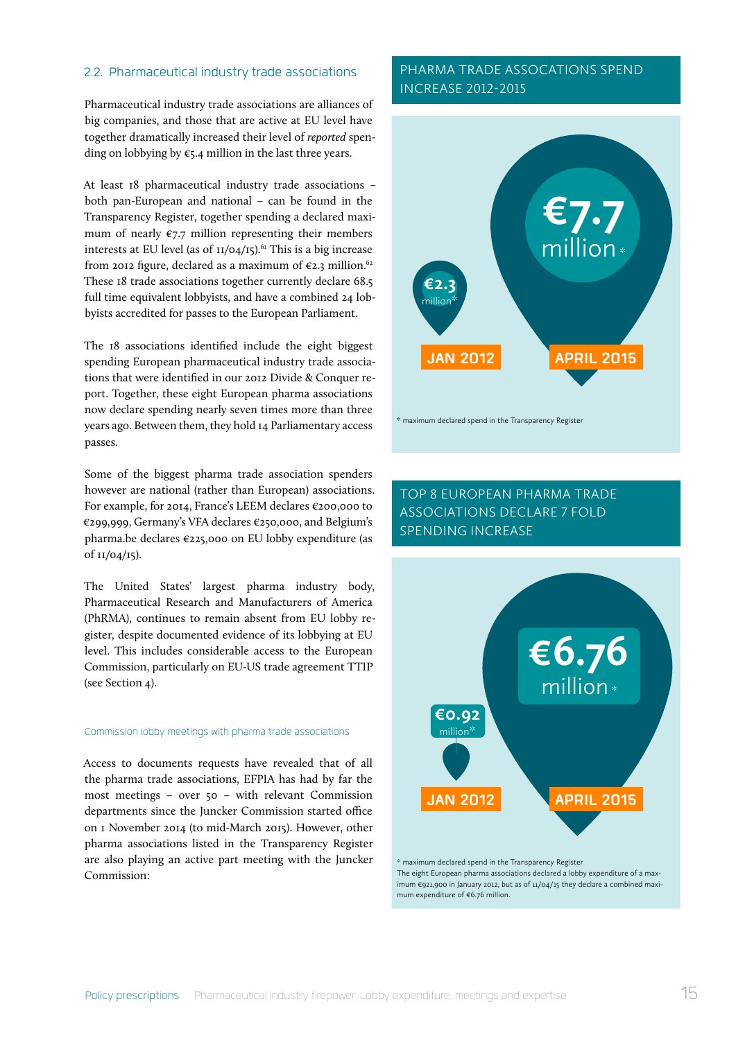## 2.2. Pharmaceutical industry trade associations

Pharmaceutical industry trade associations are alliances of big companies, and those that are active at EU level have together dramatically increased their level of *reported* spending on lobbying by €5.4 million in the last three years.

At least 18 pharmaceutical industry trade associations – both pan-European and national – can be found in the Transparency Register, together spending a declared maximum of nearly €7.7 million representing their members interests at EU level (as of 11/04/15).[61] This is a big increase from 2012 figure, declared as a maximum of €2.3 million.[62] These 18 trade associations together currently declare 68.5 full time equivalent lobbyists, and have a combined 24 lobbyists accredited for passes to the European Parliament.

The 18 associations identified include the eight biggest spending European pharmaceutical industry trade associations that were identified in our 2012 Divide & Conquer report. Together, these eight European pharma associations now declare spending nearly seven times more than three years ago. Between them, they hold 14 Parliamentary access passes.

Some of the biggest pharma trade association spenders however are national (rather than European) associations. For example, for 2014, France's LEEM declares €200,000 to €299,999, Germany's VFA declares €250,000, and Belgium's pharma.be declares €225,000 on EU lobby expenditure (as of 11/04/15).

The United States' largest pharma industry body, Pharmaceutical Research and Manufacturers of America (PhRMA), continues to remain absent from EU lobby register, despite documented evidence of its lobbying at EU level. This includes considerable access to the European Commission, particularly on EU-US trade agreement TTIP (see Section 4).

### Commission lobby meetings with pharma trade associations

Access to documents requests have revealed that of all the pharma trade associations, EFPIA has had by far the most meetings – over 50 – with relevant Commission departments since the Juncker Commission started office on 1 November 2014 (to mid-March 2015). However, other pharma associations listed in the Transparency Register are also playing an active part meeting with the Juncker Commission:

### PHARMA TRADE ASSOCATIONS SPEND INCREASE 2012-2015

€2.3 million* — JAN 2012

€7.7 million* — APRIL 2015

\* maximum declared spend in the Transparency Register

### TOP 8 EUROPEAN PHARMA TRADE ASSOCIATIONS DECLARE 7 FOLD SPENDING INCREASE

€0.92 million* — JAN 2012

€6.76 million* — APRIL 2015

\* maximum declared spend in the Transparency Register
The eight European pharma associations declared a lobby expenditure of a maximum €921,900 in January 2012, but as of 11/04/15 they declare a combined maximum expenditure of €6.76 million.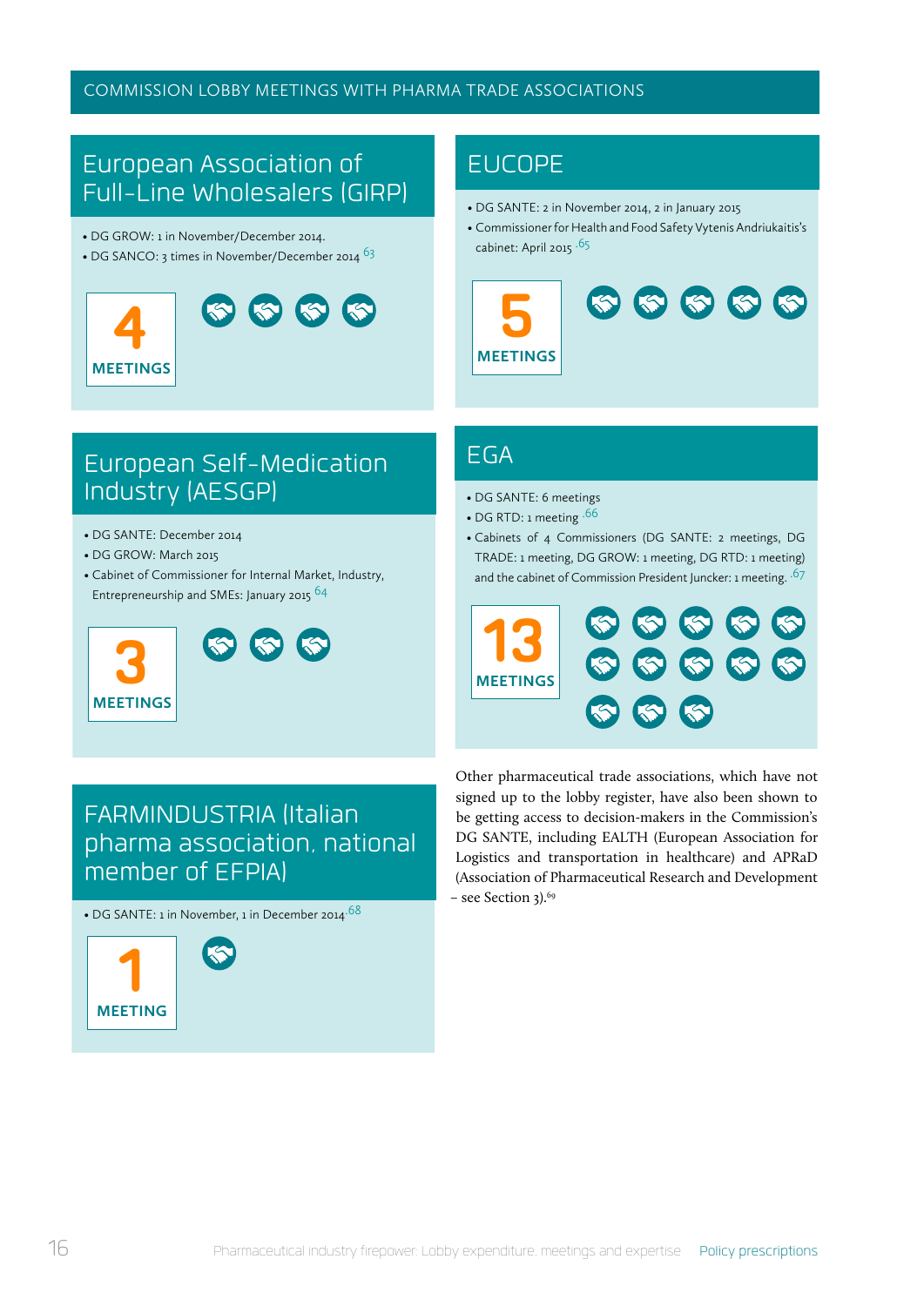# COMMISSION LOBBY MEETINGS WITH PHARMA TRADE ASSOCIATIONS

## European Association of Full-Line Wholesalers (GIRP)

- DG GROW: 1 in November/December 2014.
- DG SANCO: 3 times in November/December 2014 [63]

**4 MEETINGS**

## EUCOPE

- DG SANTE: 2 in November 2014, 2 in January 2015
- Commissioner for Health and Food Safety Vytenis Andriukaitis's cabinet: April 2015 [65]

**5 MEETINGS**

## European Self-Medication Industry (AESGP)

- DG SANTE: December 2014
- DG GROW: March 2015
- Cabinet of Commissioner for Internal Market, Industry, Entrepreneurship and SMEs: January 2015 [64]

**3 MEETINGS**

## EGA

- DG SANTE: 6 meetings
- DG RTD: 1 meeting [66]
- Cabinets of 4 Commissioners (DG SANTE: 2 meetings, DG TRADE: 1 meeting, DG GROW: 1 meeting, DG RTD: 1 meeting) and the cabinet of Commission President Juncker: 1 meeting. [67]

**13 MEETINGS**

## FARMINDUSTRIA (Italian pharma association, national member of EFPIA)

- DG SANTE: 1 in November, 1 in December 2014 [68]

**1 MEETING**

Other pharmaceutical trade associations, which have not signed up to the lobby register, have also been shown to be getting access to decision-makers in the Commission's DG SANTE, including EALTH (European Association for Logistics and transportation in healthcare) and APRaD (Association of Pharmaceutical Research and Development – see Section 3).[69]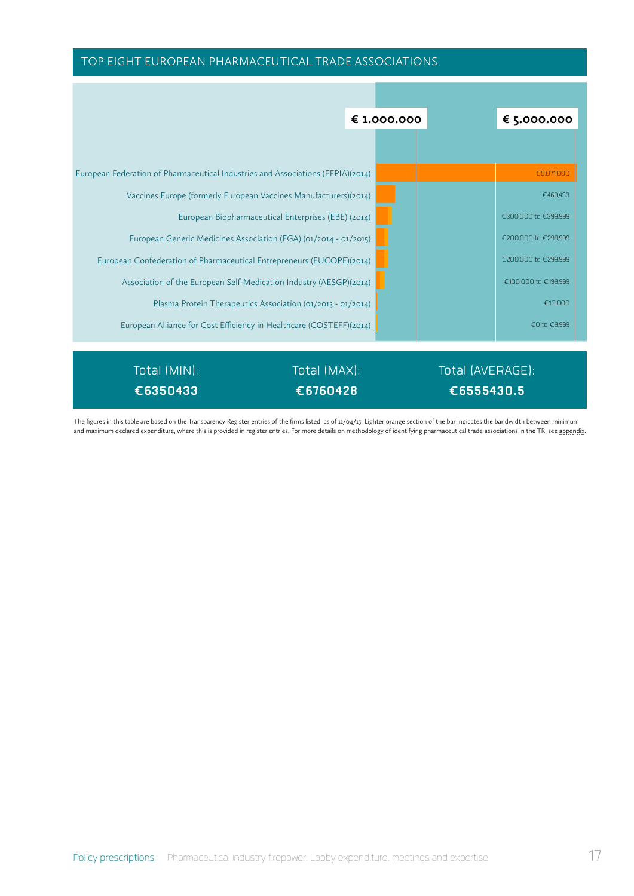## TOP EIGHT EUROPEAN PHARMACEUTICAL TRADE ASSOCIATIONS

| Trade association | Lobby expenditure |
|---|---|
| European Federation of Pharmaceutical Industries and Associations (EFPIA)(2014) | €5.071.000 |
| Vaccines Europe (formerly European Vaccines Manufacturers)(2014) | €469.433 |
| European Biopharmaceutical Enterprises (EBE) (2014) | €300.000 to €399.999 |
| European Generic Medicines Association (EGA) (01/2014 - 01/2015) | €200.000 to €299.999 |
| European Confederation of Pharmaceutical Entrepreneurs (EUCOPE)(2014) | €200.000 to €299.999 |
| Association of the European Self-Medication Industry (AESGP)(2014) | €100.000 to €199.999 |
| Plasma Protein Therapeutics Association (01/2013 - 01/2014) | €10.000 |
| European Alliance for Cost Efficiency in Healthcare (COSTEFF)(2014) | €0 to €9.999 |

| Total (MIN): | Total (MAX): | Total (AVERAGE): |
|---|---|---|
| €6350433 | €6760428 | €6555430.5 |

The figures in this table are based on the Transparency Register entries of the firms listed, as of 11/04/15. Lighter orange section of the bar indicates the bandwidth between minimum and maximum declared expenditure, where this is provided in register entries. For more details on methodology of identifying pharmaceutical trade associations in the TR, see appendix.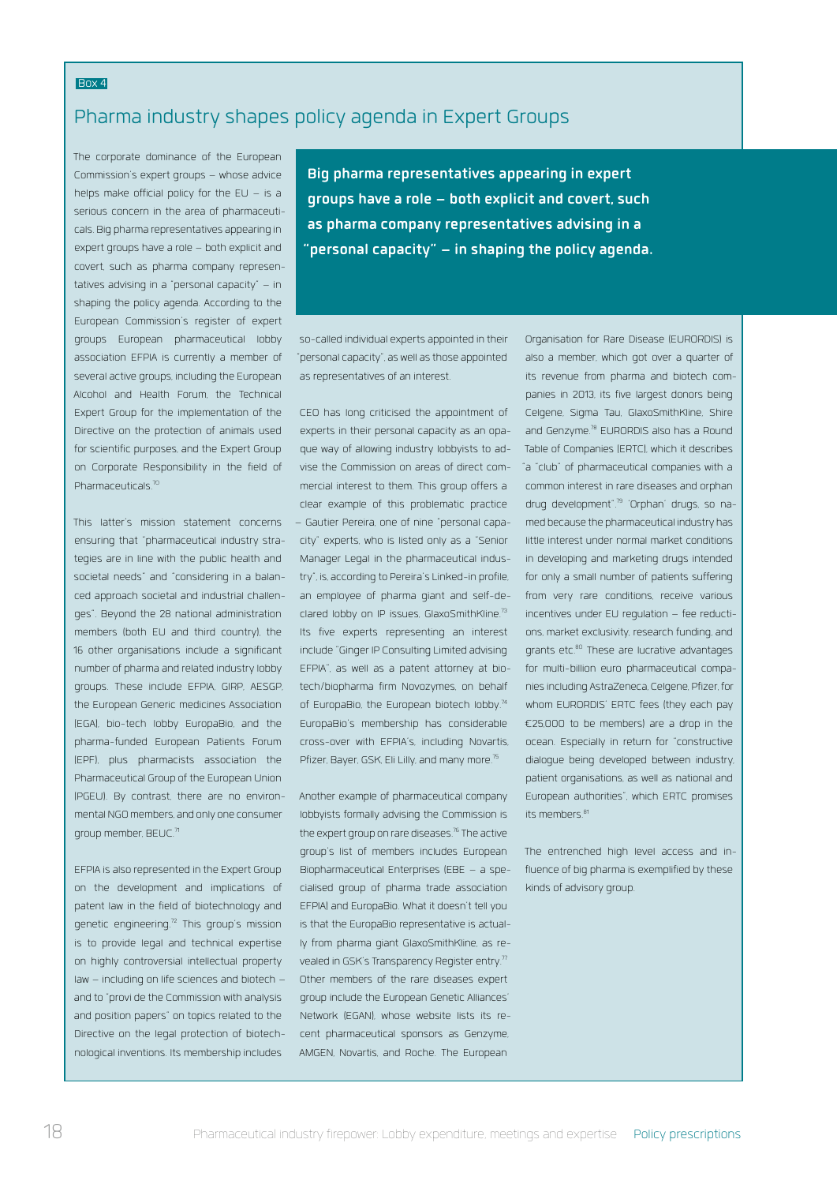Box 4

## Pharma industry shapes policy agenda in Expert Groups

The corporate dominance of the European Commission's expert groups – whose advice helps make official policy for the EU – is a serious concern in the area of pharmaceuticals. Big pharma representatives appearing in expert groups have a role – both explicit and covert, such as pharma company representatives advising in a "personal capacity" – in shaping the policy agenda. According to the European Commission's register of expert groups European pharmaceutical lobby association EFPIA is currently a member of several active groups, including the European Alcohol and Health Forum, the Technical Expert Group for the implementation of the Directive on the protection of animals used for scientific purposes, and the Expert Group on Corporate Responsibility in the field of Pharmaceuticals.[70]

> **Big pharma representatives appearing in expert groups have a role – both explicit and covert, such as pharma company representatives advising in a "personal capacity" – in shaping the policy agenda.**

This latter's mission statement concerns ensuring that "pharmaceutical industry strategies are in line with the public health and societal needs" and "considering in a balanced approach societal and industrial challenges". Beyond the 28 national administration members (both EU and third country), the 16 other organisations include a significant number of pharma and related industry lobby groups. These include EFPIA, GIRP, AESGP, the European Generic medicines Association (EGA), bio-tech lobby EuropaBio, and the pharma-funded European Patients Forum (EPF), plus pharmacists association the Pharmaceutical Group of the European Union (PGEU). By contrast, there are no environmental NGO members, and only one consumer group member, BEUC.[71]

EFPIA is also represented in the Expert Group on the development and implications of patent law in the field of biotechnology and genetic engineering.[72] This group's mission is to provide legal and technical expertise on highly controversial intellectual property law – including on life sciences and biotech – and to "provi de the Commission with analysis and position papers" on topics related to the Directive on the legal protection of biotechnological inventions. Its membership includes so-called individual experts appointed in their "personal capacity", as well as those appointed as representatives of an interest.

CEO has long criticised the appointment of experts in their personal capacity as an opaque way of allowing industry lobbyists to advise the Commission on areas of direct commercial interest to them. This group offers a clear example of this problematic practice – Gautier Pereira, one of nine "personal capacity" experts, who is listed only as a "Senior Manager Legal in the pharmaceutical industry", is, according to Pereira's Linked-in profile, an employee of pharma giant and self-declared lobby on IP issues, GlaxoSmithKline.[73] Its five experts representing an interest include "Ginger IP Consulting Limited advising EFPIA", as well as a patent attorney at biotech/biopharma firm Novozymes, on behalf of EuropaBio, the European biotech lobby.[74] EuropaBio's membership has considerable cross-over with EFPIA's, including Novartis, Pfizer, Bayer, GSK, Eli Lilly, and many more.[75]

Another example of pharmaceutical company lobbyists formally advising the Commission is the expert group on rare diseases.[76] The active group's list of members includes European Biopharmaceutical Enterprises (EBE – a specialised group of pharma trade association EFPIA) and EuropaBio. What it doesn't tell you is that the EuropaBio representative is actually from pharma giant GlaxoSmithKline, as revealed in GSK's Transparency Register entry.[77] Other members of the rare diseases expert group include the European Genetic Alliances' Network (EGAN), whose website lists its recent pharmaceutical sponsors as Genzyme, AMGEN, Novartis, and Roche. The European Organisation for Rare Disease (EURORDIS) is also a member, which got over a quarter of its revenue from pharma and biotech companies in 2013, its five largest donors being Celgene, Sigma Tau, GlaxoSmithKline, Shire and Genzyme.[78] EURORDIS also has a Round Table of Companies (ERTC), which it describes "a "club" of pharmaceutical companies with a common interest in rare diseases and orphan drug development".[79] 'Orphan' drugs, so named because the pharmaceutical industry has little interest under normal market conditions in developing and marketing drugs intended for only a small number of patients suffering from very rare conditions, receive various incentives under EU regulation – fee reductions, market exclusivity, research funding, and grants etc.[80] These are lucrative advantages for multi-billion euro pharmaceutical companies including AstraZeneca, Celgene, Pfizer, for whom EURORDIS' ERTC fees (they each pay €25,000 to be members) are a drop in the ocean. Especially in return for "constructive dialogue being developed between industry, patient organisations, as well as national and European authorities", which ERTC promises its members.[81]

The entrenched high level access and influence of big pharma is exemplified by these kinds of advisory group.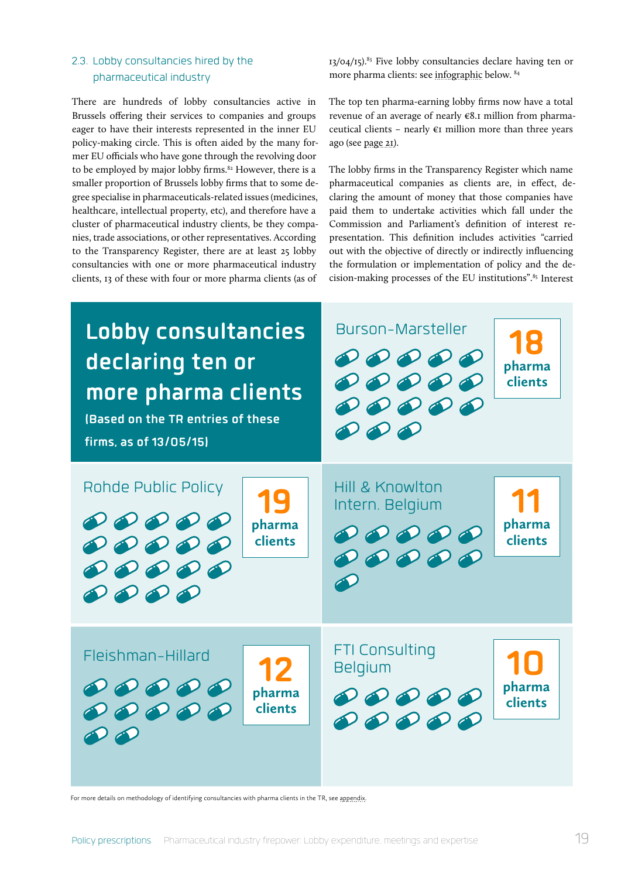## 2.3. Lobby consultancies hired by the pharmaceutical industry

There are hundreds of lobby consultancies active in Brussels offering their services to companies and groups eager to have their interests represented in the inner EU policy-making circle. This is often aided by the many former EU officials who have gone through the revolving door to be employed by major lobby firms.[82] However, there is a smaller proportion of Brussels lobby firms that to some degree specialise in pharmaceuticals-related issues (medicines, healthcare, intellectual property, etc), and therefore have a cluster of pharmaceutical industry clients, be they companies, trade associations, or other representatives. According to the Transparency Register, there are at least 25 lobby consultancies with one or more pharmaceutical industry clients, 13 of these with four or more pharma clients (as of 13/04/15).[83] Five lobby consultancies declare having ten or more pharma clients: see infographic below.[84]

The top ten pharma-earning lobby firms now have a total revenue of an average of nearly €8.1 million from pharmaceutical clients – nearly €1 million more than three years ago (see page 21).

The lobby firms in the Transparency Register which name pharmaceutical companies as clients are, in effect, declaring the amount of money that those companies have paid them to undertake activities which fall under the Commission and Parliament's definition of interest representation. This definition includes activities "carried out with the objective of directly or indirectly influencing the formulation or implementation of policy and the decision-making processes of the EU institutions".[85] Interest

### Lobby consultancies declaring ten or more pharma clients

(Based on the TR entries of these firms, as of 13/05/15)

| Lobby consultancy | Pharma clients |
| --- | --- |
| Burson-Marsteller | 18 |
| Rohde Public Policy | 19 |
| Hill & Knowlton Intern. Belgium | 11 |
| Fleishman-Hillard | 12 |
| FTI Consulting Belgium | 10 |

For more details on methodology of identifying consultancies with pharma clients in the TR, see appendix.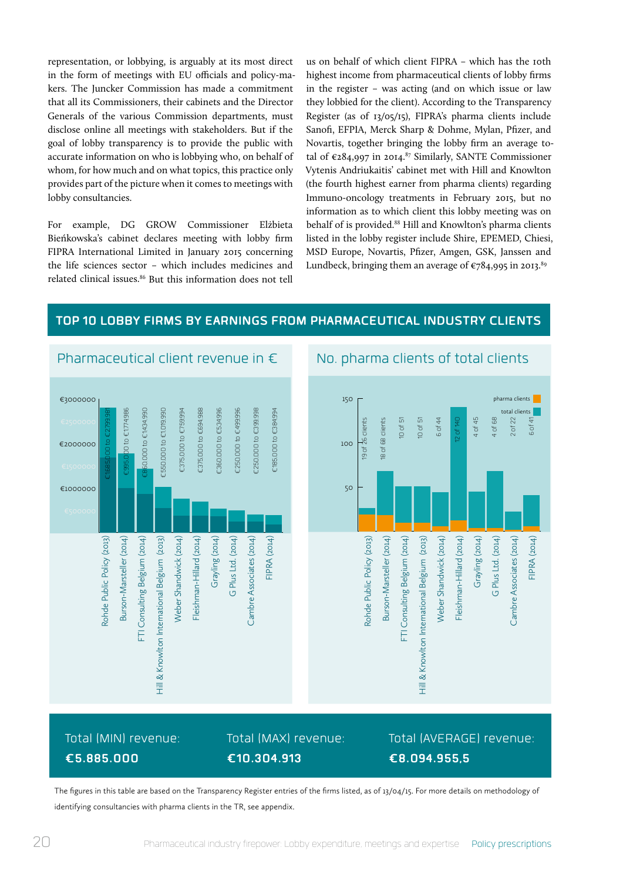representation, or lobbying, is arguably at its most direct in the form of meetings with EU officials and policy-makers. The Juncker Commission has made a commitment that all its Commissioners, their cabinets and the Director Generals of the various Commission departments, must disclose online all meetings with stakeholders. But if the goal of lobby transparency is to provide the public with accurate information on who is lobbying who, on behalf of whom, for how much and on what topics, this practice only provides part of the picture when it comes to meetings with lobby consultancies.

For example, DG GROW Commissioner Elżbieta Bieńkowska's cabinet declares meeting with lobby firm FIPRA International Limited in January 2015 concerning the life sciences sector – which includes medicines and related clinical issues.[86] But this information does not tell us on behalf of which client FIPRA – which has the 10th highest income from pharmaceutical clients of lobby firms in the register – was acting (and on which issue or law they lobbied for the client). According to the Transparency Register (as of 13/05/15), FIPRA's pharma clients include Sanofi, EFPIA, Merck Sharp & Dohme, Mylan, Pfizer, and Novartis, together bringing the lobby firm an average total of €284,997 in 2014.[87] Similarly, SANTE Commissioner Vytenis Andriukaitis' cabinet met with Hill and Knowlton (the fourth highest earner from pharma clients) regarding Immuno-oncology treatments in February 2015, but no information as to which client this lobby meeting was on behalf of is provided.[88] Hill and Knowlton's pharma clients listed in the lobby register include Shire, EPEMED, Chiesi, MSD Europe, Novartis, Pfizer, Amgen, GSK, Janssen and Lundbeck, bringing them an average of €784,995 in 2013.[89]

## TOP 10 LOBBY FIRMS BY EARNINGS FROM PHARMACEUTICAL INDUSTRY CLIENTS

| Lobby firm | Pharmaceutical client revenue in € | No. pharma clients of total clients |
|---|---|---|
| Rohde Public Policy (2013) | €1.685.000 to €2.799.981 | 19 of 26 clients |
| Burson-Marsteller (2014) | €995.000 to €1.774.986 | 18 of 68 clients |
| FTI Consulting Belgium (2014) | €860.000 to €1.434.990 | 10 of 51 |
| Hill & Knowlton International Belgium (2013) | €550.000 to €1.109.990 | 10 of 51 |
| Weber Shandwick (2014) | €375.000 to €759.994 | 6 of 44 |
| Fleishman-Hillard (2014) | €375.000 to €694.988 | 12 of 140 |
| Grayling (2014) | €360.000 to €534.996 | 4 of 45 |
| G Plus Ltd. (2014) | €250.000 to €499.996 | 4 of 68 |
| Cambre Associates (2014) | €250.000 to €399.998 | 2 of 22 |
| FIPRA (2014) | €185.000 to €384.994 | 6 of 41 |

Total (MIN) revenue: **€5.885.000**

Total (MAX) revenue: **€10.304.913**

Total (AVERAGE) revenue: **€8.094.955,5**

The figures in this table are based on the Transparency Register entries of the firms listed, as of 13/04/15. For more details on methodology of identifying consultancies with pharma clients in the TR, see appendix.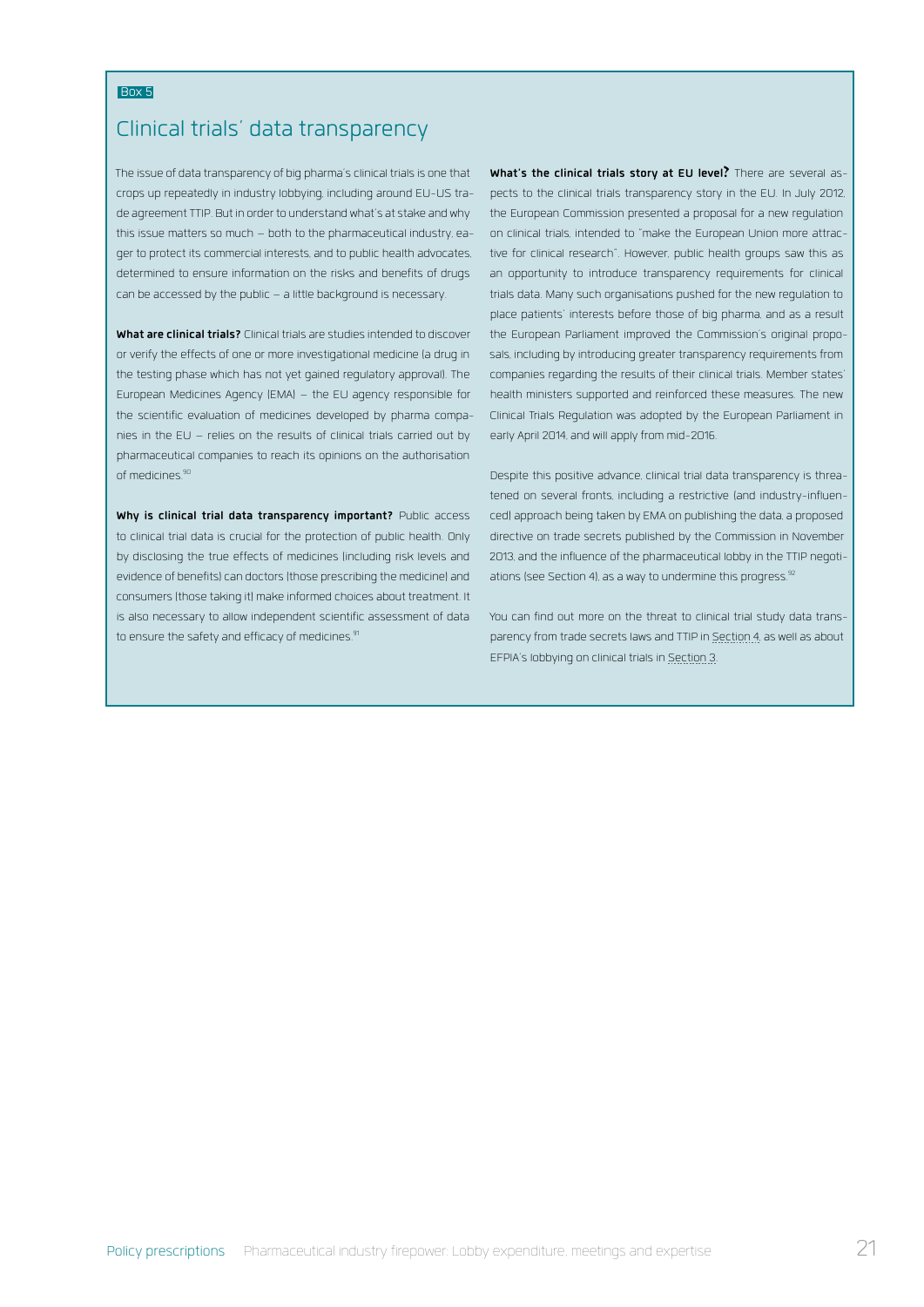Box 5

## Clinical trials' data transparency

The issue of data transparency of big pharma's clinical trials is one that crops up repeatedly in industry lobbying, including around EU-US trade agreement TTIP. But in order to understand what's at stake and why this issue matters so much – both to the pharmaceutical industry, eager to protect its commercial interests, and to public health advocates, determined to ensure information on the risks and benefits of drugs can be accessed by the public – a little background is necessary.

**What are clinical trials?** Clinical trials are studies intended to discover or verify the effects of one or more investigational medicine (a drug in the testing phase which has not yet gained regulatory approval). The European Medicines Agency (EMA) – the EU agency responsible for the scientific evaluation of medicines developed by pharma companies in the EU – relies on the results of clinical trials carried out by pharmaceutical companies to reach its opinions on the authorisation of medicines.[90]

**Why is clinical trial data transparency important?** Public access to clinical trial data is crucial for the protection of public health. Only by disclosing the true effects of medicines (including risk levels and evidence of benefits) can doctors (those prescribing the medicine) and consumers (those taking it) make informed choices about treatment. It is also necessary to allow independent scientific assessment of data to ensure the safety and efficacy of medicines.[91]

**What's the clinical trials story at EU level?** There are several aspects to the clinical trials transparency story in the EU. In July 2012, the European Commission presented a proposal for a new regulation on clinical trials, intended to "make the European Union more attractive for clinical research". However, public health groups saw this as an opportunity to introduce transparency requirements for clinical trials data. Many such organisations pushed for the new regulation to place patients' interests before those of big pharma, and as a result the European Parliament improved the Commission's original proposals, including by introducing greater transparency requirements from companies regarding the results of their clinical trials. Member states' health ministers supported and reinforced these measures. The new Clinical Trials Regulation was adopted by the European Parliament in early April 2014, and will apply from mid-2016.

Despite this positive advance, clinical trial data transparency is threatened on several fronts, including a restrictive (and industry-influenced) approach being taken by EMA on publishing the data, a proposed directive on trade secrets published by the Commission in November 2013, and the influence of the pharmaceutical lobby in the TTIP negotiations (see Section 4), as a way to undermine this progress.[92]

You can find out more on the threat to clinical trial study data transparency from trade secrets laws and TTIP in Section 4, as well as about EFPIA's lobbying on clinical trials in Section 3.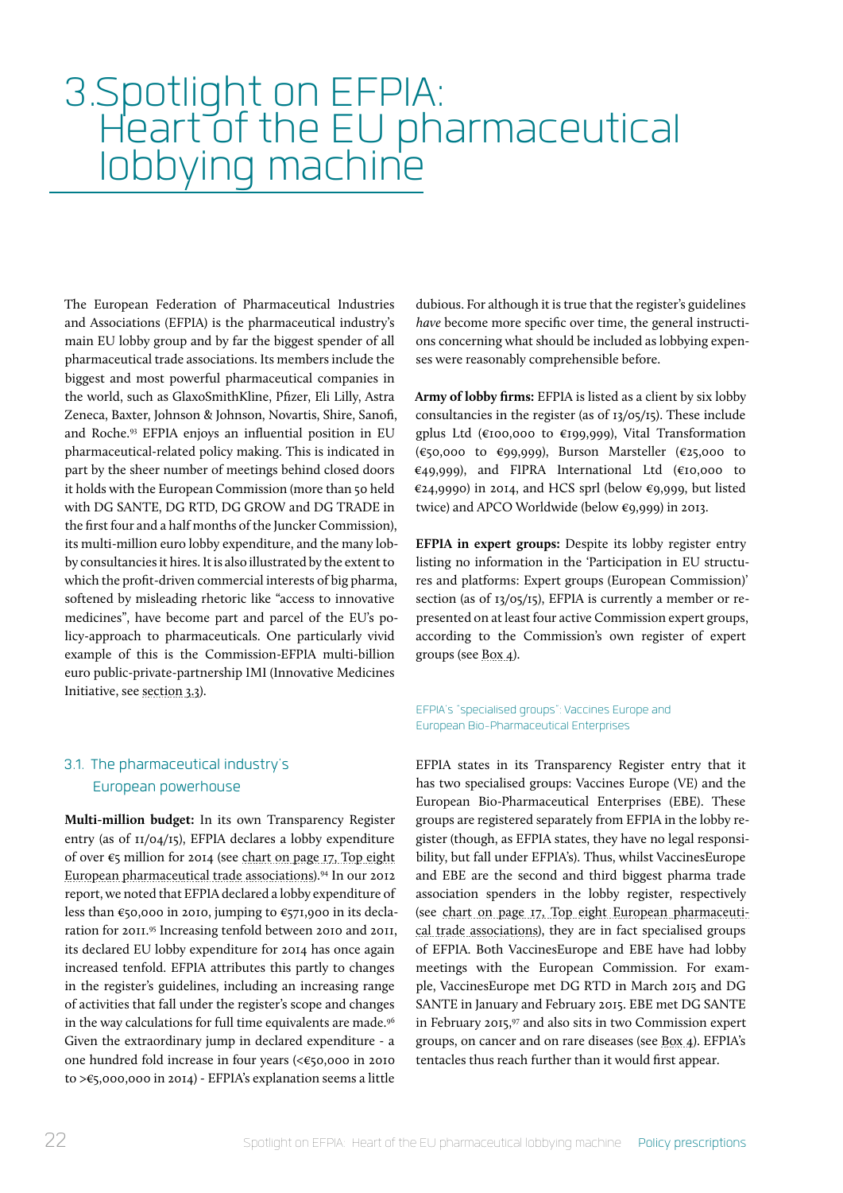# 3. Spotlight on EFPIA: Heart of the EU pharmaceutical lobbying machine

The European Federation of Pharmaceutical Industries and Associations (EFPIA) is the pharmaceutical industry's main EU lobby group and by far the biggest spender of all pharmaceutical trade associations. Its members include the biggest and most powerful pharmaceutical companies in the world, such as GlaxoSmithKline, Pfizer, Eli Lilly, Astra Zeneca, Baxter, Johnson & Johnson, Novartis, Shire, Sanofi, and Roche.[93] EFPIA enjoys an influential position in EU pharmaceutical-related policy making. This is indicated in part by the sheer number of meetings behind closed doors it holds with the European Commission (more than 50 held with DG SANTE, DG RTD, DG GROW and DG TRADE in the first four and a half months of the Juncker Commission), its multi-million euro lobby expenditure, and the many lobby consultancies it hires. It is also illustrated by the extent to which the profit-driven commercial interests of big pharma, softened by misleading rhetoric like "access to innovative medicines", have become part and parcel of the EU's policy-approach to pharmaceuticals. One particularly vivid example of this is the Commission-EFPIA multi-billion euro public-private-partnership IMI (Innovative Medicines Initiative, see section 3.3).

## 3.1. The pharmaceutical industry's European powerhouse

**Multi-million budget:** In its own Transparency Register entry (as of 11/04/15), EFPIA declares a lobby expenditure of over €5 million for 2014 (see chart on page 17, Top eight European pharmaceutical trade associations).[94] In our 2012 report, we noted that EFPIA declared a lobby expenditure of less than €50,000 in 2010, jumping to €571,900 in its declaration for 2011.[95] Increasing tenfold between 2010 and 2011, its declared EU lobby expenditure for 2014 has once again increased tenfold. EFPIA attributes this partly to changes in the register's guidelines, including an increasing range of activities that fall under the register's scope and changes in the way calculations for full time equivalents are made.[96] Given the extraordinary jump in declared expenditure - a one hundred fold increase in four years (<€50,000 in 2010 to >€5,000,000 in 2014) - EFPIA's explanation seems a little dubious. For although it is true that the register's guidelines *have* become more specific over time, the general instructions concerning what should be included as lobbying expenses were reasonably comprehensible before.

**Army of lobby firms:** EFPIA is listed as a client by six lobby consultancies in the register (as of 13/05/15). These include gplus Ltd (€100,000 to €199,999), Vital Transformation (€50,000 to €99,999), Burson Marsteller (€25,000 to €49,999), and FIPRA International Ltd (€10,000 to €24,9990) in 2014, and HCS sprl (below €9,999, but listed twice) and APCO Worldwide (below €9,999) in 2013.

**EFPIA in expert groups:** Despite its lobby register entry listing no information in the 'Participation in EU structures and platforms: Expert groups (European Commission)' section (as of 13/05/15), EFPIA is currently a member or represented on at least four active Commission expert groups, according to the Commission's own register of expert groups (see Box 4).

### EFPIA's "specialised groups": Vaccines Europe and European Bio-Pharmaceutical Enterprises

EFPIA states in its Transparency Register entry that it has two specialised groups: Vaccines Europe (VE) and the European Bio-Pharmaceutical Enterprises (EBE). These groups are registered separately from EFPIA in the lobby register (though, as EFPIA states, they have no legal responsibility, but fall under EFPIA's). Thus, whilst VaccinesEurope and EBE are the second and third biggest pharma trade association spenders in the lobby register, respectively (see chart on page 17, Top eight European pharmaceutical trade associations), they are in fact specialised groups of EFPIA. Both VaccinesEurope and EBE have had lobby meetings with the European Commission. For example, VaccinesEurope met DG RTD in March 2015 and DG SANTE in January and February 2015. EBE met DG SANTE in February 2015,[97] and also sits in two Commission expert groups, on cancer and on rare diseases (see Box 4). EFPIA's tentacles thus reach further than it would first appear.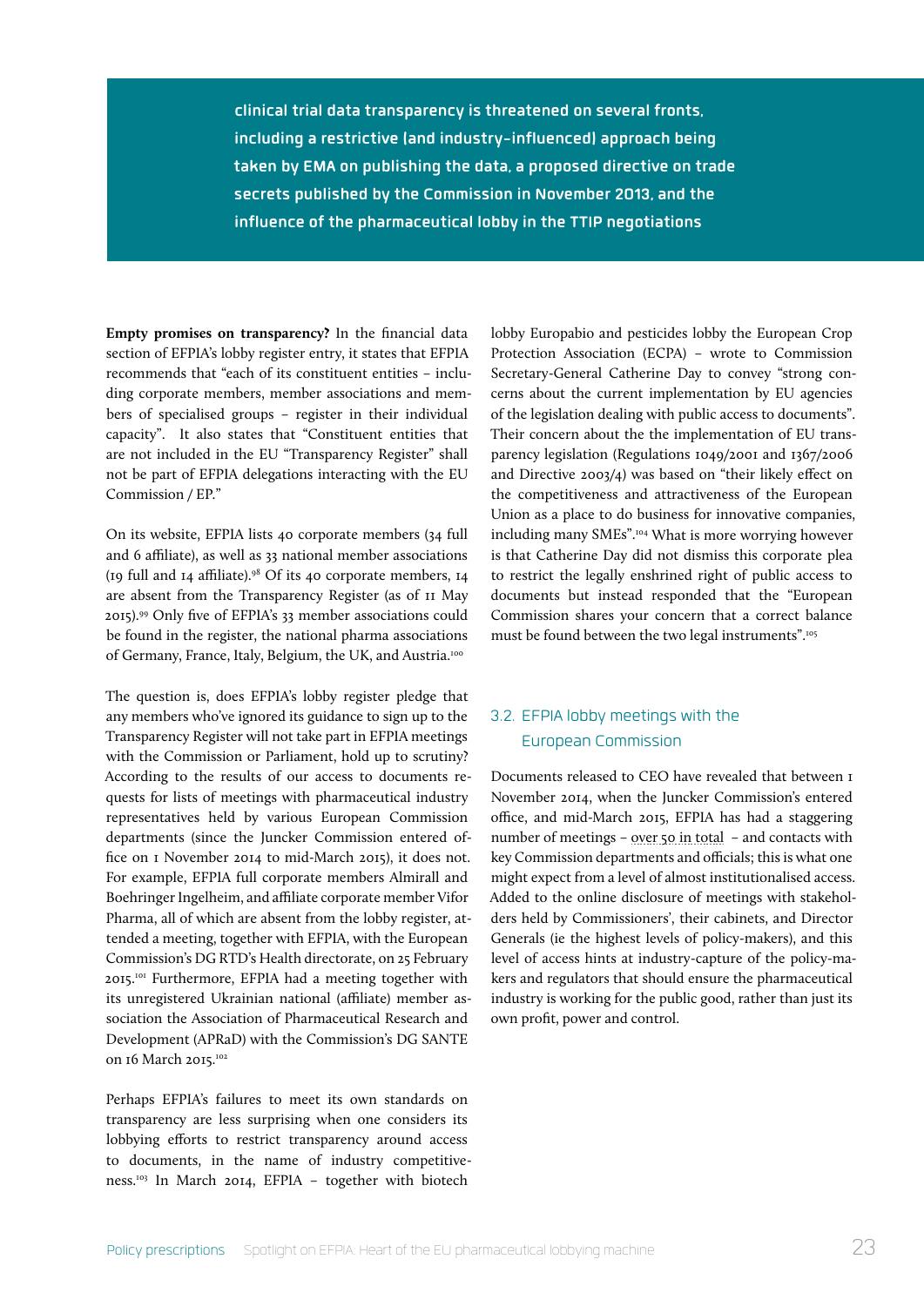> clinical trial data transparency is threatened on several fronts, including a restrictive (and industry-influenced) approach being taken by EMA on publishing the data, a proposed directive on trade secrets published by the Commission in November 2013, and the influence of the pharmaceutical lobby in the TTIP negotiations

**Empty promises on transparency?** In the financial data section of EFPIA's lobby register entry, it states that EFPIA recommends that "each of its constituent entities – including corporate members, member associations and members of specialised groups – register in their individual capacity". It also states that "Constituent entities that are not included in the EU "Transparency Register" shall not be part of EFPIA delegations interacting with the EU Commission / EP."

On its website, EFPIA lists 40 corporate members (34 full and 6 affiliate), as well as 33 national member associations (19 full and 14 affiliate).[98] Of its 40 corporate members, 14 are absent from the Transparency Register (as of 11 May 2015).[99] Only five of EFPIA's 33 member associations could be found in the register, the national pharma associations of Germany, France, Italy, Belgium, the UK, and Austria.[100]

The question is, does EFPIA's lobby register pledge that any members who've ignored its guidance to sign up to the Transparency Register will not take part in EFPIA meetings with the Commission or Parliament, hold up to scrutiny? According to the results of our access to documents requests for lists of meetings with pharmaceutical industry representatives held by various European Commission departments (since the Juncker Commission entered office on 1 November 2014 to mid-March 2015), it does not. For example, EFPIA full corporate members Almirall and Boehringer Ingelheim, and affiliate corporate member Vifor Pharma, all of which are absent from the lobby register, attended a meeting, together with EFPIA, with the European Commission's DG RTD's Health directorate, on 25 February 2015.[101] Furthermore, EFPIA had a meeting together with its unregistered Ukrainian national (affiliate) member association the Association of Pharmaceutical Research and Development (APRaD) with the Commission's DG SANTE on 16 March 2015.[102]

Perhaps EFPIA's failures to meet its own standards on transparency are less surprising when one considers its lobbying efforts to restrict transparency around access to documents, in the name of industry competitiveness.[103] In March 2014, EFPIA – together with biotech lobby Europabio and pesticides lobby the European Crop Protection Association (ECPA) – wrote to Commission Secretary-General Catherine Day to convey "strong concerns about the current implementation by EU agencies of the legislation dealing with public access to documents". Their concern about the the implementation of EU transparency legislation (Regulations 1049/2001 and 1367/2006 and Directive 2003/4) was based on "their likely effect on the competitiveness and attractiveness of the European Union as a place to do business for innovative companies, including many SMEs".[104] What is more worrying however is that Catherine Day did not dismiss this corporate plea to restrict the legally enshrined right of public access to documents but instead responded that the "European Commission shares your concern that a correct balance must be found between the two legal instruments".[105]

## 3.2. EFPIA lobby meetings with the European Commission

Documents released to CEO have revealed that between 1 November 2014, when the Juncker Commission's entered office, and mid-March 2015, EFPIA has had a staggering number of meetings – over 50 in total – and contacts with key Commission departments and officials; this is what one might expect from a level of almost institutionalised access. Added to the online disclosure of meetings with stakeholders held by Commissioners', their cabinets, and Director Generals (ie the highest levels of policy-makers), and this level of access hints at industry-capture of the policy-makers and regulators that should ensure the pharmaceutical industry is working for the public good, rather than just its own profit, power and control.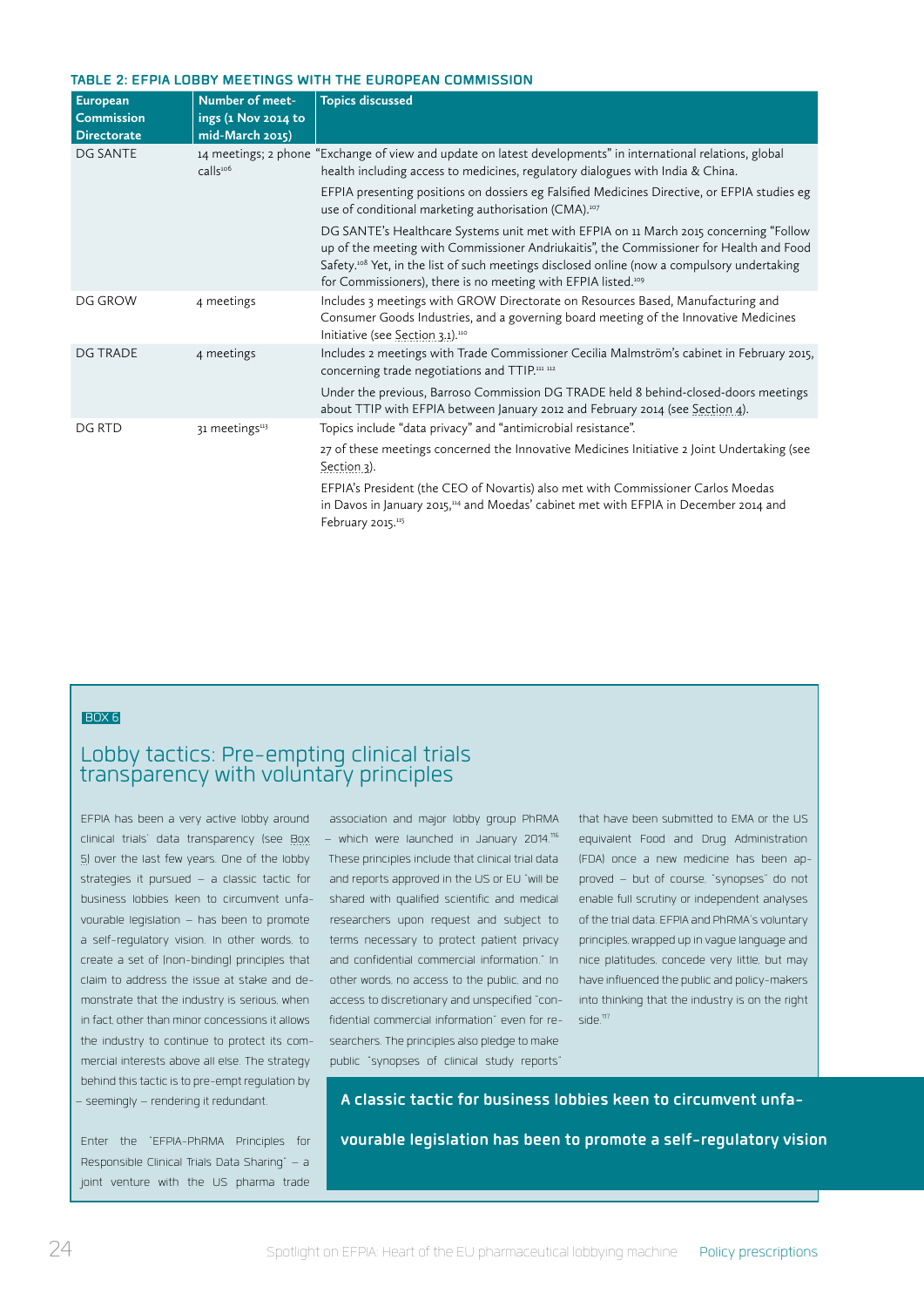**TABLE 2: EFPIA LOBBY MEETINGS WITH THE EUROPEAN COMMISSION**

| European Commission Directorate | Number of meetings (1 Nov 2014 to mid-March 2015) | Topics discussed |
|---|---|---|
| DG SANTE | 14 meetings; 2 phone calls[106] | "Exchange of view and update on latest developments" in international relations, global health including access to medicines, regulatory dialogues with India & China. EFPIA presenting positions on dossiers eg Falsified Medicines Directive, or EFPIA studies eg use of conditional marketing authorisation (CMA).[107] DG SANTE's Healthcare Systems unit met with EFPIA on 11 March 2015 concerning "Follow up of the meeting with Commissioner Andriukaitis", the Commissioner for Health and Food Safety.[108] Yet, in the list of such meetings disclosed online (now a compulsory undertaking for Commissioners), there is no meeting with EFPIA listed.[109] |
| DG GROW | 4 meetings | Includes 3 meetings with GROW Directorate on Resources Based, Manufacturing and Consumer Goods Industries, and a governing board meeting of the Innovative Medicines Initiative (see Section 3.1).[110] |
| DG TRADE | 4 meetings | Includes 2 meetings with Trade Commissioner Cecilia Malmström's cabinet in February 2015, concerning trade negotiations and TTIP.[111 112] Under the previous, Barroso Commission DG TRADE held 8 behind-closed-doors meetings about TTIP with EFPIA between January 2012 and February 2014 (see Section 4). |
| DG RTD | 31 meetings[113] | Topics include "data privacy" and "antimicrobial resistance". 27 of these meetings concerned the Innovative Medicines Initiative 2 Joint Undertaking (see Section 3). EFPIA's President (the CEO of Novartis) also met with Commissioner Carlos Moedas in Davos in January 2015,[114] and Moedas' cabinet met with EFPIA in December 2014 and February 2015.[115] |

BOX 6

## Lobby tactics: Pre-empting clinical trials transparency with voluntary principles

EFPIA has been a very active lobby around clinical trials' data transparency (see Box 5) over the last few years. One of the lobby strategies it pursued – a classic tactic for business lobbies keen to circumvent unfavourable legislation – has been to promote a self-regulatory vision. In other words, to create a set of (non-binding) principles that claim to address the issue at stake and demonstrate that the industry is serious, when in fact, other than minor concessions it allows the industry to continue to protect its commercial interests above all else. The strategy behind this tactic is to pre-empt regulation by – seemingly – rendering it redundant.

Enter the "EFPIA-PhRMA Principles for Responsible Clinical Trials Data Sharing" – a joint venture with the US pharma trade association and major lobby group PhRMA – which were launched in January 2014.[116] These principles include that clinical trial data and reports approved in the US or EU "will be shared with qualified scientific and medical researchers upon request and subject to terms necessary to protect patient privacy and confidential commercial information." In other words, no access to the public, and no access to discretionary and unspecified "confidential commercial information" even for researchers. The principles also pledge to make public "synopses of clinical study reports" that have been submitted to EMA or the US equivalent Food and Drug Administration (FDA) once a new medicine has been approved – but of course, "synopses" do not enable full scrutiny or independent analyses of the trial data. EFPIA and PhRMA's voluntary principles, wrapped up in vague language and nice platitudes, concede very little, but may have influenced the public and policy-makers into thinking that the industry is on the right side.[117]

**A classic tactic for business lobbies keen to circumvent unfavourable legislation has been to promote a self-regulatory vision**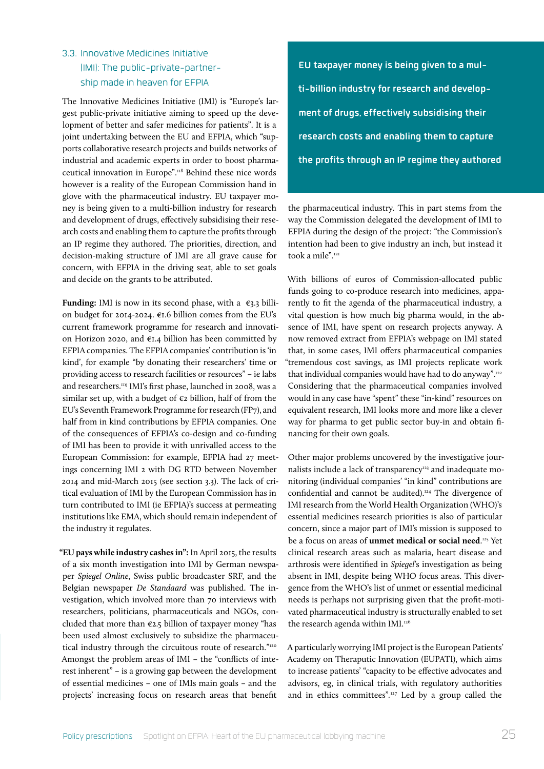## 3.3. Innovative Medicines Initiative (IMI): The public-private-partnership made in heaven for EFPIA

The Innovative Medicines Initiative (IMI) is "Europe's largest public-private initiative aiming to speed up the development of better and safer medicines for patients". It is a joint undertaking between the EU and EFPIA, which "supports collaborative research projects and builds networks of industrial and academic experts in order to boost pharmaceutical innovation in Europe".[118] Behind these nice words however is a reality of the European Commission hand in glove with the pharmaceutical industry. EU taxpayer money is being given to a multi-billion industry for research and development of drugs, effectively subsidising their research costs and enabling them to capture the profits through an IP regime they authored. The priorities, direction, and decision-making structure of IMI are all grave cause for concern, with EFPIA in the driving seat, able to set goals and decide on the grants to be attributed.

**Funding:** IMI is now in its second phase, with a €3.3 billion budget for 2014-2024. €1.6 billion comes from the EU's current framework programme for research and innovation Horizon 2020, and €1.4 billion has been committed by EFPIA companies. The EFPIA companies' contribution is 'in kind', for example "by donating their researchers' time or providing access to research facilities or resources" – ie labs and researchers.[119] IMI's first phase, launched in 2008, was a similar set up, with a budget of €2 billion, half of from the EU's Seventh Framework Programme for research (FP7), and half from in kind contributions by EFPIA companies. One of the consequences of EFPIA's co-design and co-funding of IMI has been to provide it with unrivalled access to the European Commission: for example, EFPIA had 27 meetings concerning IMI 2 with DG RTD between November 2014 and mid-March 2015 (see section 3.3). The lack of critical evaluation of IMI by the European Commission has in turn contributed to IMI (ie EFPIA)'s success at permeating institutions like EMA, which should remain independent of the industry it regulates.

**"EU pays while industry cashes in":** In April 2015, the results of a six month investigation into IMI by German newspaper *Spiegel Online*, Swiss public broadcaster SRF, and the Belgian newspaper *De Standaard* was published. The investigation, which involved more than 70 interviews with researchers, politicians, pharmaceuticals and NGOs, concluded that more than €2.5 billion of taxpayer money "has been used almost exclusively to subsidize the pharmaceutical industry through the circuitous route of research."[120] Amongst the problem areas of IMI – the "conflicts of interest inherent" – is a growing gap between the development of essential medicines – one of IMIs main goals – and the projects' increasing focus on research areas that benefit the pharmaceutical industry. This in part stems from the way the Commission delegated the development of IMI to EFPIA during the design of the project: "the Commission's intention had been to give industry an inch, but instead it took a mile".[121]

> **EU taxpayer money is being given to a multi-billion industry for research and development of drugs, effectively subsidising their research costs and enabling them to capture the profits through an IP regime they authored**

With billions of euros of Commission-allocated public funds going to co-produce research into medicines, apparently to fit the agenda of the pharmaceutical industry, a vital question is how much big pharma would, in the absence of IMI, have spent on research projects anyway. A now removed extract from EFPIA's webpage on IMI stated that, in some cases, IMI offers pharmaceutical companies "tremendous cost savings, as IMI projects replicate work that individual companies would have had to do anyway".[122] Considering that the pharmaceutical companies involved would in any case have "spent" these "in-kind" resources on equivalent research, IMI looks more and more like a clever way for pharma to get public sector buy-in and obtain financing for their own goals.

Other major problems uncovered by the investigative journalists include a lack of transparency[123] and inadequate monitoring (individual companies' "in kind" contributions are confidential and cannot be audited).[124] The divergence of IMI research from the World Health Organization (WHO)'s essential medicines research priorities is also of particular concern, since a major part of IMI's mission is supposed to be a focus on areas of **unmet medical or social need**.[125] Yet clinical research areas such as malaria, heart disease and arthrosis were identified in *Spiegel*'s investigation as being absent in IMI, despite being WHO focus areas. This divergence from the WHO's list of unmet or essential medicinal needs is perhaps not surprising given that the profit-motivated pharmaceutical industry is structurally enabled to set the research agenda within IMI.[126]

A particularly worrying IMI project is the European Patients' Academy on Theraputic Innovation (EUPATI), which aims to increase patients' "capacity to be effective advocates and advisors, eg, in clinical trials, with regulatory authorities and in ethics committees".[127] Led by a group called the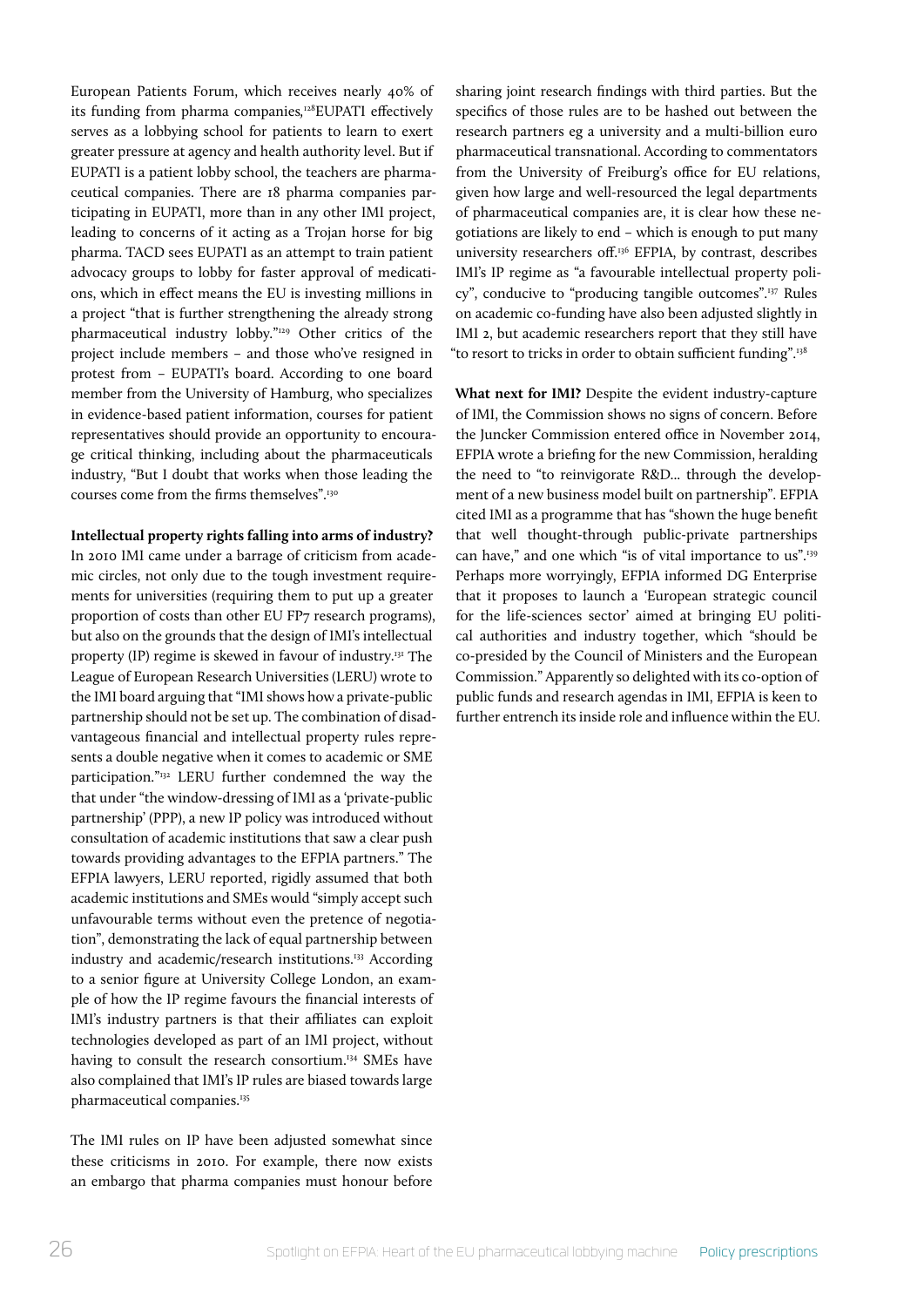European Patients Forum, which receives nearly 40% of its funding from pharma companies,[128] EUPATI effectively serves as a lobbying school for patients to learn to exert greater pressure at agency and health authority level. But if EUPATI is a patient lobby school, the teachers are pharmaceutical companies. There are 18 pharma companies participating in EUPATI, more than in any other IMI project, leading to concerns of it acting as a Trojan horse for big pharma. TACD sees EUPATI as an attempt to train patient advocacy groups to lobby for faster approval of medications, which in effect means the EU is investing millions in a project "that is further strengthening the already strong pharmaceutical industry lobby."[129] Other critics of the project include members – and those who've resigned in protest from – EUPATI's board. According to one board member from the University of Hamburg, who specializes in evidence-based patient information, courses for patient representatives should provide an opportunity to encourage critical thinking, including about the pharmaceuticals industry, "But I doubt that works when those leading the courses come from the firms themselves".[130]

**Intellectual property rights falling into arms of industry?** In 2010 IMI came under a barrage of criticism from academic circles, not only due to the tough investment requirements for universities (requiring them to put up a greater proportion of costs than other EU FP7 research programs), but also on the grounds that the design of IMI's intellectual property (IP) regime is skewed in favour of industry.[131] The League of European Research Universities (LERU) wrote to the IMI board arguing that "IMI shows how a private-public partnership should not be set up. The combination of disadvantageous financial and intellectual property rules represents a double negative when it comes to academic or SME participation."[132] LERU further condemned the way the that under "the window-dressing of IMI as a 'private-public partnership' (PPP), a new IP policy was introduced without consultation of academic institutions that saw a clear push towards providing advantages to the EFPIA partners." The EFPIA lawyers, LERU reported, rigidly assumed that both academic institutions and SMEs would "simply accept such unfavourable terms without even the pretence of negotiation", demonstrating the lack of equal partnership between industry and academic/research institutions.[133] According to a senior figure at University College London, an example of how the IP regime favours the financial interests of IMI's industry partners is that their affiliates can exploit technologies developed as part of an IMI project, without having to consult the research consortium.[134] SMEs have also complained that IMI's IP rules are biased towards large pharmaceutical companies.[135]

The IMI rules on IP have been adjusted somewhat since these criticisms in 2010. For example, there now exists an embargo that pharma companies must honour before sharing joint research findings with third parties. But the specifics of those rules are to be hashed out between the research partners eg a university and a multi-billion euro pharmaceutical transnational. According to commentators from the University of Freiburg's office for EU relations, given how large and well-resourced the legal departments of pharmaceutical companies are, it is clear how these negotiations are likely to end – which is enough to put many university researchers off.[136] EFPIA, by contrast, describes IMI's IP regime as "a favourable intellectual property policy", conducive to "producing tangible outcomes".[137] Rules on academic co-funding have also been adjusted slightly in IMI 2, but academic researchers report that they still have "to resort to tricks in order to obtain sufficient funding".[138]

**What next for IMI?** Despite the evident industry-capture of IMI, the Commission shows no signs of concern. Before the Juncker Commission entered office in November 2014, EFPIA wrote a briefing for the new Commission, heralding the need to "to reinvigorate R&D... through the development of a new business model built on partnership". EFPIA cited IMI as a programme that has "shown the huge benefit that well thought-through public-private partnerships can have," and one which "is of vital importance to us".[139] Perhaps more worryingly, EFPIA informed DG Enterprise that it proposes to launch a 'European strategic council for the life-sciences sector' aimed at bringing EU political authorities and industry together, which "should be co-presided by the Council of Ministers and the European Commission." Apparently so delighted with its co-option of public funds and research agendas in IMI, EFPIA is keen to further entrench its inside role and influence within the EU.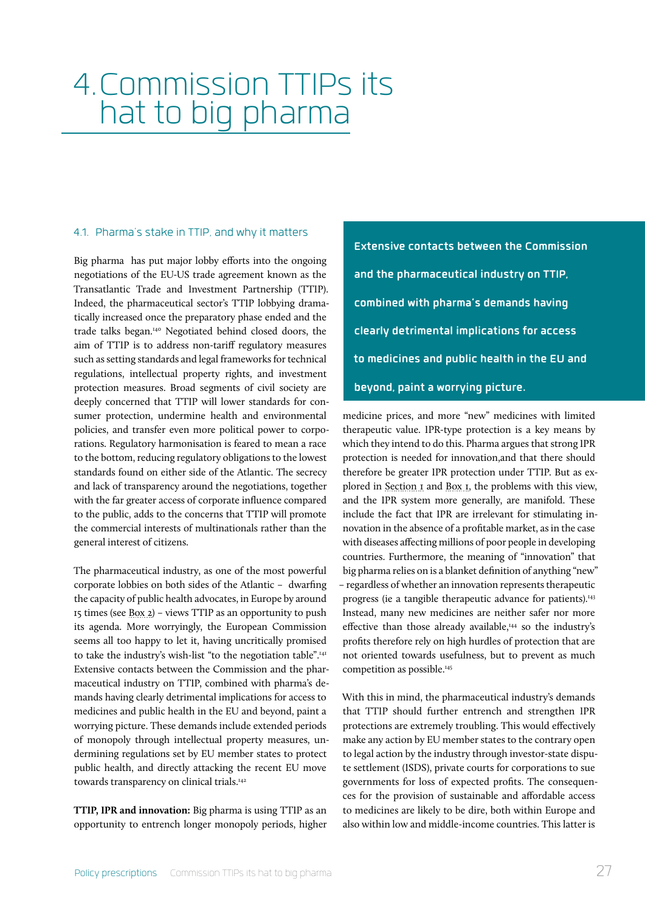# 4. Commission TTIPs its hat to big pharma

### 4.1. Pharma's stake in TTIP, and why it matters

Big pharma has put major lobby efforts into the ongoing negotiations of the EU-US trade agreement known as the Transatlantic Trade and Investment Partnership (TTIP). Indeed, the pharmaceutical sector's TTIP lobbying dramatically increased once the preparatory phase ended and the trade talks began.[140] Negotiated behind closed doors, the aim of TTIP is to address non-tariff regulatory measures such as setting standards and legal frameworks for technical regulations, intellectual property rights, and investment protection measures. Broad segments of civil society are deeply concerned that TTIP will lower standards for consumer protection, undermine health and environmental policies, and transfer even more political power to corporations. Regulatory harmonisation is feared to mean a race to the bottom, reducing regulatory obligations to the lowest standards found on either side of the Atlantic. The secrecy and lack of transparency around the negotiations, together with the far greater access of corporate influence compared to the public, adds to the concerns that TTIP will promote the commercial interests of multinationals rather than the general interest of citizens.

The pharmaceutical industry, as one of the most powerful corporate lobbies on both sides of the Atlantic – dwarfing the capacity of public health advocates, in Europe by around 15 times (see Box 2) – views TTIP as an opportunity to push its agenda. More worryingly, the European Commission seems all too happy to let it, having uncritically promised to take the industry's wish-list "to the negotiation table".[141] Extensive contacts between the Commission and the pharmaceutical industry on TTIP, combined with pharma's demands having clearly detrimental implications for access to medicines and public health in the EU and beyond, paint a worrying picture. These demands include extended periods of monopoly through intellectual property measures, undermining regulations set by EU member states to protect public health, and directly attacking the recent EU move towards transparency on clinical trials.[142]

> **Extensive contacts between the Commission and the pharmaceutical industry on TTIP, combined with pharma's demands having clearly detrimental implications for access to medicines and public health in the EU and beyond, paint a worrying picture.**

**TTIP, IPR and innovation:** Big pharma is using TTIP as an opportunity to entrench longer monopoly periods, higher medicine prices, and more "new" medicines with limited therapeutic value. IPR-type protection is a key means by which they intend to do this. Pharma argues that strong IPR protection is needed for innovation,and that there should therefore be greater IPR protection under TTIP. But as explored in Section 1 and Box 1, the problems with this view, and the IPR system more generally, are manifold. These include the fact that IPR are irrelevant for stimulating innovation in the absence of a profitable market, as in the case with diseases affecting millions of poor people in developing countries. Furthermore, the meaning of "innovation" that big pharma relies on is a blanket definition of anything "new" – regardless of whether an innovation represents therapeutic progress (ie a tangible therapeutic advance for patients).[143] Instead, many new medicines are neither safer nor more effective than those already available,[144] so the industry's profits therefore rely on high hurdles of protection that are not oriented towards usefulness, but to prevent as much competition as possible.[145]

With this in mind, the pharmaceutical industry's demands that TTIP should further entrench and strengthen IPR protections are extremely troubling. This would effectively make any action by EU member states to the contrary open to legal action by the industry through investor-state dispute settlement (ISDS), private courts for corporations to sue governments for loss of expected profits. The consequences for the provision of sustainable and affordable access to medicines are likely to be dire, both within Europe and also within low and middle-income countries. This latter is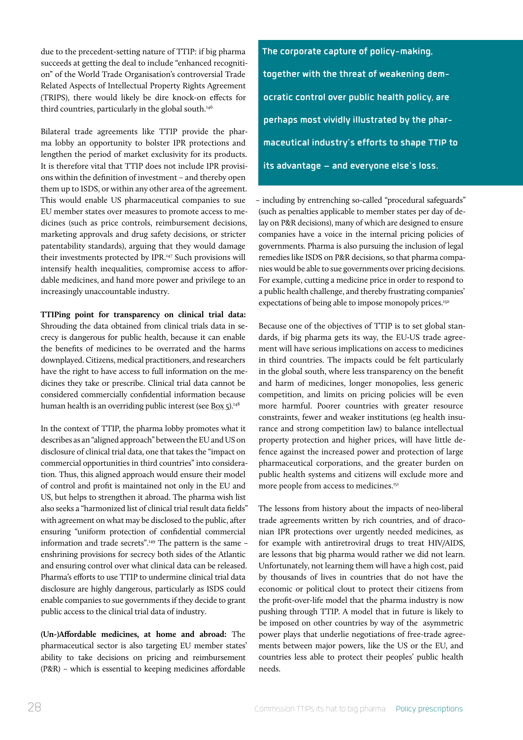due to the precedent-setting nature of TTIP: if big pharma succeeds at getting the deal to include "enhanced recognition" of the World Trade Organisation's controversial Trade Related Aspects of Intellectual Property Rights Agreement (TRIPS), there would likely be dire knock-on effects for third countries, particularly in the global south.[146]

Bilateral trade agreements like TTIP provide the pharma lobby an opportunity to bolster IPR protections and lengthen the period of market exclusivity for its products. It is therefore vital that TTIP does not include IPR provisions within the definition of investment – and thereby open them up to ISDS, or within any other area of the agreement. This would enable US pharmaceutical companies to sue EU member states over measures to promote access to medicines (such as price controls, reimbursement decisions, marketing approvals and drug safety decisions, or stricter patentability standards), arguing that they would damage their investments protected by IPR.[147] Such provisions will intensify health inequalities, compromise access to affordable medicines, and hand more power and privilege to an increasingly unaccountable industry.

**TTIPing point for transparency on clinical trial data:** Shrouding the data obtained from clinical trials data in secrecy is dangerous for public health, because it can enable the benefits of medicines to be overrated and the harms downplayed. Citizens, medical practitioners, and researchers have the right to have access to full information on the medicines they take or prescribe. Clinical trial data cannot be considered commercially confidential information because human health is an overriding public interest (see Box 5).[148]

In the context of TTIP, the pharma lobby promotes what it describes as an "aligned approach" between the EU and US on disclosure of clinical trial data, one that takes the "impact on commercial opportunities in third countries" into consideration. Thus, this aligned approach would ensure their model of control and profit is maintained not only in the EU and US, but helps to strengthen it abroad. The pharma wish list also seeks a "harmonized list of clinical trial result data fields" with agreement on what may be disclosed to the public, after ensuring "uniform protection of confidential commercial information and trade secrets".[149] The pattern is the same – enshrining provisions for secrecy both sides of the Atlantic and ensuring control over what clinical data can be released. Pharma's efforts to use TTIP to undermine clinical trial data disclosure are highly dangerous, particularly as ISDS could enable companies to sue governments if they decide to grant public access to the clinical trial data of industry.

**(Un-)Affordable medicines, at home and abroad:** The pharmaceutical sector is also targeting EU member states' ability to take decisions on pricing and reimbursement (P&R) – which is essential to keeping medicines affordable – including by entrenching so-called "procedural safeguards" (such as penalties applicable to member states per day of delay on P&R decisions), many of which are designed to ensure companies have a voice in the internal pricing policies of governments. Pharma is also pursuing the inclusion of legal remedies like ISDS on P&R decisions, so that pharma companies would be able to sue governments over pricing decisions. For example, cutting a medicine price in order to respond to a public health challenge, and thereby frustrating companies' expectations of being able to impose monopoly prices.[150]

> **The corporate capture of policy-making, together with the threat of weakening democratic control over public health policy, are perhaps most vividly illustrated by the pharmaceutical industry's efforts to shape TTIP to its advantage – and everyone else's loss.**

Because one of the objectives of TTIP is to set global standards, if big pharma gets its way, the EU-US trade agreement will have serious implications on access to medicines in third countries. The impacts could be felt particularly in the global south, where less transparency on the benefit and harm of medicines, longer monopolies, less generic competition, and limits on pricing policies will be even more harmful. Poorer countries with greater resource constraints, fewer and weaker institutions (eg health insurance and strong competition law) to balance intellectual property protection and higher prices, will have little defence against the increased power and protection of large pharmaceutical corporations, and the greater burden on public health systems and citizens will exclude more and more people from access to medicines.[151]

The lessons from history about the impacts of neo-liberal trade agreements written by rich countries, and of draconian IPR protections over urgently needed medicines, as for example with antiretroviral drugs to treat HIV/AIDS, are lessons that big pharma would rather we did not learn. Unfortunately, not learning them will have a high cost, paid by thousands of lives in countries that do not have the economic or political clout to protect their citizens from the profit-over-life model that the pharma industry is now pushing through TTIP. A model that in future is likely to be imposed on other countries by way of the asymmetric power plays that underlie negotiations of free-trade agreements between major powers, like the US or the EU, and countries less able to protect their peoples' public health needs.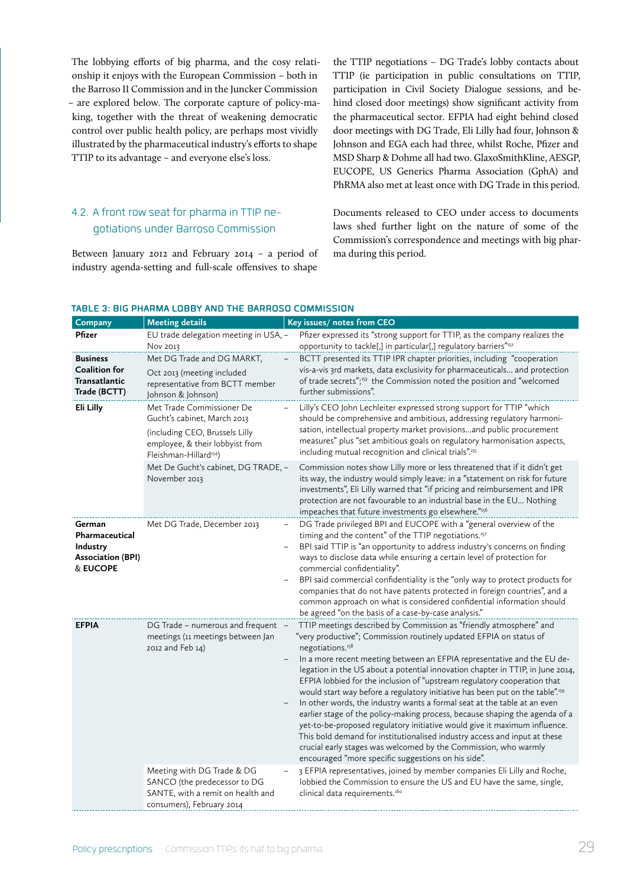The lobbying efforts of big pharma, and the cosy relationship it enjoys with the European Commission – both in the Barroso II Commission and in the Juncker Commission – are explored below. The corporate capture of policy-making, together with the threat of weakening democratic control over public health policy, are perhaps most vividly illustrated by the pharmaceutical industry's efforts to shape TTIP to its advantage – and everyone else's loss.

## 4.2. A front row seat for pharma in TTIP negotiations under Barroso Commission

Between January 2012 and February 2014 – a period of industry agenda-setting and full-scale offensives to shape the TTIP negotiations – DG Trade's lobby contacts about TTIP (ie participation in public consultations on TTIP, participation in Civil Society Dialogue sessions, and behind closed door meetings) show significant activity from the pharmaceutical sector. EFPIA had eight behind closed door meetings with DG Trade, Eli Lilly had four, Johnson & Johnson and EGA each had three, whilst Roche, Pfizer and MSD Sharp & Dohme all had two. GlaxoSmithKline, AESGP, EUCOPE, US Generics Pharma Association (GphA) and PhRMA also met at least once with DG Trade in this period.

Documents released to CEO under access to documents laws shed further light on the nature of some of the Commission's correspondence and meetings with big pharma during this period.

**TABLE 3: BIG PHARMA LOBBY AND THE BARROSO COMMISSION**

| Company | Meeting details | Key issues/ notes from CEO |
|---|---|---|
| **Pfizer** | EU trade delegation meeting in USA, Nov 2013 | – Pfizer expressed its "strong support for TTIP, as the company realizes the opportunity to tackle[,] in particular[,] regulatory barriers"[152] |
| **Business Coalition for Transatlantic Trade (BCTT)** | Met DG Trade and DG MARKT, Oct 2013 (meeting included representative from BCTT member Johnson & Johnson) | – BCTT presented its TTIP IPR chapter priorities, including "cooperation vis-a-vis 3rd markets, data exclusivity for pharmaceuticals... and protection of trade secrets";[153] the Commission noted the position and "welcomed further submissions". |
| **Eli Lilly** | Met Trade Commissioner De Gucht's cabinet, March 2013 (including CEO, Brussels Lilly employee, & their lobbyist from Fleishman-Hillard[154]) | – Lilly's CEO John Lechleiter expressed strong support for TTIP "which should be comprehensive and ambitious, addressing regulatory harmonisation, intellectual property market provisions...and public procurement measures" plus "set ambitious goals on regulatory harmonisation aspects, including mutual recognition and clinical trials".[155] |
| | Met De Gucht's cabinet, DG TRADE, November 2013 | – Commission notes show Lilly more or less threatened that if it didn't get its way, the industry would simply leave: in a "statement on risk for future investments", Eli Lilly warned that "if pricing and reimbursement and IPR protection are not favourable to an industrial base in the EU... Nothing impeaches that future investments go elsewhere."[156] |
| **German Pharmaceutical Industry Association (BPI) & EUCOPE** | Met DG Trade, December 2013 | – DG Trade privileged BPI and EUCOPE with a "general overview of the timing and the content" of the TTIP negotiations.[157] <br> – BPI said TTIP is "an opportunity to address industry's concerns on finding ways to disclose data while ensuring a certain level of protection for commercial confidentiality". <br> – BPI said commercial confidentiality is the "only way to protect products for companies that do not have patents protected in foreign countries", and a common approach on what is considered confidential information should be agreed "on the basis of a case-by-case analysis." |
| **EFPIA** | DG Trade – numerous and frequent meetings (11 meetings between Jan 2012 and Feb 14) | – TTIP meetings described by Commission as "friendly atmosphere" and "very productive"; Commission routinely updated EFPIA on status of negotiations.[158] <br> – In a more recent meeting between an EFPIA representative and the EU delegation in the US about a potential innovation chapter in TTIP, in June 2014, EFPIA lobbied for the inclusion of "upstream regulatory cooperation that would start way before a regulatory initiative has been put on the table".[159] <br> – In other words, the industry wants a formal seat at the table at an even earlier stage of the policy-making process, because shaping the agenda of a yet-to-be-proposed regulatory initiative would give it maximum influence. This bold demand for institutionalised industry access and input at these crucial early stages was welcomed by the Commission, who warmly encouraged "more specific suggestions on his side". |
| | Meeting with DG Trade & DG SANCO (the predecessor to DG SANTE, with a remit on health and consumers), February 2014 | – 3 EFPIA representatives, joined by member companies Eli Lilly and Roche, lobbied the Commission to ensure the US and EU have the same, single, clinical data requirements.[160] |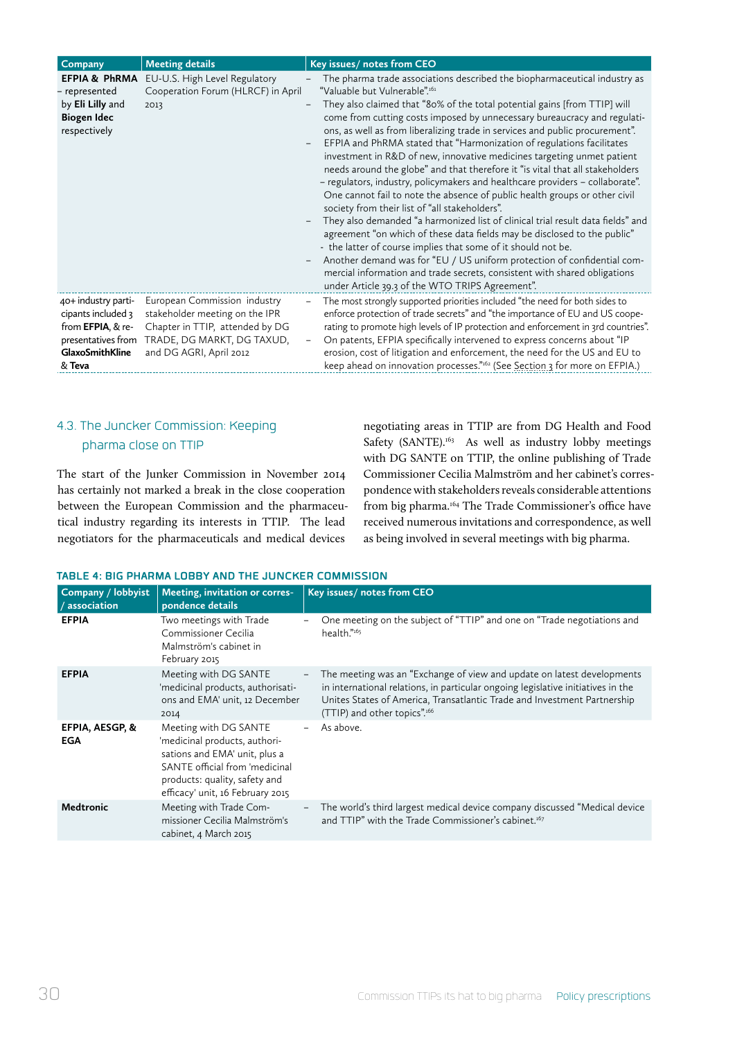| Company | Meeting details | Key issues/ notes from CEO |
|---|---|---|
| **EFPIA & PhRMA** – represented by **Eli Lilly** and **Biogen Idec** respectively | EU-U.S. High Level Regulatory Cooperation Forum (HLRCF) in April 2013 | – The pharma trade associations described the biopharmaceutical industry as "Valuable but Vulnerable".[161]<br>– They also claimed that "80% of the total potential gains [from TTIP] will come from cutting costs imposed by unnecessary bureaucracy and regulations, as well as from liberalizing trade in services and public procurement".<br>– EFPIA and PhRMA stated that "Harmonization of regulations facilitates investment in R&D of new, innovative medicines targeting unmet patient needs around the globe" and that therefore it "is vital that all stakeholders – regulators, industry, policymakers and healthcare providers – collaborate". One cannot fail to note the absence of public health groups or other civil society from their list of "all stakeholders".<br>– They also demanded "a harmonized list of clinical trial result data fields" and agreement "on which of these data fields may be disclosed to the public" - the latter of course implies that some of it should not be.<br>– Another demand was for "EU / US uniform protection of confidential commercial information and trade secrets, consistent with shared obligations under Article 39.3 of the WTO TRIPS Agreement". |
| 40+ industry participants included 3 from **EFPIA**, & representatives from **GlaxoSmithKline** & **Teva** | European Commission industry stakeholder meeting on the IPR Chapter in TTIP, attended by DG TRADE, DG MARKT, DG TAXUD, and DG AGRI, April 2012 | – The most strongly supported priorities included "the need for both sides to enforce protection of trade secrets" and "the importance of EU and US cooperating to promote high levels of IP protection and enforcement in 3rd countries".<br>– On patents, EFPIA specifically intervened to express concerns about "IP erosion, cost of litigation and enforcement, the need for the US and EU to keep ahead on innovation processes."[162] (See Section 3 for more on EFPIA.) |

## 4.3. The Juncker Commission: Keeping pharma close on TTIP

The start of the Junker Commission in November 2014 has certainly not marked a break in the close cooperation between the European Commission and the pharmaceutical industry regarding its interests in TTIP. The lead negotiators for the pharmaceuticals and medical devices negotiating areas in TTIP are from DG Health and Food Safety (SANTE).[163] As well as industry lobby meetings with DG SANTE on TTIP, the online publishing of Trade Commissioner Cecilia Malmström and her cabinet's correspondence with stakeholders reveals considerable attentions from big pharma.[164] The Trade Commissioner's office have received numerous invitations and correspondence, as well as being involved in several meetings with big pharma.

**TABLE 4: BIG PHARMA LOBBY AND THE JUNCKER COMMISSION**

| Company / lobbyist / association | Meeting, invitation or correspondence details | Key issues/ notes from CEO |
|---|---|---|
| **EFPIA** | Two meetings with Trade Commissioner Cecilia Malmström's cabinet in February 2015 | – One meeting on the subject of "TTIP" and one on "Trade negotiations and health."[165] |
| **EFPIA** | Meeting with DG SANTE 'medicinal products, authorisations and EMA' unit, 12 December 2014 | – The meeting was an "Exchange of view and update on latest developments in international relations, in particular ongoing legislative initiatives in the Unites States of America, Transatlantic Trade and Investment Partnership (TTIP) and other topics".[166] |
| **EFPIA, AESGP, & EGA** | Meeting with DG SANTE 'medicinal products, authorisations and EMA' unit, plus a SANTE official from 'medicinal products: quality, safety and efficacy' unit, 16 February 2015 | – As above. |
| **Medtronic** | Meeting with Trade Commissioner Cecilia Malmström's cabinet, 4 March 2015 | – The world's third largest medical device company discussed "Medical device and TTIP" with the Trade Commissioner's cabinet.[167] |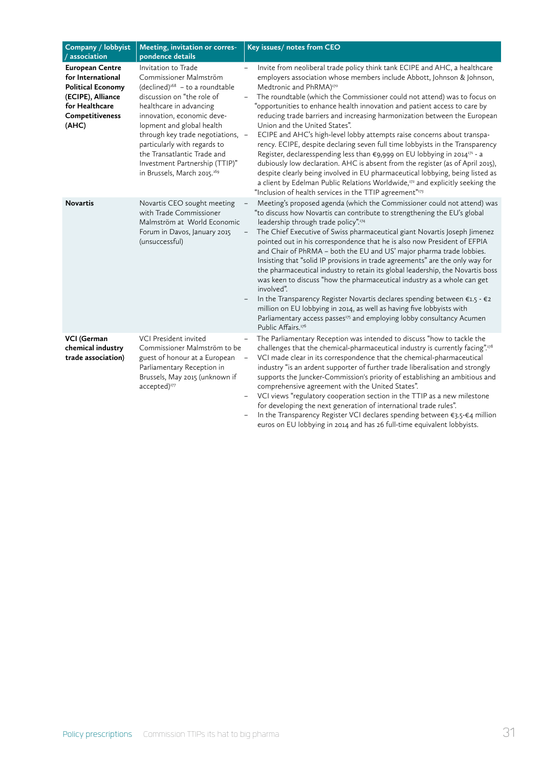| Company / lobbyist / association | Meeting, invitation or correspondence details | Key issues/ notes from CEO |
|---|---|---|
| **European Centre for International Political Economy (ECIPE), Alliance for Healthcare Competitiveness (AHC)** | Invitation to Trade Commissioner Malmström (declined)[168] – to a roundtable discussion on "the role of healthcare in advancing innovation, economic development and global health through key trade negotiations, particularly with regards to the Transatlantic Trade and Investment Partnership (TTIP)" in Brussels, March 2015.[169] | – Invite from neoliberal trade policy think tank ECIPE and AHC, a healthcare employers association whose members include Abbott, Johnson & Johnson, Medtronic and PhRMA)[170]<br>– The roundtable (which the Commissioner could not attend) was to focus on "opportunities to enhance health innovation and patient access to care by reducing trade barriers and increasing harmonization between the European Union and the United States".<br>– ECIPE and AHC's high-level lobby attempts raise concerns about transparency. ECIPE, despite declaring seven full time lobbyists in the Transparency Register, declaresspending less than €9,999 on EU lobbying in 2014[171] - a dubiously low declaration. AHC is absent from the register (as of April 2015), despite clearly being involved in EU pharmaceutical lobbying, being listed as a client by Edelman Public Relations Worldwide,[172] and explicitly seeking the "Inclusion of health services in the TTIP agreement"[173] |
| **Novartis** | Novartis CEO sought meeting with Trade Commissioner Malmström at World Economic Forum in Davos, January 2015 (unsuccessful) | – Meeting's proposed agenda (which the Commissioner could not attend) was "to discuss how Novartis can contribute to strengthening the EU's global leadership through trade policy".[174]<br>– The Chief Executive of Swiss pharmaceutical giant Novartis Joseph Jimenez pointed out in his correspondence that he is also now President of EFPIA and Chair of PhRMA – both the EU and US' major pharma trade lobbies. Insisting that "solid IP provisions in trade agreements" are the only way for the pharmaceutical industry to retain its global leadership, the Novartis boss was keen to discuss "how the pharmaceutical industry as a whole can get involved".<br>– In the Transparency Register Novartis declares spending between €1.5 - €2 million on EU lobbying in 2014, as well as having five lobbyists with Parliamentary access passes[175] and employing lobby consultancy Acumen Public Affairs.[176] |
| **VCI (German chemical industry trade association)** | VCI President invited Commissioner Malmström to be guest of honour at a European Parliamentary Reception in Brussels, May 2015 (unknown if accepted)[177] | – The Parliamentary Reception was intended to discuss "how to tackle the challenges that the chemical-pharmaceutical industry is currently facing".[178]<br>– VCI made clear in its correspondence that the chemical-pharmaceutical industry "is an ardent supporter of further trade liberalisation and strongly supports the Juncker-Commission's priority of establishing an ambitious and comprehensive agreement with the United States".<br>– VCI views "regulatory cooperation section in the TTIP as a new milestone for developing the next generation of international trade rules".<br>– In the Transparency Register VCI declares spending between €3.5-€4 million euros on EU lobbying in 2014 and has 26 full-time equivalent lobbyists. |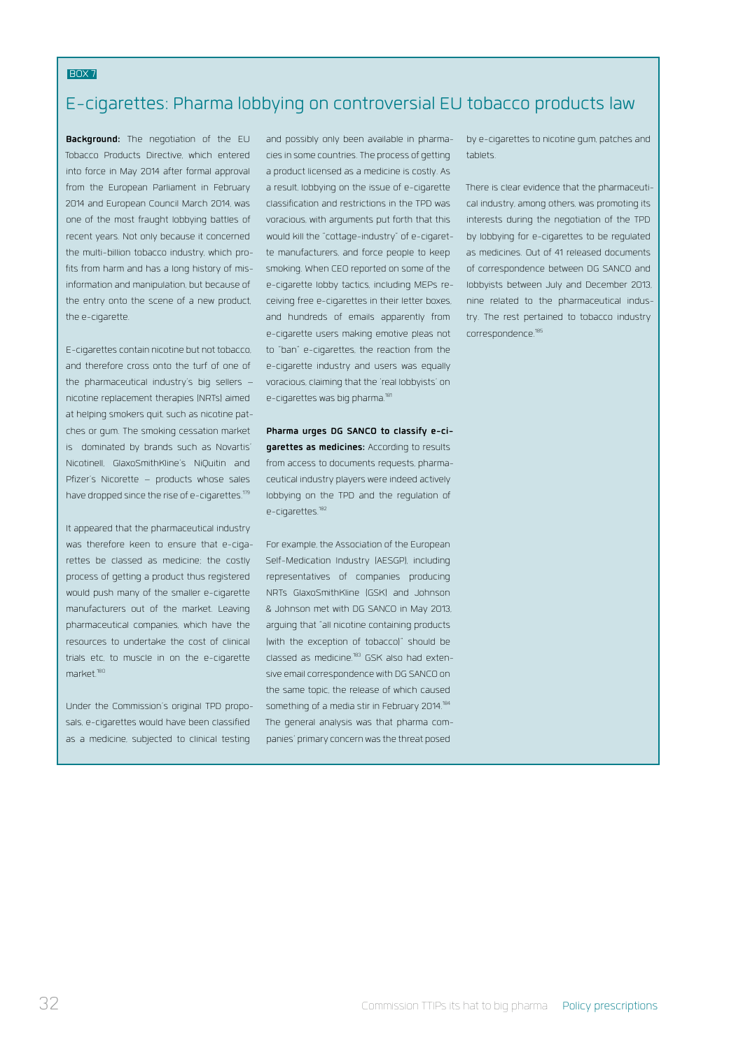BOX 7

## E-cigarettes: Pharma lobbying on controversial EU tobacco products law

**Background:** The negotiation of the EU Tobacco Products Directive, which entered into force in May 2014 after formal approval from the European Parliament in February 2014 and European Council March 2014, was one of the most fraught lobbying battles of recent years. Not only because it concerned the multi-billion tobacco industry, which profits from harm and has a long history of misinformation and manipulation, but because of the entry onto the scene of a new product, the e-cigarette.

E-cigarettes contain nicotine but not tobacco, and therefore cross onto the turf of one of the pharmaceutical industry's big sellers – nicotine replacement therapies (NRTs) aimed at helping smokers quit, such as nicotine patches or gum. The smoking cessation market is dominated by brands such as Novartis' Nicotinell, GlaxoSmithKline's NiQuitin and Pfizer's Nicorette – products whose sales have dropped since the rise of e-cigarettes.[179]

It appeared that the pharmaceutical industry was therefore keen to ensure that e-cigarettes be classed as medicine; the costly process of getting a product thus registered would push many of the smaller e-cigarette manufacturers out of the market. Leaving pharmaceutical companies, which have the resources to undertake the cost of clinical trials etc, to muscle in on the e-cigarette market.[180]

Under the Commission's original TPD proposals, e-cigarettes would have been classified as a medicine, subjected to clinical testing and possibly only been available in pharmacies in some countries. The process of getting a product licensed as a medicine is costly. As a result, lobbying on the issue of e-cigarette classification and restrictions in the TPD was voracious, with arguments put forth that this would kill the "cottage-industry" of e-cigarette manufacturers, and force people to keep smoking. When CEO reported on some of the e-cigarette lobby tactics, including MEPs receiving free e-cigarettes in their letter boxes, and hundreds of emails apparently from e-cigarette users making emotive pleas not to "ban" e-cigarettes, the reaction from the e-cigarette industry and users was equally voracious, claiming that the 'real lobbyists' on e-cigarettes was big pharma.[181]

**Pharma urges DG SANCO to classify e-cigarettes as medicines:** According to results from access to documents requests, pharmaceutical industry players were indeed actively lobbying on the TPD and the regulation of e-cigarettes.[182]

For example, the Association of the European Self-Medication Industry (AESGP), including representatives of companies producing NRTs GlaxoSmithKline (GSK) and Johnson & Johnson met with DG SANCO in May 2013, arguing that "all nicotine containing products (with the exception of tobacco)" should be classed as medicine.[183] GSK also had extensive email correspondence with DG SANCO on the same topic, the release of which caused something of a media stir in February 2014.[184] The general analysis was that pharma companies' primary concern was the threat posed by e-cigarettes to nicotine gum, patches and tablets.

There is clear evidence that the pharmaceutical industry, among others, was promoting its interests during the negotiation of the TPD by lobbying for e-cigarettes to be regulated as medicines. Out of 41 released documents of correspondence between DG SANCO and lobbyists between July and December 2013, nine related to the pharmaceutical industry. The rest pertained to tobacco industry correspondence.[185]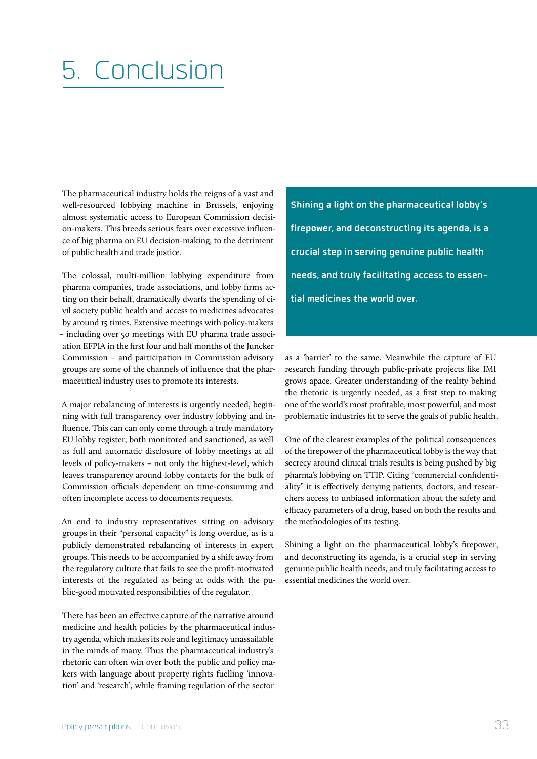# 5. Conclusion

The pharmaceutical industry holds the reigns of a vast and well-resourced lobbying machine in Brussels, enjoying almost systematic access to European Commission decision-makers. This breeds serious fears over excessive influence of big pharma on EU decision-making, to the detriment of public health and trade justice.

The colossal, multi-million lobbying expenditure from pharma companies, trade associations, and lobby firms acting on their behalf, dramatically dwarfs the spending of civil society public health and access to medicines advocates by around 15 times. Extensive meetings with policy-makers – including over 50 meetings with EU pharma trade association EFPIA in the first four and half months of the Juncker Commission – and participation in Commission advisory groups are some of the channels of influence that the pharmaceutical industry uses to promote its interests.

A major rebalancing of interests is urgently needed, beginning with full transparency over industry lobbying and influence. This can can only come through a truly mandatory EU lobby register, both monitored and sanctioned, as well as full and automatic disclosure of lobby meetings at all levels of policy-makers – not only the highest-level, which leaves transparency around lobby contacts for the bulk of Commission officials dependent on time-consuming and often incomplete access to documents requests.

An end to industry representatives sitting on advisory groups in their "personal capacity" is long overdue, as is a publicly demonstrated rebalancing of interests in expert groups. This needs to be accompanied by a shift away from the regulatory culture that fails to see the profit-motivated interests of the regulated as being at odds with the public-good motivated responsibilities of the regulator.

There has been an effective capture of the narrative around medicine and health policies by the pharmaceutical industry agenda, which makes its role and legitimacy unassailable in the minds of many. Thus the pharmaceutical industry's rhetoric can often win over both the public and policy makers with language about property rights fuelling 'innovation' and 'research', while framing regulation of the sector as a 'barrier' to the same. Meanwhile the capture of EU research funding through public-private projects like IMI grows apace. Greater understanding of the reality behind the rhetoric is urgently needed, as a first step to making one of the world's most profitable, most powerful, and most problematic industries fit to serve the goals of public health.

> **Shining a light on the pharmaceutical lobby's firepower, and deconstructing its agenda, is a crucial step in serving genuine public health needs, and truly facilitating access to essential medicines the world over.**

One of the clearest examples of the political consequences of the firepower of the pharmaceutical lobby is the way that secrecy around clinical trials results is being pushed by big pharma's lobbying on TTIP. Citing "commercial confidentiality" it is effectively denying patients, doctors, and researchers access to unbiased information about the safety and efficacy parameters of a drug, based on both the results and the methodologies of its testing.

Shining a light on the pharmaceutical lobby's firepower, and deconstructing its agenda, is a crucial step in serving genuine public health needs, and truly facilitating access to essential medicines the world over.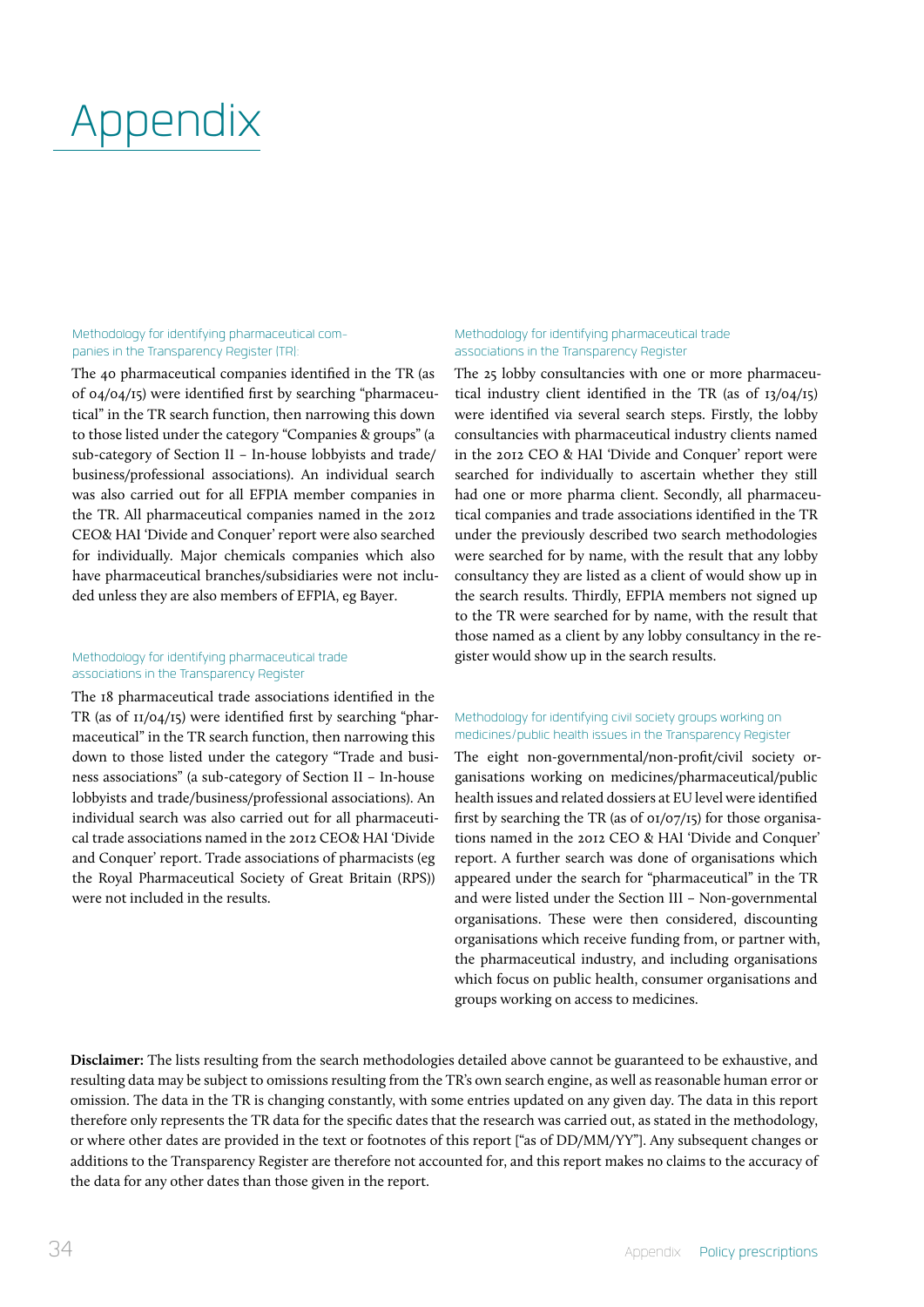# Appendix

### Methodology for identifying pharmaceutical companies in the Transparency Register (TR):

The 40 pharmaceutical companies identified in the TR (as of 04/04/15) were identified first by searching "pharmaceutical" in the TR search function, then narrowing this down to those listed under the category "Companies & groups" (a sub-category of Section II – In-house lobbyists and trade/business/professional associations). An individual search was also carried out for all EFPIA member companies in the TR. All pharmaceutical companies named in the 2012 CEO& HAI 'Divide and Conquer' report were also searched for individually. Major chemicals companies which also have pharmaceutical branches/subsidiaries were not included unless they are also members of EFPIA, eg Bayer.

### Methodology for identifying pharmaceutical trade associations in the Transparency Register

The 18 pharmaceutical trade associations identified in the TR (as of 11/04/15) were identified first by searching "pharmaceutical" in the TR search function, then narrowing this down to those listed under the category "Trade and business associations" (a sub-category of Section II – In-house lobbyists and trade/business/professional associations). An individual search was also carried out for all pharmaceutical trade associations named in the 2012 CEO& HAI 'Divide and Conquer' report. Trade associations of pharmacists (eg the Royal Pharmaceutical Society of Great Britain (RPS)) were not included in the results.

### Methodology for identifying pharmaceutical trade associations in the Transparency Register

The 25 lobby consultancies with one or more pharmaceutical industry client identified in the TR (as of 13/04/15) were identified via several search steps. Firstly, the lobby consultancies with pharmaceutical industry clients named in the 2012 CEO & HAI 'Divide and Conquer' report were searched for individually to ascertain whether they still had one or more pharma client. Secondly, all pharmaceutical companies and trade associations identified in the TR under the previously described two search methodologies were searched for by name, with the result that any lobby consultancy they are listed as a client of would show up in the search results. Thirdly, EFPIA members not signed up to the TR were searched for by name, with the result that those named as a client by any lobby consultancy in the register would show up in the search results.

### Methodology for identifying civil society groups working on medicines/public health issues in the Transparency Register

The eight non-governmental/non-profit/civil society organisations working on medicines/pharmaceutical/public health issues and related dossiers at EU level were identified first by searching the TR (as of 01/07/15) for those organisations named in the 2012 CEO & HAI 'Divide and Conquer' report. A further search was done of organisations which appeared under the search for "pharmaceutical" in the TR and were listed under the Section III – Non-governmental organisations. These were then considered, discounting organisations which receive funding from, or partner with, the pharmaceutical industry, and including organisations which focus on public health, consumer organisations and groups working on access to medicines.

**Disclaimer:** The lists resulting from the search methodologies detailed above cannot be guaranteed to be exhaustive, and resulting data may be subject to omissions resulting from the TR's own search engine, as well as reasonable human error or omission. The data in the TR is changing constantly, with some entries updated on any given day. The data in this report therefore only represents the TR data for the specific dates that the research was carried out, as stated in the methodology, or where other dates are provided in the text or footnotes of this report ["as of DD/MM/YY"]. Any subsequent changes or additions to the Transparency Register are therefore not accounted for, and this report makes no claims to the accuracy of the data for any other dates than those given in the report.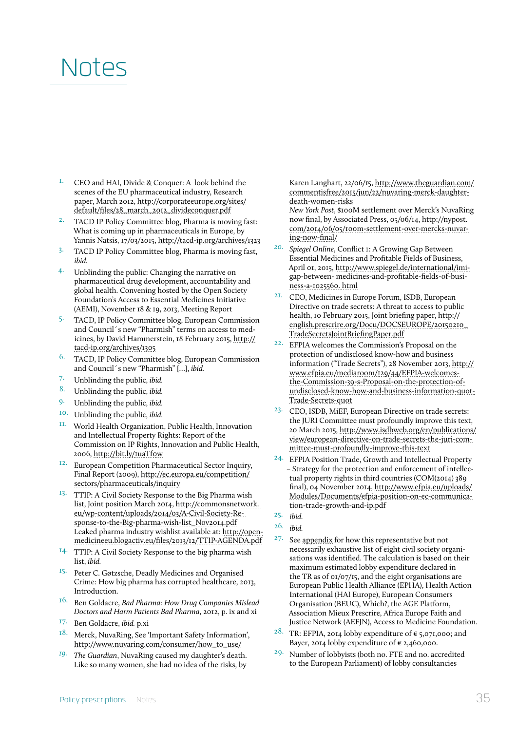# Notes

1. CEO and HAI, Divide & Conquer: A look behind the scenes of the EU pharmaceutical industry, Research paper, March 2012, http://corporateeurope.org/sites/default/files/28_march_2012_divideconquer.pdf
2. TACD IP Policy Committee blog, Pharma is moving fast: What is coming up in pharmaceuticals in Europe, by Yannis Natsis, 17/03/2015, http://tacd-ip.org/archives/1323
3. TACD IP Policy Committee blog, Pharma is moving fast, *ibid.*
4. Unblinding the public: Changing the narrative on pharmaceutical drug development, accountability and global health. Convening hosted by the Open Society Foundation's Access to Essential Medicines Initiative (AEMI), November 18 & 19, 2013, Meeting Report
5. TACD, IP Policy Committee blog, European Commission and Council´s new "Pharmish" terms on access to medicines, by David Hammerstein, 18 February 2015, http://tacd-ip.org/archives/1305
6. TACD, IP Policy Committee blog, European Commission and Council´s new "Pharmish" […], *ibid.*
7. Unblinding the public, *ibid.*
8. Unblinding the public, *ibid.*
9. Unblinding the public, *ibid.*
10. Unblinding the public, *ibid.*
11. World Health Organization, Public Health, Innovation and Intellectual Property Rights: Report of the Commission on IP Rights, Innovation and Public Health, 2006, http://bit.ly/1uaTfow
12. European Competition Pharmaceutical Sector Inquiry, Final Report (2009), http://ec.europa.eu/competition/sectors/pharmaceuticals/inquiry
13. TTIP: A Civil Society Response to the Big Pharma wish list, Joint position March 2014, http://commonsnetwork.eu/wp-content/uploads/2014/03/A-Civil-Society-Response-to-the-Big-pharma-wish-list_Nov2014.pdf Leaked pharma industry wishlist available at: http://openmedicineeu.blogactiv.eu/files/2013/12/TTIP-AGENDA.pdf
14. TTIP: A Civil Society Response to the big pharma wish list, *ibid.*
15. Peter C. Gøtzsche, Deadly Medicines and Organised Crime: How big pharma has corrupted healthcare, 2013, Introduction.
16. Ben Goldacre, *Bad Pharma: How Drug Companies Mislead Doctors and Harm Patients Bad Pharma*, 2012, p. ix and xi
17. Ben Goldacre, *ibid.* p.xi
18. Merck, NuvaRing, See 'Important Safety Information', http://www.nuvaring.com/consumer/how_to_use/
19. *The Guardian*, NuvaRing caused my daughter's death. Like so many women, she had no idea of the risks, by Karen Langhart, 22/06/15, http://www.theguardian.com/commentisfree/2015/jun/22/nuvaring-merck-daughter-death-women-risks
    *New York Post*, $100M settlement over Merck's NuvaRing now final, by Associated Press, 05/06/14, http://nypost.com/2014/06/05/100m-settlement-over-mercks-nuvaring-now-final/
20. *Spiegel Online*, Conflict 1: A Growing Gap Between Essential Medicines and Profitable Fields of Business, April 01, 2015, http://www.spiegel.de/international/imi-gap-between-medicines-and-profitable-fields-of-business-a-1025560.html
21. CEO, Medicines in Europe Forum, ISDB, European Directive on trade secrets: A threat to access to public health, 10 February 2015, Joint briefing paper, http://english.prescrire.org/Docu/DOCSEUROPE/20150210_TradeSecretsJointBriefingPaper.pdf
22. EFPIA welcomes the Commission's Proposal on the protection of undisclosed know-how and business information ("Trade Secrets"), 28 November 2013, http://www.efpia.eu/mediaroom/129/44/EFPIA-welcomes-the-Commission-39-s-Proposal-on-the-protection-of-undisclosed-know-how-and-business-information-quot-Trade-Secrets-quot
23. CEO, ISDB, MiEF, European Directive on trade secrets: the JURI Committee must profoundly improve this text, 20 March 2015, http://www.isdbweb.org/en/publications/view/european-directive-on-trade-secrets-the-juri-committee-must-profoundly-improve-this-text
24. EFPIA Position Trade, Growth and Intellectual Property – Strategy for the protection and enforcement of intellectual property rights in third countries (COM(2014) 389 final), 04 November 2014, http://www.efpia.eu/uploads/Modules/Documents/efpia-position-on-ec-communication-trade-growth-and-ip.pdf
25. *ibid.*
26. *ibid.*
27. See appendix for how this representative but not necessarily exhaustive list of eight civil society organisations was identified. The calculation is based on their maximum estimated lobby expenditure declared in the TR as of 01/07/15, and the eight organisations are European Public Health Alliance (EPHA), Health Action International (HAI Europe), European Consumers Organisation (BEUC), Which?, the AGE Platform, Association Mieux Prescrire, Africa Europe Faith and Justice Network (AEFJN), Access to Medicine Foundation.
28. TR: EFPIA, 2014 lobby expenditure of € 5,071,000; and Bayer, 2014 lobby expenditure of € 2,460,000.
29. Number of lobbyists (both no. FTE and no. accredited to the European Parliament) of lobby consultancies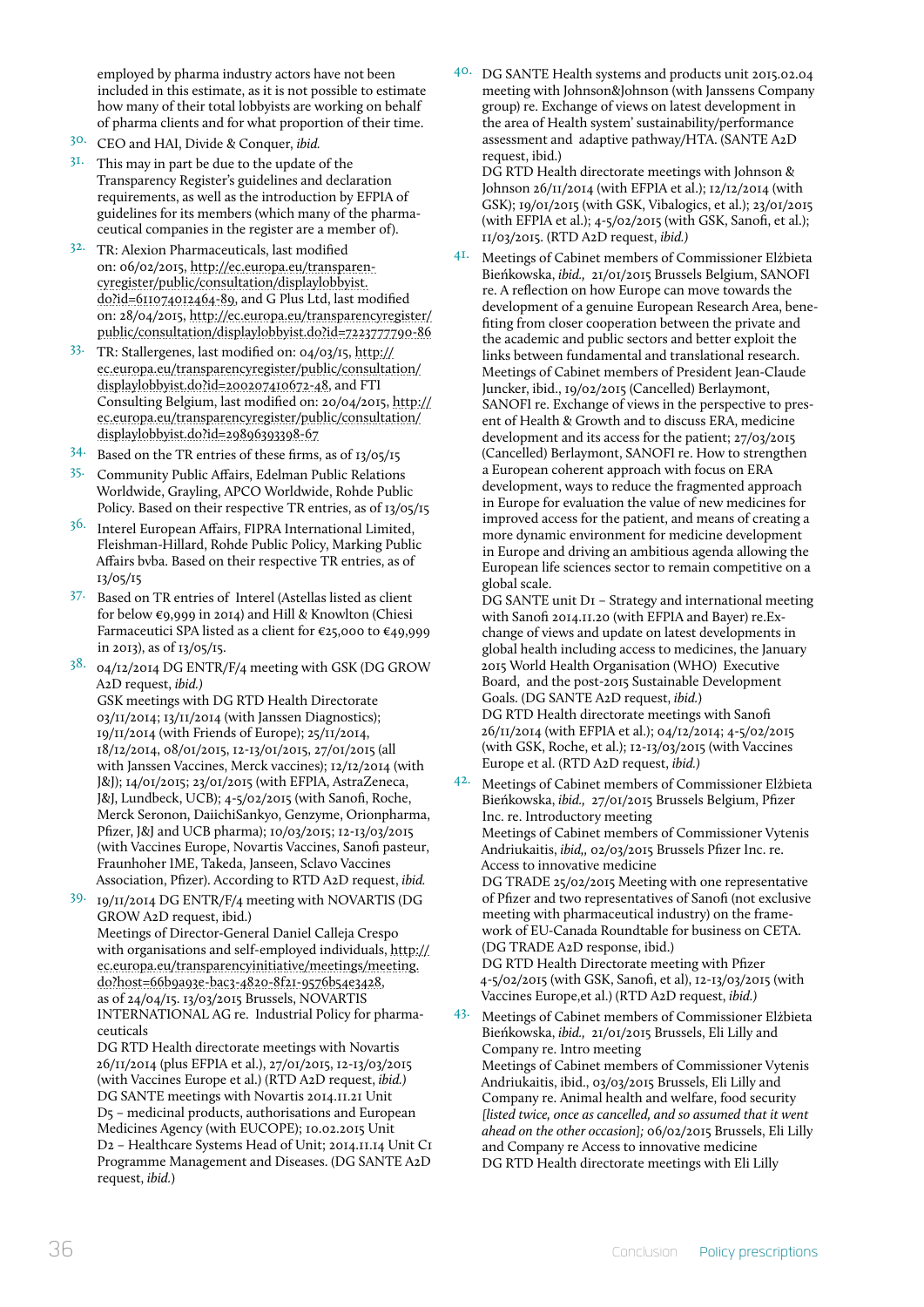employed by pharma industry actors have not been included in this estimate, as it is not possible to estimate how many of their total lobbyists are working on behalf of pharma clients and for what proportion of their time.

30. CEO and HAI, Divide & Conquer, *ibid.*

31. This may in part be due to the update of the Transparency Register's guidelines and declaration requirements, as well as the introduction by EFPIA of guidelines for its members (which many of the pharmaceutical companies in the register are a member of).

32. TR: Alexion Pharmaceuticals, last modified on: 06/02/2015, http://ec.europa.eu/transparencyregister/public/consultation/displaylobbyist.do?id=611074012464-89, and G Plus Ltd, last modified on: 28/04/2015, http://ec.europa.eu/transparencyregister/public/consultation/displaylobbyist.do?id=7223777790-86

33. TR: Stallergenes, last modified on: 04/03/15, http://ec.europa.eu/transparencyregister/public/consultation/displaylobbyist.do?id=200207410672-48, and FTI Consulting Belgium, last modified on: 20/04/2015, http://ec.europa.eu/transparencyregister/public/consultation/displaylobbyist.do?id=29896393398-67

34. Based on the TR entries of these firms, as of 13/05/15

35. Community Public Affairs, Edelman Public Relations Worldwide, Grayling, APCO Worldwide, Rohde Public Policy. Based on their respective TR entries, as of 13/05/15

36. Interel European Affairs, FIPRA International Limited, Fleishman-Hillard, Rohde Public Policy, Marking Public Affairs bvba. Based on their respective TR entries, as of 13/05/15

37. Based on TR entries of Interel (Astellas listed as client for below €9,999 in 2014) and Hill & Knowlton (Chiesi Farmaceutici SPA listed as a client for €25,000 to €49,999 in 2013), as of 13/05/15.

38. 04/12/2014 DG ENTR/F/4 meeting with GSK (DG GROW A2D request, *ibid.*)
GSK meetings with DG RTD Health Directorate 03/11/2014; 13/11/2014 (with Janssen Diagnostics); 19/11/2014 (with Friends of Europe); 25/11/2014, 18/12/2014, 08/01/2015, 12-13/01/2015, 27/01/2015 (all with Janssen Vaccines, Merck vaccines); 12/12/2014 (with J&J); 14/01/2015; 23/01/2015 (with EFPIA, AstraZeneca, J&J, Lundbeck, UCB); 4-5/02/2015 (with Sanofi, Roche, Merck Seronon, DaiichiSankyo, Genzyme, Orionpharma, Pfizer, J&J and UCB pharma); 10/03/2015; 12-13/03/2015 (with Vaccines Europe, Novartis Vaccines, Sanofi pasteur, Fraunhoher IME, Takeda, Janseen, Sclavo Vaccines Association, Pfizer). According to RTD A2D request, *ibid.*

39. 19/11/2014 DG ENTR/F/4 meeting with NOVARTIS (DG GROW A2D request, ibid.)
Meetings of Director-General Daniel Calleja Crespo with organisations and self-employed individuals, http://ec.europa.eu/transparencyinitiative/meetings/meeting.do?host=66b9a93e-bac3-4820-8f21-9576b54e3428, as of 24/04/15. 13/03/2015 Brussels, NOVARTIS INTERNATIONAL AG re. Industrial Policy for pharmaceuticals
DG RTD Health directorate meetings with Novartis 26/11/2014 (plus EFPIA et al.), 27/01/2015, 12-13/03/2015 (with Vaccines Europe et al.) (RTD A2D request, *ibid.)*
DG SANTE meetings with Novartis 2014.11.21 Unit D5 – medicinal products, authorisations and European Medicines Agency (with EUCOPE); 10.02.2015 Unit D2 – Healthcare Systems Head of Unit; 2014.11.14 Unit C1 Programme Management and Diseases. (DG SANTE A2D request, *ibid.*)

40. DG SANTE Health systems and products unit 2015.02.04 meeting with Johnson&Johnson (with Janssens Company group) re. Exchange of views on latest development in the area of Health system' sustainability/performance assessment and adaptive pathway/HTA. (SANTE A2D request, ibid.)
DG RTD Health directorate meetings with Johnson & Johnson 26/11/2014 (with EFPIA et al.); 12/12/2014 (with GSK); 19/01/2015 (with GSK, Vibalogics, et al.); 23/01/2015 (with EFPIA et al.); 4-5/02/2015 (with GSK, Sanofi, et al.); 11/03/2015. (RTD A2D request, *ibid.)*

41. Meetings of Cabinet members of Commissioner Elżbieta Bieńkowska, *ibid.,* 21/01/2015 Brussels Belgium, SANOFI re. A reflection on how Europe can move towards the development of a genuine European Research Area, benefiting from closer cooperation between the private and the academic and public sectors and better exploit the links between fundamental and translational research.
Meetings of Cabinet members of President Jean-Claude Juncker, ibid., 19/02/2015 (Cancelled) Berlaymont, SANOFI re. Exchange of views in the perspective to present of Health & Growth and to discuss ERA, medicine development and its access for the patient; 27/03/2015 (Cancelled) Berlaymont, SANOFI re. How to strengthen a European coherent approach with focus on ERA development, ways to reduce the fragmented approach in Europe for evaluation the value of new medicines for improved access for the patient, and means of creating a more dynamic environment for medicine development in Europe and driving an ambitious agenda allowing the European life sciences sector to remain competitive on a global scale.
DG SANTE unit D1 – Strategy and international meeting with Sanofi 2014.11.20 (with EFPIA and Bayer) re.Exchange of views and update on latest developments in global health including access to medicines, the January 2015 World Health Organisation (WHO) Executive Board, and the post-2015 Sustainable Development Goals. (DG SANTE A2D request, *ibid.*)
DG RTD Health directorate meetings with Sanofi 26/11/2014 (with EFPIA et al.); 04/12/2014; 4-5/02/2015 (with GSK, Roche, et al.); 12-13/03/2015 (with Vaccines Europe et al. (RTD A2D request, *ibid.)*

42. Meetings of Cabinet members of Commissioner Elżbieta Bieńkowska, *ibid.,* 27/01/2015 Brussels Belgium, Pfizer Inc. re. Introductory meeting
Meetings of Cabinet members of Commissioner Vytenis Andriukaitis, *ibid,,* 02/03/2015 Brussels Pfizer Inc. re. Access to innovative medicine
DG TRADE 25/02/2015 Meeting with one representative of Pfizer and two representatives of Sanofi (not exclusive meeting with pharmaceutical industry) on the framework of EU-Canada Roundtable for business on CETA. (DG TRADE A2D response, ibid.)
DG RTD Health Directorate meeting with Pfizer 4-5/02/2015 (with GSK, Sanofi, et al), 12-13/03/2015 (with Vaccines Europe,et al.) (RTD A2D request, *ibid.)*

43. Meetings of Cabinet members of Commissioner Elżbieta Bieńkowska, *ibid.,* 21/01/2015 Brussels, Eli Lilly and Company re. Intro meeting
Meetings of Cabinet members of Commissioner Vytenis Andriukaitis, ibid., 03/03/2015 Brussels, Eli Lilly and Company re. Animal health and welfare, food security *[listed twice, once as cancelled, and so assumed that it went ahead on the other occasion];* 06/02/2015 Brussels, Eli Lilly and Company re Access to innovative medicine
DG RTD Health directorate meetings with Eli Lilly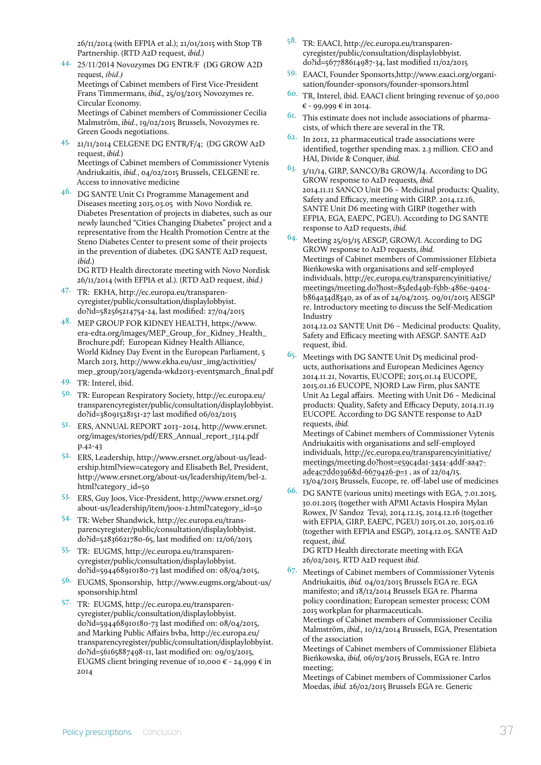26/11/2014 (with EFPIA et al.); 21/01/2015 with Stop TB Partnership. (RTD A2D request, *ibid.)*

44. 25/11/2014 Novozymes DG ENTR/F (DG GROW A2D request, *ibid.)*
Meetings of Cabinet members of First Vice-President Frans Timmermans, *ibid.,* 25/03/2015 Novozymes re. Circular Economy.
Meetings of Cabinet members of Commissioner Cecilia Malmström, *ibid.*, 19/02/2015 Brussels, Novozymes re. Green Goods negotiations.

45. 21/11/2014 CELGENE DG ENTR/F/4; (DG GROW A2D request, *ibid.*)
Meetings of Cabinet members of Commissioner Vytenis Andriukaitis, *ibid.*, 04/02/2015 Brussels, CELGENE re. Access to innovative medicine

46. DG SANTE Unit C1 Programme Management and Diseases meeting 2015.03.05 with Novo Nordisk re. Diabetes Presentation of projects in diabetes, such as our newly launched "Cities Changing Diabetes" project and a representative from the Health Promotion Centre at the Steno Diabetes Center to present some of their projects in the prevention of diabetes. (DG SANTE A2D request, *ibid.*)
DG RTD Health directorate meeting with Novo Nordisk 26/11/2014 (with EFPIA et al.). (RTD A2D request, *ibid.)*

47. TR: EKHA, http://ec.europa.eu/transparencyregister/public/consultation/displaylobbyist.do?id=582565214754-24, last modified: 27/04/2015

48. MEP GROUP FOR KIDNEY HEALTH, https://www.era-edta.org/images/MEP_Group_for_Kidney_Health_Brochure.pdf; European Kidney Health Alliance, World Kidney Day Event in the European Parliament, 5 March 2013, http://www.ekha.eu/usr_img/activities/mep_group/2013/agenda-wkd2013-event5march_final.pdf

49. TR: Interel, ibid.

50. TR: European Respiratory Society, http://ec.europa.eu/transparencyregister/public/consultation/displaylobbyist.do?id=38091528151-27 last modified 06/02/2015

51. ERS, ANNUAL REPORT 2013–2014, http://www.ersnet.org/images/stories/pdf/ERS_Annual_report_1314.pdf p.42-43

52. ERS, Leadership, http://www.ersnet.org/about-us/leadership.html?view=category and Elisabeth Bel, President, http://www.ersnet.org/about-us/leadership/item/bel-2.html?category_id=50

53. ERS, Guy Joos, Vice-President, http://www.ersnet.org/about-us/leadership/item/joos-2.html?category_id=50

54. TR: Weber Shandwick, http://ec.europa.eu/transparencyregister/public/consultation/displaylobbyist.do?id=52836621780-65, last modified on: 12/06/2015

55. TR: EUGMS, http://ec.europa.eu/transparencyregister/public/consultation/displaylobbyist.do?id=594468910180-73 last modified on: 08/04/2015,

56. EUGMS, Sponsorship, http://www.eugms.org/about-us/sponsorship.html

57. TR: EUGMS, http://ec.europa.eu/transparencyregister/public/consultation/displaylobbyist.do?id=594468910180-73 last modified on: 08/04/2015, and Marking Public Affairs bvba, http://ec.europa.eu/transparencyregister/public/consultation/displaylobbyist.do?id=56165887498-11, last modified on: 09/03/2015, EUGMS client bringing revenue of 10,000 € - 24,999 € in 2014

58. TR: EAACI, http://ec.europa.eu/transparencyregister/public/consultation/displaylobbyist.do?id=567788614987-34, last modified 11/02/2015

59. EAACI, Founder Sponsorts,http://www.eaaci.org/organisation/founder-sponsors/founder-sponsors.html

60. TR, Interel, ibid. EAACI client bringing revenue of 50,000 € - 99,999 € in 2014.

61. This estimate does not include associations of pharmacists, of which there are several in the TR.

62. In 2012, 22 pharmaceutical trade associations were identified, together spending max. 2.3 million. CEO and HAI, Divide & Conquer, *ibid.*

63. 3/11/14, GIRP, SANCO/B2 GROW/I4. According to DG GROW response to A2D requests, *ibid.*
2014.11.11 SANCO Unit D6 – Medicinal products: Quality, Safety and Efficacy, meeting with GIRP. 2014.12.16, SANTE Unit D6 meeting with GIRP (together with EFPIA, EGA, EAEPC, PGEU). According to DG SANTE response to A2D requests, *ibid.*

64. Meeting 25/03/15 AESGP, GROW/I. According to DG GROW response to A2D requests, *ibid.*
Meetings of Cabinet members of Commissioner Elżbieta Bieńkowska with organisations and self-employed individuals, http://ec.europa.eu/transparencyinitiative/meetings/meeting.do?host=85ded49b-f5bb-486e-9404-b864a34d8340, as of as of 24/04/2015. 09/01/2015 AESGP re. Introductory meeting to discuss the Self-Medication Industry
2014.12.02 SANTE Unit D6 – Medicinal products: Quality, Safety and Efficacy meeting with AESGP. SANTE A2D request, ibid.

65. Meetings with DG SANTE Unit D5 medicinal products, authorisations and European Medicines Agency 2014.11.21, Novartis, EUCOPE; 2015.01.14 EUCOPE, 2015.01.16 EUCOPE, NJORD Law Firm, plus SANTE Unit A2 Legal affairs. Meeting with Unit D6 – Medicinal products: Quality, Safety and Efficacy Deputy, 2014.11.19 EUCOPE. According to DG SANTE response to A2D requests, *ibid.*
Meetings of Cabinet members of Commissioner Vytenis Andriukaitis with organisations and self-employed individuals, http://ec.europa.eu/transparencyinitiative/meetings/meeting.do?host=e59c4da1-3434-4ddf-aa47-ade4c7dd0396&d-6679426-p=1 , as of 22/04/15. 13/04/2015 Brussels, Eucope, re. off-label use of medicines

66. DG SANTE (various units) meetings with EGA, 7.01.2015, 30.01.2015 (together with APMI Actavis Hospira Mylan Rowex, JV Sandoz Teva), 2014.12.15, 2014.12.16 (together with EFPIA, GIRP, EAEPC, PGEU) 2015.01.20, 2015.02.16 (together with EFPIA and ESGP), 2014.12.05. SANTE A2D request, *ibid.*
DG RTD Health directorate meeting with EGA 26/02/2015. RTD A2D request *ibid.*

67. Meetings of Cabinet members of Commissioner Vytenis Andriukaitis, *ibid.* 04/02/2015 Brussels EGA re. EGA manifesto; and 18/12/2014 Brussels EGA re. Pharma policy coordination; European semester process; COM 2015 workplan for pharmaceuticals.
Meetings of Cabinet members of Commissioner Cecilia Malmström, *ibid.*, 10/12/2014 Brussels, EGA, Presentation of the association
Meetings of Cabinet members of Commissioner Elżbieta Bieńkowska, *ibid,* 06/03/2015 Brussels, EGA re. Intro meeting;
Meetings of Cabinet members of Commissioner Carlos Moedas, *ibid.* 26/02/2015 Brussels EGA re. Generic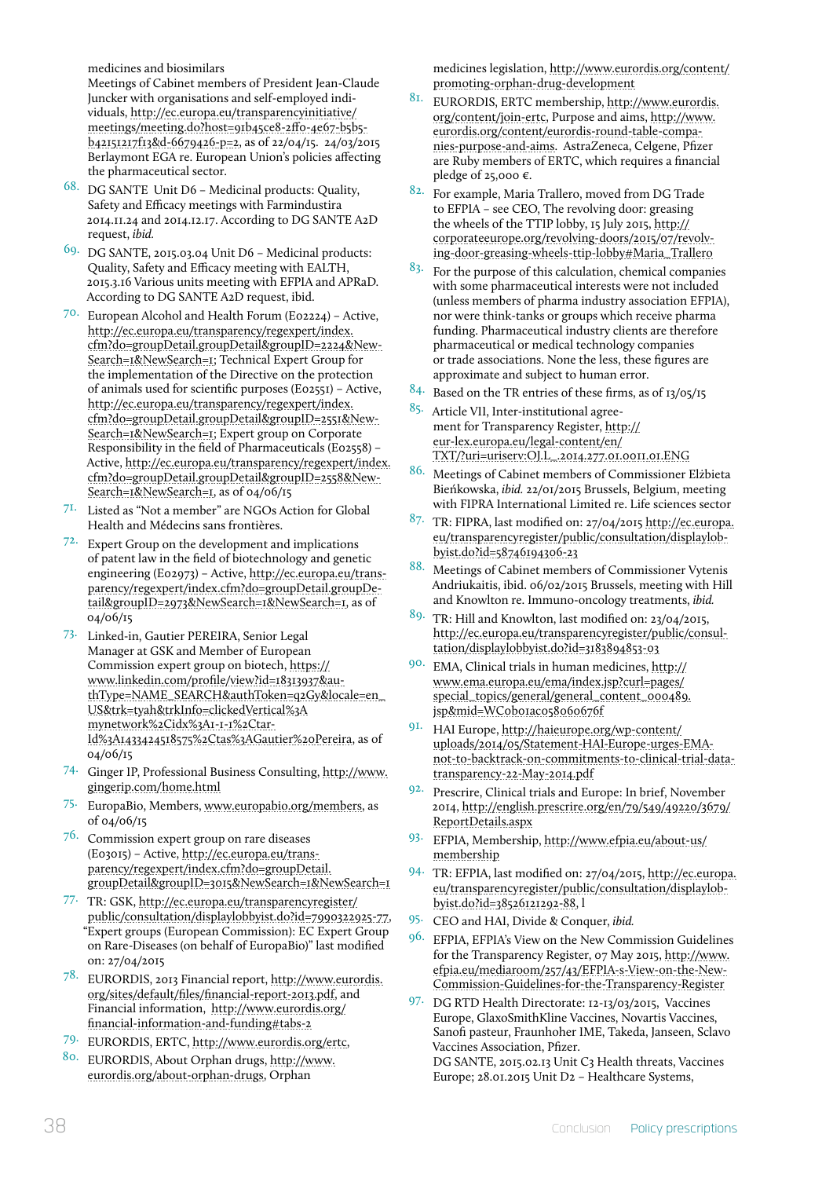medicines and biosimilars
Meetings of Cabinet members of President Jean-Claude Juncker with organisations and self-employed individuals, http://ec.europa.eu/transparencyinitiative/meetings/meeting.do?host=91b45ce8-2ff0-4e67-b5b5-b42151217f13&d-6679426-p=2, as of 22/04/15. 24/03/2015 Berlaymont EGA re. European Union's policies affecting the pharmaceutical sector.

68. DG SANTE Unit D6 – Medicinal products: Quality, Safety and Efficacy meetings with Farmindustira 2014.11.24 and 2014.12.17. According to DG SANTE A2D request, *ibid.*
69. DG SANTE, 2015.03.04 Unit D6 – Medicinal products: Quality, Safety and Efficacy meeting with EALTH, 2015.3.16 Various units meeting with EFPIA and APRaD. According to DG SANTE A2D request, ibid.
70. European Alcohol and Health Forum (E02224) – Active, http://ec.europa.eu/transparency/regexpert/index.cfm?do=groupDetail.groupDetail&groupID=2224&NewSearch=1&NewSearch=1; Technical Expert Group for the implementation of the Directive on the protection of animals used for scientific purposes (E02551) – Active, http://ec.europa.eu/transparency/regexpert/index.cfm?do=groupDetail.groupDetail&groupID=2551&NewSearch=1&NewSearch=1; Expert group on Corporate Responsibility in the field of Pharmaceuticals (E02558) – Active, http://ec.europa.eu/transparency/regexpert/index.cfm?do=groupDetail.groupDetail&groupID=2558&NewSearch=1&NewSearch=1, as of 04/06/15
71. Listed as "Not a member" are NGOs Action for Global Health and Médecins sans frontières.
72. Expert Group on the development and implications of patent law in the field of biotechnology and genetic engineering (E02973) – Active, http://ec.europa.eu/transparency/regexpert/index.cfm?do=groupDetail.groupDetail&groupID=2973&NewSearch=1&NewSearch=1, as of 04/06/15
73. Linked-in, Gautier PEREIRA, Senior Legal Manager at GSK and Member of European Commission expert group on biotech, https://www.linkedin.com/profile/view?id=18313937&authType=NAME_SEARCH&authToken=q2Gy&locale=en_US&trk=tyah&trkInfo=clickedVertical%3Amynetwork%2Cidx%3A1-1-1%2CtarId%3A1433424518575%2Ctas%3AGautier%20Pereira, as of 04/06/15
74. Ginger IP, Professional Business Consulting, http://www.gingerip.com/home.html
75. EuropaBio, Members, www.europabio.org/members, as of 04/06/15
76. Commission expert group on rare diseases (E03015) – Active, http://ec.europa.eu/transparency/regexpert/index.cfm?do=groupDetail.groupDetail&groupID=3015&NewSearch=1&NewSearch=1
77. TR: GSK, http://ec.europa.eu/transparencyregister/public/consultation/displaylobbyist.do?id=7990322925-77, "Expert groups (European Commission): EC Expert Group on Rare-Diseases (on behalf of EuropaBio)" last modified on: 27/04/2015
78. EURORDIS, 2013 Financial report, http://www.eurordis.org/sites/default/files/financial-report-2013.pdf, and Financial information, http://www.eurordis.org/financial-information-and-funding#tabs-2
79. EURORDIS, ERTC, http://www.eurordis.org/ertc,
80. EURORDIS, About Orphan drugs, http://www.eurordis.org/about-orphan-drugs, Orphan medicines legislation, http://www.eurordis.org/content/promoting-orphan-drug-development
81. EURORDIS, ERTC membership, http://www.eurordis.org/content/join-ertc, Purpose and aims, http://www.eurordis.org/content/eurordis-round-table-companies-purpose-and-aims. AstraZeneca, Celgene, Pfizer are Ruby members of ERTC, which requires a financial pledge of 25,000 €.
82. For example, Maria Trallero, moved from DG Trade to EFPIA – see CEO, The revolving door: greasing the wheels of the TTIP lobby, 15 July 2015, http://corporateeurope.org/revolving-doors/2015/07/revolving-door-greasing-wheels-ttip-lobby#Maria_Trallero
83. For the purpose of this calculation, chemical companies with some pharmaceutical interests were not included (unless members of pharma industry association EFPIA), nor were think-tanks or groups which receive pharma funding. Pharmaceutical industry clients are therefore pharmaceutical or medical technology companies or trade associations. None the less, these figures are approximate and subject to human error.
84. Based on the TR entries of these firms, as of 13/05/15
85. Article VII, Inter-institutional agreement for Transparency Register, http://eur-lex.europa.eu/legal-content/en/TXT/?uri=uriserv:OJ.L_.2014.277.01.0011.01.ENG
86. Meetings of Cabinet members of Commissioner Elżbieta Bieńkowska, *ibid.* 22/01/2015 Brussels, Belgium, meeting with FIPRA International Limited re. Life sciences sector
87. TR: FIPRA, last modified on: 27/04/2015 http://ec.europa.eu/transparencyregister/public/consultation/displaylobbyist.do?id=58746194306-23
88. Meetings of Cabinet members of Commissioner Vytenis Andriukaitis, ibid. 06/02/2015 Brussels, meeting with Hill and Knowlton re. Immuno-oncology treatments, *ibid.*
89. TR: Hill and Knowlton, last modified on: 23/04/2015, http://ec.europa.eu/transparencyregister/public/consultation/displaylobbyist.do?id=3183894853-03
90. EMA, Clinical trials in human medicines, http://www.ema.europa.eu/ema/index.jsp?curl=pages/special_topics/general/general_content_000489.jsp&mid=WC0b01ac058060676f
91. HAI Europe, http://haieurope.org/wp-content/uploads/2014/05/Statement-HAI-Europe-urges-EMA-not-to-backtrack-on-commitments-to-clinical-trial-data-transparency-22-May-2014.pdf
92. Prescrire, Clinical trials and Europe: In brief, November 2014, http://english.prescrire.org/en/79/549/49220/3679/ReportDetails.aspx
93. EFPIA, Membership, http://www.efpia.eu/about-us/membership
94. TR: EFPIA, last modified on: 27/04/2015, http://ec.europa.eu/transparencyregister/public/consultation/displaylobbyist.do?id=38526121292-88, l
95. CEO and HAI, Divide & Conquer, *ibid.*
96. EFPIA, EFPIA's View on the New Commission Guidelines for the Transparency Register, 07 May 2015, http://www.efpia.eu/mediaroom/257/43/EFPIA-s-View-on-the-New-Commission-Guidelines-for-the-Transparency-Register
97. DG RTD Health Directorate: 12-13/03/2015, Vaccines Europe, GlaxoSmithKline Vaccines, Novartis Vaccines, Sanofi pasteur, Fraunhoher IME, Takeda, Janseen, Sclavo Vaccines Association, Pfizer.
DG SANTE, 2015.02.13 Unit C3 Health threats, Vaccines Europe; 28.01.2015 Unit D2 – Healthcare Systems,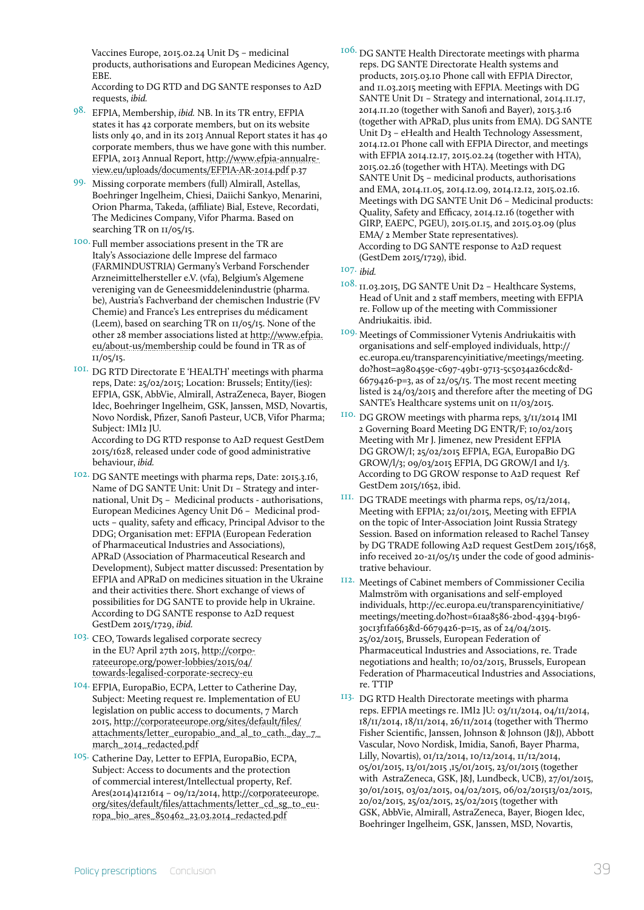Vaccines Europe, 2015.02.24 Unit D5 – medicinal products, authorisations and European Medicines Agency, EBE.
According to DG RTD and DG SANTE responses to A2D requests, *ibid.*

98. EFPIA, Membership, *ibid.* NB. In its TR entry, EFPIA states it has 42 corporate members, but on its website lists only 40, and in its 2013 Annual Report states it has 40 corporate members, thus we have gone with this number. EFPIA, 2013 Annual Report, http://www.efpia-annualreview.eu/uploads/documents/EFPIA-AR-2014.pdf p.37

99. Missing corporate members (full) Almirall, Astellas, Boehringer Ingelheim, Chiesi, Daiichi Sankyo, Menarini, Orion Pharma, Takeda, (affiliate) Bial, Esteve, Recordati, The Medicines Company, Vifor Pharma. Based on searching TR on 11/05/15.

100. Full member associations present in the TR are Italy's Associazione delle Imprese del farmaco (FARMINDUSTRIA) Germany's Verband Forschender Arzneimittelhersteller e.V. (vfa), Belgium's Algemene vereniging van de Geneesmiddelenindustrie (pharma.be), Austria's Fachverband der chemischen Industrie (FV Chemie) and France's Les entreprises du médicament (Leem), based on searching TR on 11/05/15. None of the other 28 member associations listed at http://www.efpia.eu/about-us/membership could be found in TR as of 11/05/15.

101. DG RTD Directorate E 'HEALTH' meetings with pharma reps, Date: 25/02/2015; Location: Brussels; Entity/(ies): EFPIA, GSK, AbbVie, Almirall, AstraZeneca, Bayer, Biogen Idec, Boehringer Ingelheim, GSK, Janssen, MSD, Novartis, Novo Nordisk, Pfizer, Sanofi Pasteur, UCB, Vifor Pharma; Subject: IMI2 JU.
According to DG RTD response to A2D request GestDem 2015/1628, released under code of good administrative behaviour, *ibid.*

102. DG SANTE meetings with pharma reps, Date: 2015.3.16, Name of DG SANTE Unit: Unit D1 – Strategy and international, Unit D5 – Medicinal products - authorisations, European Medicines Agency Unit D6 – Medicinal products – quality, safety and efficacy, Principal Advisor to the DDG; Organisation met: EFPIA (European Federation of Pharmaceutical Industries and Associations), APRaD (Association of Pharmaceutical Research and Development), Subject matter discussed: Presentation by EFPIA and APRaD on medicines situation in the Ukraine and their activities there. Short exchange of views of possibilities for DG SANTE to provide help in Ukraine.
According to DG SANTE response to A2D request GestDem 2015/1729, *ibid.*

103. CEO, Towards legalised corporate secrecy in the EU? April 27th 2015, http://corporateeurope.org/power-lobbies/2015/04/towards-legalised-corporate-secrecy-eu

104. EFPIA, EuropaBio, ECPA, Letter to Catherine Day, Subject: Meeting request re. Implementation of EU legislation on public access to documents, 7 March 2015, http://corporateeurope.org/sites/default/files/attachments/letter_europabio_and_al_to_cath._day_7_march_2014_redacted.pdf

105. Catherine Day, Letter to EFPIA, EuropaBio, ECPA, Subject: Access to documents and the protection of commercial interest/Intellectual property, Ref. Ares(2014)4121614 – 09/12/2014, http://corporateeurope.org/sites/default/files/attachments/letter_cd_sg_to_europa_bio_ares_850462_23.03.2014_redacted.pdf

106. DG SANTE Health Directorate meetings with pharma reps. DG SANTE Directorate Health systems and products, 2015.03.10 Phone call with EFPIA Director, and 11.03.2015 meeting with EFPIA. Meetings with DG SANTE Unit D1 – Strategy and international, 2014.11.17, 2014.11.20 (together with Sanofi and Bayer), 2015.3.16 (together with APRaD, plus units from EMA). DG SANTE Unit D3 – eHealth and Health Technology Assessment, 2014.12.01 Phone call with EFPIA Director, and meetings with EFPIA 2014.12.17, 2015.02.24 (together with HTA), 2015.02.26 (together with HTA). Meetings with DG SANTE Unit D5 – medicinal products, authorisations and EMA, 2014.11.05, 2014.12.09, 2014.12.12, 2015.02.16. Meetings with DG SANTE Unit D6 – Medicinal products: Quality, Safety and Efficacy, 2014.12.16 (together with GIRP, EAEPC, PGEU), 2015.01.15, and 2015.03.09 (plus EMA/ 2 Member State representatives).
According to DG SANTE response to A2D request (GestDem 2015/1729), ibid.

107. *ibid.*

108. 11.03.2015, DG SANTE Unit D2 – Healthcare Systems, Head of Unit and 2 staff members, meeting with EFPIA re. Follow up of the meeting with Commissioner Andriukaitis. ibid.

109. Meetings of Commissioner Vytenis Andriukaitis with organisations and self-employed individuals, http://ec.europa.eu/transparencyinitiative/meetings/meeting.do?host=a980459e-c697-49b1-9713-5c5034a26cdc&d-6679426-p=3, as of 22/05/15. The most recent meeting listed is 24/03/2015 and therefore after the meeting of DG SANTE's Healthcare systems unit on 11/03/2015.

110. DG GROW meetings with pharma reps, 3/11/2014 IMI 2 Governing Board Meeting DG ENTR/F; 10/02/2015 Meeting with Mr J. Jimenez, new President EFPIA DG GROW/I; 25/02/2015 EFPIA, EGA, EuropaBio DG GROW/I/3; 09/03/2015 EFPIA, DG GROW/I and I/3.
According to DG GROW response to A2D request Ref GestDem 2015/1652, ibid.

111. DG TRADE meetings with pharma reps, 05/12/2014, Meeting with EFPIA; 22/01/2015, Meeting with EFPIA on the topic of Inter-Association Joint Russia Strategy Session. Based on information released to Rachel Tansey by DG TRADE following A2D request GestDem 2015/1658, info received 20-21/05/15 under the code of good administrative behaviour.

112. Meetings of Cabinet members of Commissioner Cecilia Malmström with organisations and self-employed individuals, http://ec.europa.eu/transparencyinitiative/meetings/meeting.do?host=61aa8586-2bod-4394-b196-30c13f1fa663&d-6679426-p=15, as of 24/04/2015. 25/02/2015, Brussels, European Federation of Pharmaceutical Industries and Associations, re. Trade negotiations and health; 10/02/2015, Brussels, European Federation of Pharmaceutical Industries and Associations, re. TTIP

113. DG RTD Health Directorate meetings with pharma reps. EFPIA meetings re. IMI2 JU: 03/11/2014, 04/11/2014, 18/11/2014, 18/11/2014, 26/11/2014 (together with Thermo Fisher Scientific, Janssen, Johnson & Johnson (J&J), Abbott Vascular, Novo Nordisk, Imidia, Sanofi, Bayer Pharma, Lilly, Novartis), 01/12/2014, 10/12/2014, 11/12/2014, 05/01/2015, 13/01/2015 ,15/01/2015, 23/01/2015 (together with AstraZeneca, GSK, J&J, Lundbeck, UCB), 27/01/2015, 30/01/2015, 03/02/2015, 04/02/2015, 06/02/201513/02/2015, 20/02/2015, 25/02/2015, 25/02/2015 (together with GSK, AbbVie, Almirall, AstraZeneca, Bayer, Biogen Idec, Boehringer Ingelheim, GSK, Janssen, MSD, Novartis,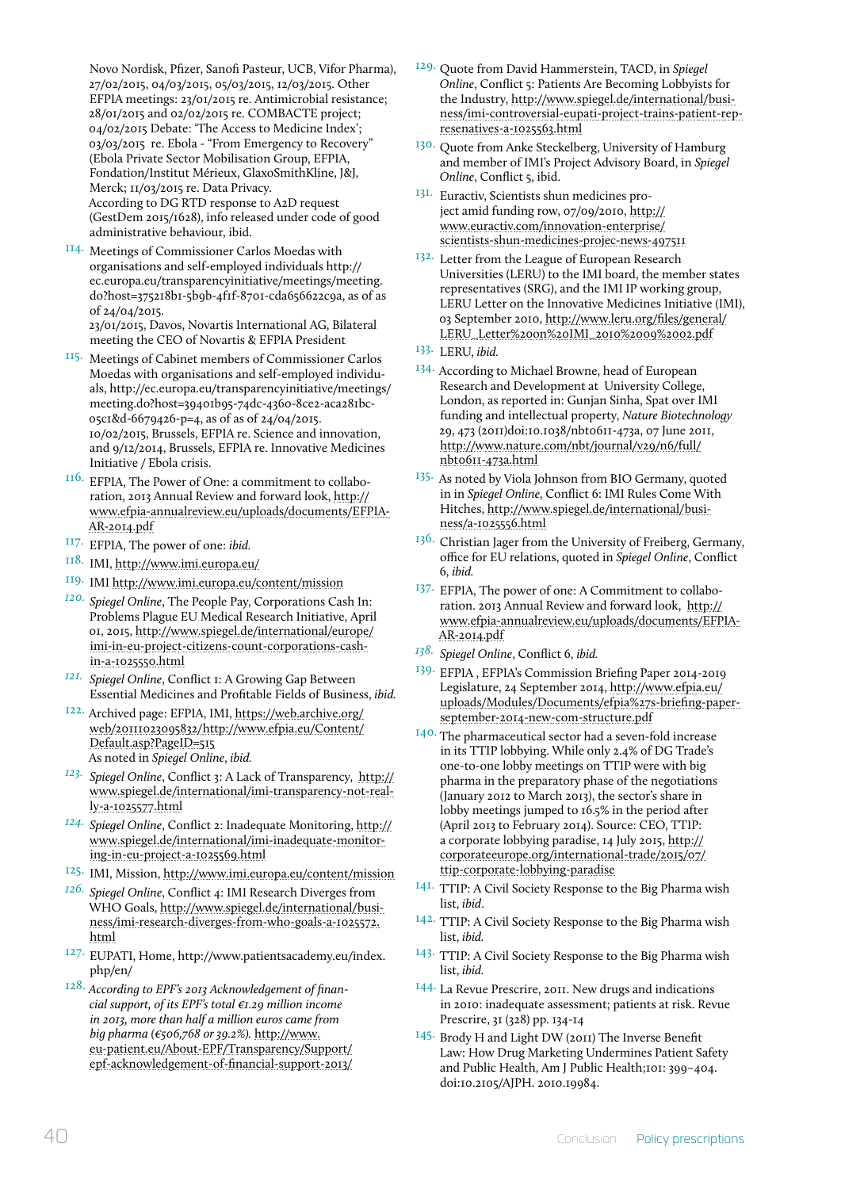Novo Nordisk, Pfizer, Sanofi Pasteur, UCB, Vifor Pharma), 27/02/2015, 04/03/2015, 05/03/2015, 12/03/2015. Other EFPIA meetings: 23/01/2015 re. Antimicrobial resistance; 28/01/2015 and 02/02/2015 re. COMBACTE project; 04/02/2015 Debate: 'The Access to Medicine Index'; 03/03/2015 re. Ebola - "From Emergency to Recovery" (Ebola Private Sector Mobilisation Group, EFPIA, Fondation/Institut Mérieux, GlaxoSmithKline, J&J, Merck; 11/03/2015 re. Data Privacy.
According to DG RTD response to A2D request (GestDem 2015/1628), info released under code of good administrative behaviour, ibid.

114. Meetings of Commissioner Carlos Moedas with organisations and self-employed individuals http://ec.europa.eu/transparencyinitiative/meetings/meeting.do?host=375218b1-5b9b-4f1f-8701-cda656622c9a, as of as of 24/04/2015.
23/01/2015, Davos, Novartis International AG, Bilateral meeting the CEO of Novartis & EFPIA President

115. Meetings of Cabinet members of Commissioner Carlos Moedas with organisations and self-employed individuals, http://ec.europa.eu/transparencyinitiative/meetings/meeting.do?host=39401b95-74dc-4360-8ce2-aca281bc-05c1&d-6679426-p=4, as of as of 24/04/2015.
10/02/2015, Brussels, EFPIA re. Science and innovation, and 9/12/2014, Brussels, EFPIA re. Innovative Medicines Initiative / Ebola crisis.

116. EFPIA, The Power of One: a commitment to collaboration, 2013 Annual Review and forward look, http://www.efpia-annualreview.eu/uploads/documents/EFPIA-AR-2014.pdf

117. EFPIA, The power of one: *ibid.*

118. IMI, http://www.imi.europa.eu/

119. IMI http://www.imi.europa.eu/content/mission

120. *Spiegel Online*, The People Pay, Corporations Cash In: Problems Plague EU Medical Research Initiative, April 01, 2015, http://www.spiegel.de/international/europe/imi-in-eu-project-citizens-count-corporations-cash-in-a-1025550.html

121. *Spiegel Online*, Conflict 1: A Growing Gap Between Essential Medicines and Profitable Fields of Business, *ibid.*

122. Archived page: EFPIA, IMI, https://web.archive.org/web/20111023095832/http://www.efpia.eu/Content/Default.asp?PageID=515
As noted in *Spiegel Online*, *ibid.*

123. *Spiegel Online*, Conflict 3: A Lack of Transparency, http://www.spiegel.de/international/imi-transparency-not-really-a-1025577.html

124. *Spiegel Online*, Conflict 2: Inadequate Monitoring, http://www.spiegel.de/international/imi-inadequate-monitoring-in-eu-project-a-1025569.html

125. IMI, Mission, http://www.imi.europa.eu/content/mission

126. *Spiegel Online*, Conflict 4: IMI Research Diverges from WHO Goals, http://www.spiegel.de/international/business/imi-research-diverges-from-who-goals-a-1025572.html

127. EUPATI, Home, http://www.patientsacademy.eu/index.php/en/

128. *According to EPF's 2013 Acknowledgement of financial support, of its EPF's total €1.29 million income in 2013, more than half a million euros came from big pharma (€506,768 or 39.2%).* http://www.eu-patient.eu/About-EPF/Transparency/Support/epf-acknowledgement-of-financial-support-2013/

129. Quote from David Hammerstein, TACD, in *Spiegel Online*, Conflict 5: Patients Are Becoming Lobbyists for the Industry, http://www.spiegel.de/international/business/imi-controversial-eupati-project-trains-patient-represenatives-a-1025563.html

130. Quote from Anke Steckelberg, University of Hamburg and member of IMI's Project Advisory Board, in *Spiegel Online*, Conflict 5, ibid.

131. Euractiv, Scientists shun medicines project amid funding row, 07/09/2010, http://www.euractiv.com/innovation-enterprise/scientists-shun-medicines-projec-news-497511

132. Letter from the League of European Research Universities (LERU) to the IMI board, the member states representatives (SRG), and the IMI IP working group, LERU Letter on the Innovative Medicines Initiative (IMI), 03 September 2010, http://www.leru.org/files/general/LERU_Letter%20on%20IMI_2010%2009%2002.pdf

133. LERU, *ibid.*

134. According to Michael Browne, head of European Research and Development at University College, London, as reported in: Gunjan Sinha, Spat over IMI funding and intellectual property, *Nature Biotechnology* 29, 473 (2011)doi:10.1038/nbt0611-473a, 07 June 2011, http://www.nature.com/nbt/journal/v29/n6/full/nbt0611-473a.html

135. As noted by Viola Johnson from BIO Germany, quoted in in *Spiegel Online*, Conflict 6: IMI Rules Come With Hitches, http://www.spiegel.de/international/business/a-1025556.html

136. Christian Jager from the University of Freiberg, Germany, office for EU relations, quoted in *Spiegel Online*, Conflict 6, *ibid.*

137. EFPIA, The power of one: A Commitment to collaboration. 2013 Annual Review and forward look, http://www.efpia-annualreview.eu/uploads/documents/EFPIA-AR-2014.pdf

138. *Spiegel Online*, Conflict 6, *ibid.*

139. EFPIA , EFPIA's Commission Briefing Paper 2014-2019 Legislature, 24 September 2014, http://www.efpia.eu/uploads/Modules/Documents/efpia%27s-briefing-paper-september-2014-new-com-structure.pdf

140. The pharmaceutical sector had a seven-fold increase in its TTIP lobbying. While only 2.4% of DG Trade's one-to-one lobby meetings on TTIP were with big pharma in the preparatory phase of the negotiations (January 2012 to March 2013), the sector's share in lobby meetings jumped to 16.5% in the period after (April 2013 to February 2014). Source: CEO, TTIP: a corporate lobbying paradise, 14 July 2015, http://corporateeurope.org/international-trade/2015/07/ttip-corporate-lobbying-paradise

141. TTIP: A Civil Society Response to the Big Pharma wish list, *ibid*.

142. TTIP: A Civil Society Response to the Big Pharma wish list, *ibid.*

143. TTIP: A Civil Society Response to the Big Pharma wish list, *ibid.*

144. La Revue Prescrire, 2011. New drugs and indications in 2010: inadequate assessment; patients at risk. Revue Prescrire, 31 (328) pp. 134-14

145. Brody H and Light DW (2011) The Inverse Benefit Law: How Drug Marketing Undermines Patient Safety and Public Health, Am J Public Health;101: 399–404. doi:10.2105/AJPH. 2010.19984.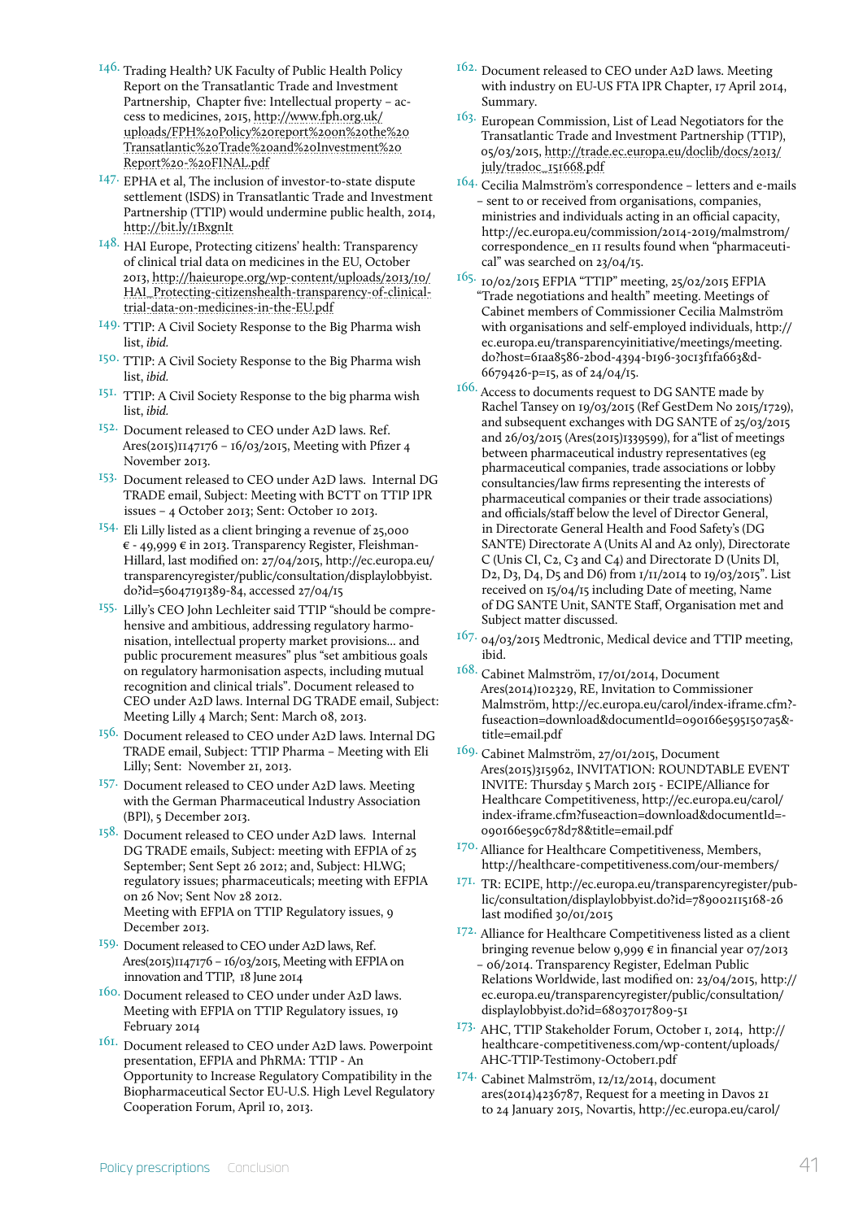146. Trading Health? UK Faculty of Public Health Policy Report on the Transatlantic Trade and Investment Partnership, Chapter five: Intellectual property – access to medicines, 2015, http://www.fph.org.uk/uploads/FPH%20Policy%20report%20on%20the%20Transatlantic%20Trade%20and%20Investment%20Report%20-%20FINAL.pdf

147. EPHA et al, The inclusion of investor-to-state dispute settlement (ISDS) in Transatlantic Trade and Investment Partnership (TTIP) would undermine public health, 2014, http://bit.ly/1BxgnIt

148. HAI Europe, Protecting citizens' health: Transparency of clinical trial data on medicines in the EU, October 2013, http://haieurope.org/wp-content/uploads/2013/10/HAI_Protecting-citizenshealth-transparency-of-clinical-trial-data-on-medicines-in-the-EU.pdf

149. TTIP: A Civil Society Response to the Big Pharma wish list, *ibid.*

150. TTIP: A Civil Society Response to the Big Pharma wish list, *ibid.*

151. TTIP: A Civil Society Response to the big pharma wish list, *ibid.*

152. Document released to CEO under A2D laws. Ref. Ares(2015)1147176 – 16/03/2015, Meeting with Pfizer 4 November 2013.

153. Document released to CEO under A2D laws. Internal DG TRADE email, Subject: Meeting with BCTT on TTIP IPR issues – 4 October 2013; Sent: October 10 2013.

154. Eli Lilly listed as a client bringing a revenue of 25,000 € - 49,999 € in 2013. Transparency Register, Fleishman-Hillard, last modified on: 27/04/2015, http://ec.europa.eu/transparencyregister/public/consultation/displaylobbyist.do?id=56047191389-84, accessed 27/04/15

155. Lilly's CEO John Lechleiter said TTIP "should be comprehensive and ambitious, addressing regulatory harmonisation, intellectual property market provisions... and public procurement measures" plus "set ambitious goals on regulatory harmonisation aspects, including mutual recognition and clinical trials". Document released to CEO under A2D laws. Internal DG TRADE email, Subject: Meeting Lilly 4 March; Sent: March 08, 2013.

156. Document released to CEO under A2D laws. Internal DG TRADE email, Subject: TTIP Pharma – Meeting with Eli Lilly; Sent: November 21, 2013.

157. Document released to CEO under A2D laws. Meeting with the German Pharmaceutical Industry Association (BPI), 5 December 2013.

158. Document released to CEO under A2D laws. Internal DG TRADE emails, Subject: Meeting with EFPIA of 25 September; Sent Sept 26 2012; and, Subject: HLWG; regulatory issues; pharmaceuticals; meeting with EFPIA on 26 Nov; Sent Nov 28 2012.
Meeting with EFPIA on TTIP Regulatory issues, 9 December 2013.

159. Document released to CEO under A2D laws, Ref. Ares(2015)1147176 – 16/03/2015, Meeting with EFPIA on innovation and TTIP, 18 June 2014

160. Document released to CEO under under A2D laws. Meeting with EFPIA on TTIP Regulatory issues, 19 February 2014

161. Document released to CEO under A2D laws. Powerpoint presentation, EFPIA and PhRMA: TTIP - An Opportunity to Increase Regulatory Compatibility in the Biopharmaceutical Sector EU-U.S. High Level Regulatory Cooperation Forum, April 10, 2013.

162. Document released to CEO under A2D laws. Meeting with industry on EU-US FTA IPR Chapter, 17 April 2014, Summary.

163. European Commission, List of Lead Negotiators for the Transatlantic Trade and Investment Partnership (TTIP), 05/03/2015, http://trade.ec.europa.eu/doclib/docs/2013/july/tradoc_151668.pdf

164. Cecilia Malmström's correspondence – letters and e-mails – sent to or received from organisations, companies, ministries and individuals acting in an official capacity, http://ec.europa.eu/commission/2014-2019/malmstrom/correspondence_en 11 results found when "pharmaceutical" was searched on 23/04/15.

165. 10/02/2015 EFPIA "TTIP" meeting, 25/02/2015 EFPIA "Trade negotiations and health" meeting. Meetings of Cabinet members of Commissioner Cecilia Malmström with organisations and self-employed individuals, http://ec.europa.eu/transparencyinitiative/meetings/meeting.do?host=61aa8586-2b0d-4394-b196-30c13f1fa663&d-6679426-p=15, as of 24/04/15.

166. Access to documents request to DG SANTE made by Rachel Tansey on 19/03/2015 (Ref GestDem No 2015/1729), and subsequent exchanges with DG SANTE of 25/03/2015 and 26/03/2015 (Ares(2015)1339599), for a"list of meetings between pharmaceutical industry representatives (eg pharmaceutical companies, trade associations or lobby consultancies/law firms representing the interests of pharmaceutical companies or their trade associations) and officials/staff below the level of Director General, in Directorate General Health and Food Safety's (DG SANTE) Directorate A (Units Al and A2 only), Directorate C (Unis Cl, C2, C3 and C4) and Directorate D (Units Dl, D2, D3, D4, D5 and D6) from 1/11/2014 to 19/03/2015". List received on 15/04/15 including Date of meeting, Name of DG SANTE Unit, SANTE Staff, Organisation met and Subject matter discussed.

167. 04/03/2015 Medtronic, Medical device and TTIP meeting, ibid.

168. Cabinet Malmström, 17/01/2014, Document Ares(2014)102329, RE, Invitation to Commissioner Malmström, http://ec.europa.eu/carol/index-iframe.cfm?fuseaction=download&documentId=090166e5951507a5&title=email.pdf

169. Cabinet Malmström, 27/01/2015, Document Ares(2015)315962, INVITATION: ROUNDTABLE EVENT INVITE: Thursday 5 March 2015 - ECIPE/Alliance for Healthcare Competitiveness, http://ec.europa.eu/carol/index-iframe.cfm?fuseaction=download&documentId=090166e59c678d78&title=email.pdf

170. Alliance for Healthcare Competitiveness, Members, http://healthcare-competitiveness.com/our-members/

171. TR: ECIPE, http://ec.europa.eu/transparencyregister/public/consultation/displaylobbyist.do?id=789002115168-26 last modified 30/01/2015

172. Alliance for Healthcare Competitiveness listed as a client bringing revenue below 9,999 € in financial year 07/2013 – 06/2014. Transparency Register, Edelman Public Relations Worldwide, last modified on: 23/04/2015, http://ec.europa.eu/transparencyregister/public/consultation/displaylobbyist.do?id=68037017809-51

173. AHC, TTIP Stakeholder Forum, October 1, 2014, http://healthcare-competitiveness.com/wp-content/uploads/AHC-TTIP-Testimony-October1.pdf

174. Cabinet Malmström, 12/12/2014, document ares(2014)4236787, Request for a meeting in Davos 21 to 24 January 2015, Novartis, http://ec.europa.eu/carol/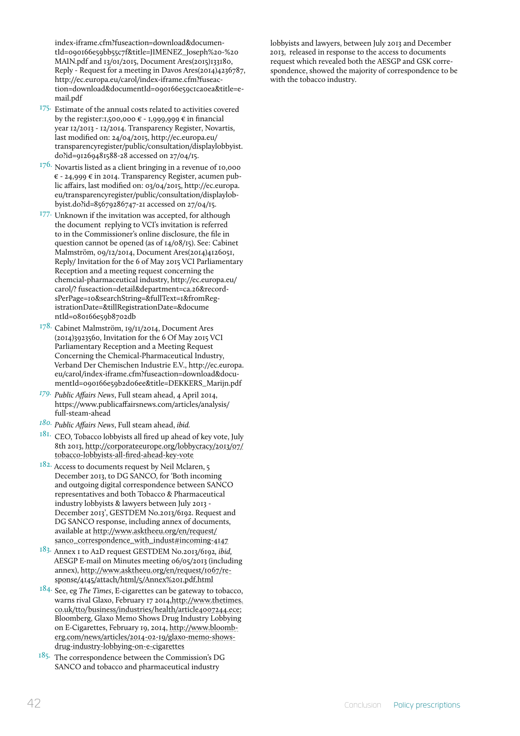index-iframe.cfm?fuseaction=download&documentId=090166e59bb55c7f&title=JIMENEZ_Joseph%20-%20MAIN.pdf and 13/01/2015, Document Ares(2015)133180, Reply - Request for a meeting in Davos Ares(2014)4236787, http://ec.europa.eu/carol/index-iframe.cfm?fuseaction=download&documentId=090166e59c1ca0ea&title=e-mail.pdf

175. Estimate of the annual costs related to activities covered by the register:1,500,000 € - 1,999,999 € in financial year 12/2013 - 12/2014. Transparency Register, Novartis, last modified on: 24/04/2015, http://ec.europa.eu/transparencyregister/public/consultation/displaylobbyist.do?id=91269481588-28 accessed on 27/04/15.

176. Novartis listed as a client bringing in a revenue of 10,000 € - 24,999 € in 2014. Transparency Register, acumen public affairs, last modified on: 03/04/2015, http://ec.europa.eu/transparencyregister/public/consultation/displaylobbyist.do?id=85679286747-21 accessed on 27/04/15.

177. Unknown if the invitation was accepted, for although the document replying to VCI's invitation is referred to in the Commissioner's online disclosure, the file in question cannot be opened (as of 14/08/15). See: Cabinet Malmström, 09/12/2014, Document Ares(2014)4126051, Reply/ Invitation for the 6 of May 2015 VCI Parliamentary Reception and a meeting request concerning the chemcial-pharmaceutical industry, http://ec.europa.eu/carol/? fuseaction=detail&department=ca.26&recordsPerPage=10&searchString=&fullText=1&fromRegistrationDate=&tillRegistrationDate=&documentId=080166e59b8702db

178. Cabinet Malmström, 19/11/2014, Document Ares (2014)3923560, Invitation for the 6 Of May 2015 VCI Parliamentary Reception and a Meeting Request Concerning the Chemical-Pharmaceutical Industry, Verband Der Chemischen Industrie E.V., http://ec.europa.eu/carol/index-iframe.cfm?fuseaction=download&documentId=090166e59b2d06ee&title=DEKKERS_Marijn.pdf

179. *Public Affairs News*, Full steam ahead, 4 April 2014, https://www.publicaffairsnews.com/articles/analysis/full-steam-ahead

180. *Public Affairs News*, Full steam ahead, *ibid.*

181. CEO, Tobacco lobbyists all fired up ahead of key vote, July 8th 2013, http://corporateeurope.org/lobbycracy/2013/07/tobacco-lobbyists-all-fired-ahead-key-vote

182. Access to documents request by Neil Mclaren, 5 December 2013, to DG SANCO, for 'Both incoming and outgoing digital correspondence between SANCO representatives and both Tobacco & Pharmaceutical industry lobbyists & lawyers between July 2013 - December 2013', GESTDEM No.2013/6192. Request and DG SANCO response, including annex of documents, available at http://www.asktheeu.org/en/request/sanco_correspondence_with_indust#incoming-4147

183. Annex 1 to A2D request GESTDEM No.2013/6192*, ibid,* AESGP E-mail on Minutes meeting 06/05/2013 (including annex), http://www.asktheeu.org/en/request/1067/response/4145/attach/html/5/Annex%201.pdf.html

184. See, eg *The Times*, E-cigarettes can be gateway to tobacco, warns rival Glaxo, February 17 2014,http://www.thetimes.co.uk/tto/business/industries/health/article4007244.ece; Bloomberg, Glaxo Memo Shows Drug Industry Lobbying on E-Cigarettes, February 19, 2014, http://www.bloomberg.com/news/articles/2014-02-19/glaxo-memo-shows-drug-industry-lobbying-on-e-cigarettes

185. The correspondence between the Commission's DG SANCO and tobacco and pharmaceutical industry lobbyists and lawyers, between July 2013 and December 2013, released in response to the access to documents request which revealed both the AESGP and GSK correspondence, showed the majority of correspondence to be with the tobacco industry.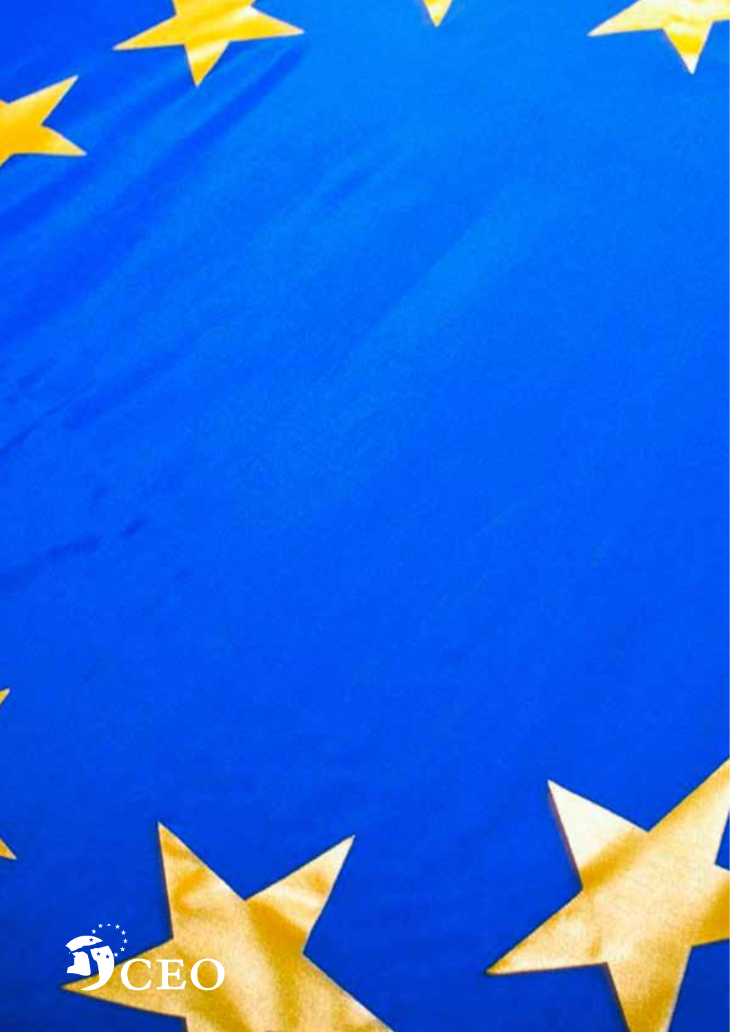CEO